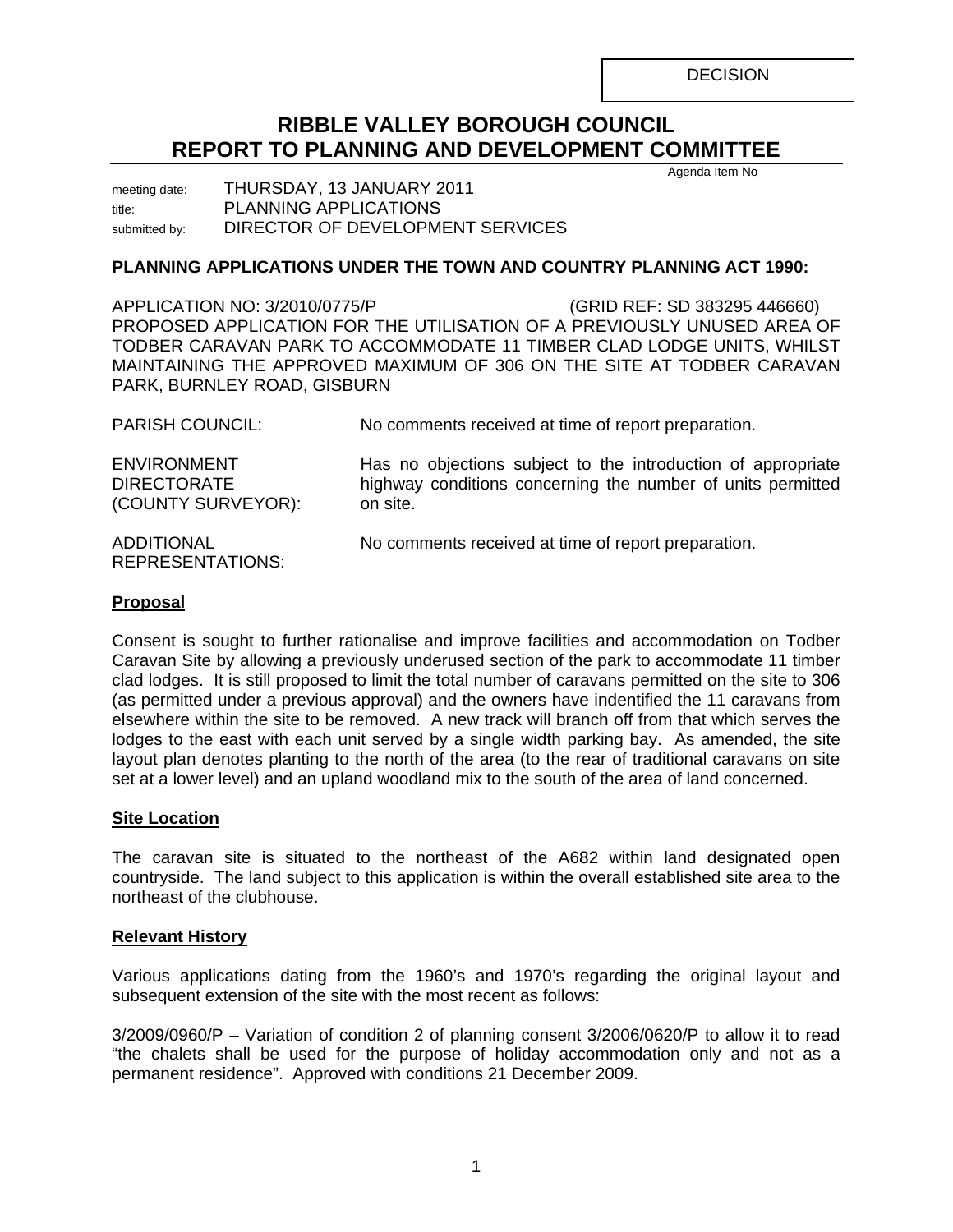DECISION

# RIBBLE VALLEY BOROUGH COUNCIL
# REPORT TO PLANNING AND DEVELOPMENT COMMITTEE

Agenda Item No

meeting date: THURSDAY, 13 JANUARY 2011
title: PLANNING APPLICATIONS
submitted by: DIRECTOR OF DEVELOPMENT SERVICES

## PLANNING APPLICATIONS UNDER THE TOWN AND COUNTRY PLANNING ACT 1990:

APPLICATION NO: 3/2010/0775/P (GRID REF: SD 383295 446660)
PROPOSED APPLICATION FOR THE UTILISATION OF A PREVIOUSLY UNUSED AREA OF TODBER CARAVAN PARK TO ACCOMMODATE 11 TIMBER CLAD LODGE UNITS, WHILST MAINTAINING THE APPROVED MAXIMUM OF 306 ON THE SITE AT TODBER CARAVAN PARK, BURNLEY ROAD, GISBURN

| | |
|---|---|
| PARISH COUNCIL: | No comments received at time of report preparation. |
| ENVIRONMENT DIRECTORATE (COUNTY SURVEYOR): | Has no objections subject to the introduction of appropriate highway conditions concerning the number of units permitted on site. |
| ADDITIONAL REPRESENTATIONS: | No comments received at time of report preparation. |

### Proposal

Consent is sought to further rationalise and improve facilities and accommodation on Todber Caravan Site by allowing a previously underused section of the park to accommodate 11 timber clad lodges. It is still proposed to limit the total number of caravans permitted on the site to 306 (as permitted under a previous approval) and the owners have indentified the 11 caravans from elsewhere within the site to be removed. A new track will branch off from that which serves the lodges to the east with each unit served by a single width parking bay. As amended, the site layout plan denotes planting to the north of the area (to the rear of traditional caravans on site set at a lower level) and an upland woodland mix to the south of the area of land concerned.

### Site Location

The caravan site is situated to the northeast of the A682 within land designated open countryside. The land subject to this application is within the overall established site area to the northeast of the clubhouse.

### Relevant History

Various applications dating from the 1960's and 1970's regarding the original layout and subsequent extension of the site with the most recent as follows:

3/2009/0960/P – Variation of condition 2 of planning consent 3/2006/0620/P to allow it to read "the chalets shall be used for the purpose of holiday accommodation only and not as a permanent residence". Approved with conditions 21 December 2009.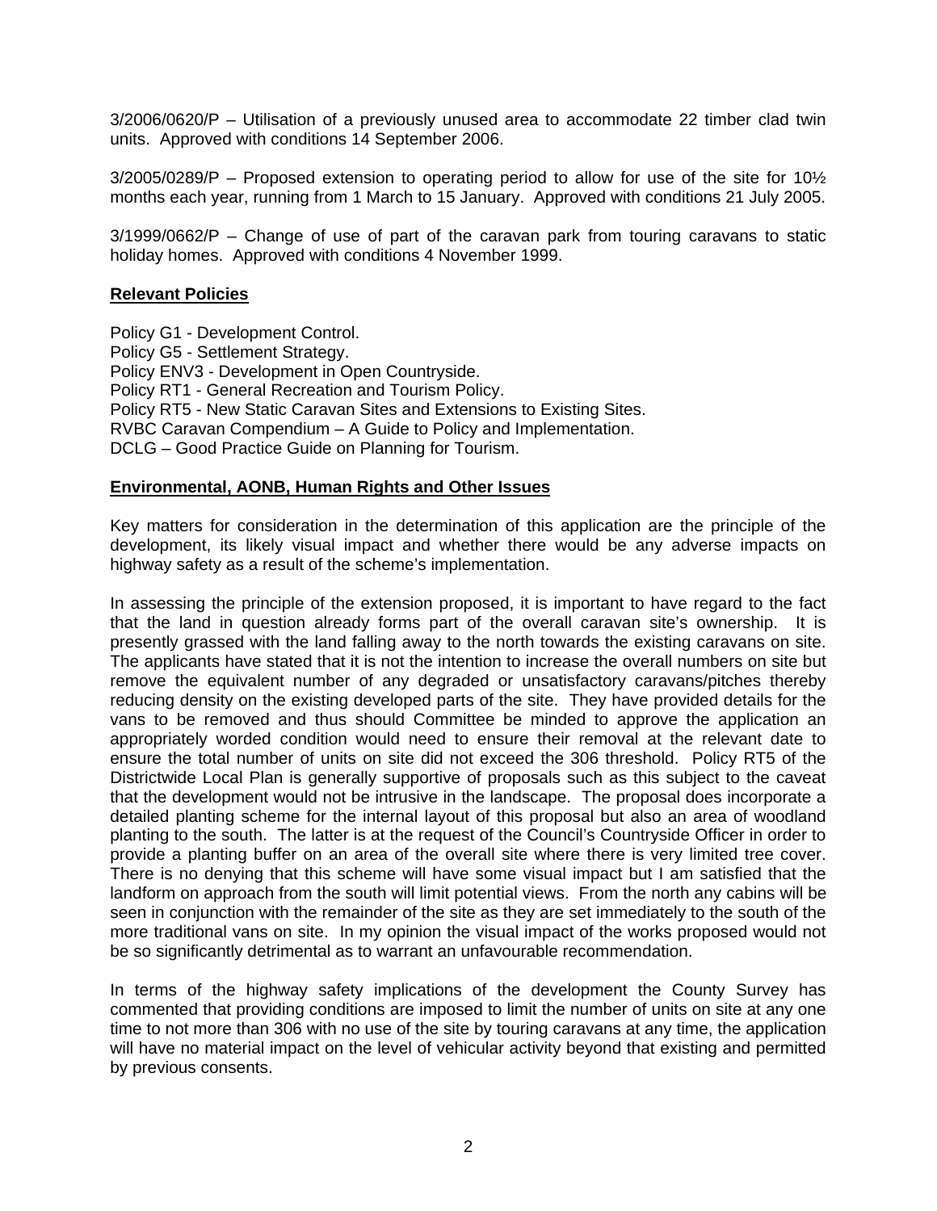3/2006/0620/P – Utilisation of a previously unused area to accommodate 22 timber clad twin units. Approved with conditions 14 September 2006.

3/2005/0289/P – Proposed extension to operating period to allow for use of the site for 10½ months each year, running from 1 March to 15 January. Approved with conditions 21 July 2005.

3/1999/0662/P – Change of use of part of the caravan park from touring caravans to static holiday homes. Approved with conditions 4 November 1999.

**Relevant Policies**

Policy G1 - Development Control.
Policy G5 - Settlement Strategy.
Policy ENV3 - Development in Open Countryside.
Policy RT1 - General Recreation and Tourism Policy.
Policy RT5 - New Static Caravan Sites and Extensions to Existing Sites.
RVBC Caravan Compendium – A Guide to Policy and Implementation.
DCLG – Good Practice Guide on Planning for Tourism.

**Environmental, AONB, Human Rights and Other Issues**

Key matters for consideration in the determination of this application are the principle of the development, its likely visual impact and whether there would be any adverse impacts on highway safety as a result of the scheme's implementation.

In assessing the principle of the extension proposed, it is important to have regard to the fact that the land in question already forms part of the overall caravan site's ownership. It is presently grassed with the land falling away to the north towards the existing caravans on site. The applicants have stated that it is not the intention to increase the overall numbers on site but remove the equivalent number of any degraded or unsatisfactory caravans/pitches thereby reducing density on the existing developed parts of the site. They have provided details for the vans to be removed and thus should Committee be minded to approve the application an appropriately worded condition would need to ensure their removal at the relevant date to ensure the total number of units on site did not exceed the 306 threshold. Policy RT5 of the Districtwide Local Plan is generally supportive of proposals such as this subject to the caveat that the development would not be intrusive in the landscape. The proposal does incorporate a detailed planting scheme for the internal layout of this proposal but also an area of woodland planting to the south. The latter is at the request of the Council's Countryside Officer in order to provide a planting buffer on an area of the overall site where there is very limited tree cover. There is no denying that this scheme will have some visual impact but I am satisfied that the landform on approach from the south will limit potential views. From the north any cabins will be seen in conjunction with the remainder of the site as they are set immediately to the south of the more traditional vans on site. In my opinion the visual impact of the works proposed would not be so significantly detrimental as to warrant an unfavourable recommendation.

In terms of the highway safety implications of the development the County Survey has commented that providing conditions are imposed to limit the number of units on site at any one time to not more than 306 with no use of the site by touring caravans at any time, the application will have no material impact on the level of vehicular activity beyond that existing and permitted by previous consents.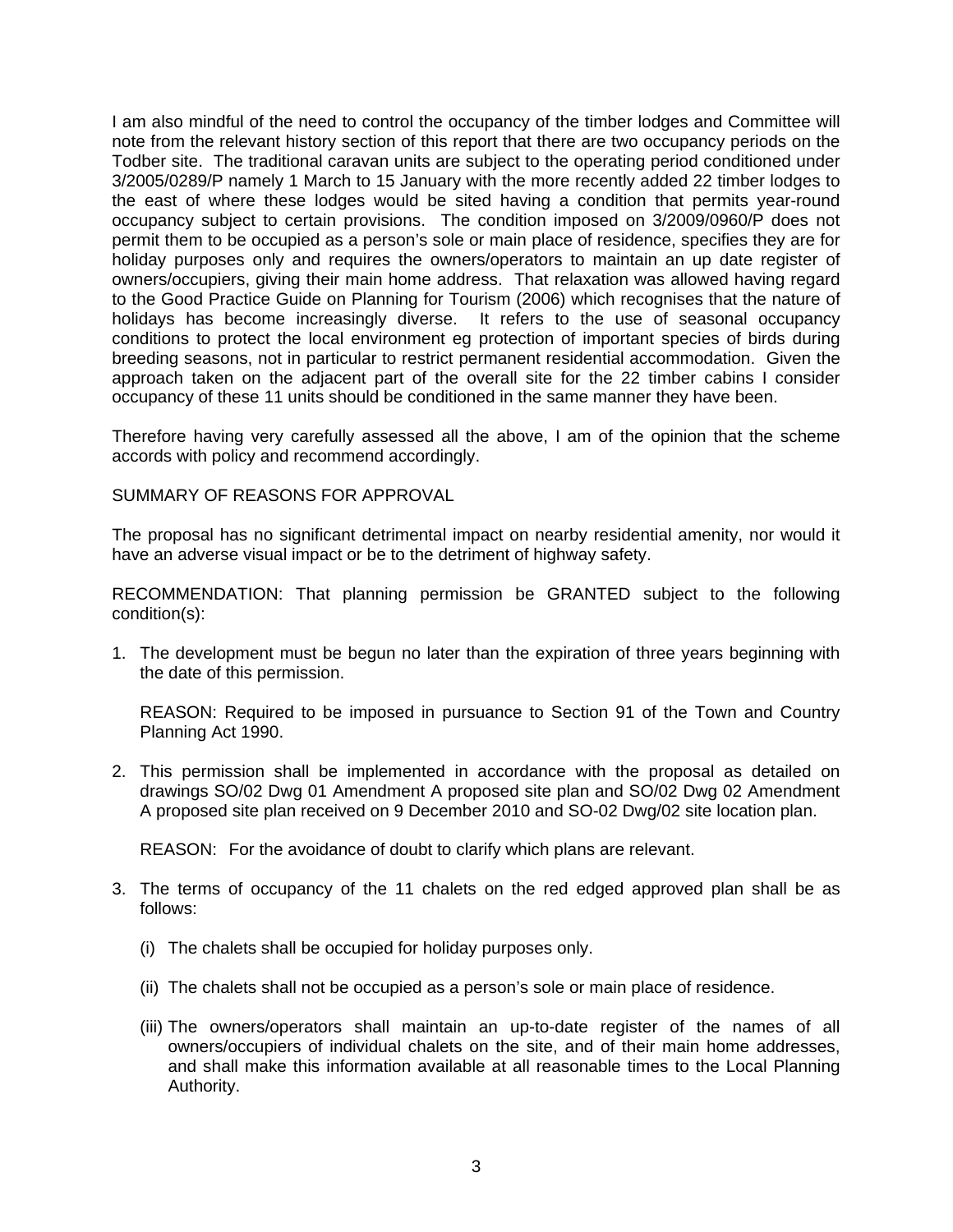I am also mindful of the need to control the occupancy of the timber lodges and Committee will note from the relevant history section of this report that there are two occupancy periods on the Todber site. The traditional caravan units are subject to the operating period conditioned under 3/2005/0289/P namely 1 March to 15 January with the more recently added 22 timber lodges to the east of where these lodges would be sited having a condition that permits year-round occupancy subject to certain provisions. The condition imposed on 3/2009/0960/P does not permit them to be occupied as a person's sole or main place of residence, specifies they are for holiday purposes only and requires the owners/operators to maintain an up date register of owners/occupiers, giving their main home address. That relaxation was allowed having regard to the Good Practice Guide on Planning for Tourism (2006) which recognises that the nature of holidays has become increasingly diverse. It refers to the use of seasonal occupancy conditions to protect the local environment eg protection of important species of birds during breeding seasons, not in particular to restrict permanent residential accommodation. Given the approach taken on the adjacent part of the overall site for the 22 timber cabins I consider occupancy of these 11 units should be conditioned in the same manner they have been.

Therefore having very carefully assessed all the above, I am of the opinion that the scheme accords with policy and recommend accordingly.

SUMMARY OF REASONS FOR APPROVAL

The proposal has no significant detrimental impact on nearby residential amenity, nor would it have an adverse visual impact or be to the detriment of highway safety.

RECOMMENDATION: That planning permission be GRANTED subject to the following condition(s):

1. The development must be begun no later than the expiration of three years beginning with the date of this permission.

   REASON: Required to be imposed in pursuance to Section 91 of the Town and Country Planning Act 1990.

2. This permission shall be implemented in accordance with the proposal as detailed on drawings SO/02 Dwg 01 Amendment A proposed site plan and SO/02 Dwg 02 Amendment A proposed site plan received on 9 December 2010 and SO-02 Dwg/02 site location plan.

   REASON: For the avoidance of doubt to clarify which plans are relevant.

3. The terms of occupancy of the 11 chalets on the red edged approved plan shall be as follows:

   (i) The chalets shall be occupied for holiday purposes only.

   (ii) The chalets shall not be occupied as a person's sole or main place of residence.

   (iii) The owners/operators shall maintain an up-to-date register of the names of all owners/occupiers of individual chalets on the site, and of their main home addresses, and shall make this information available at all reasonable times to the Local Planning Authority.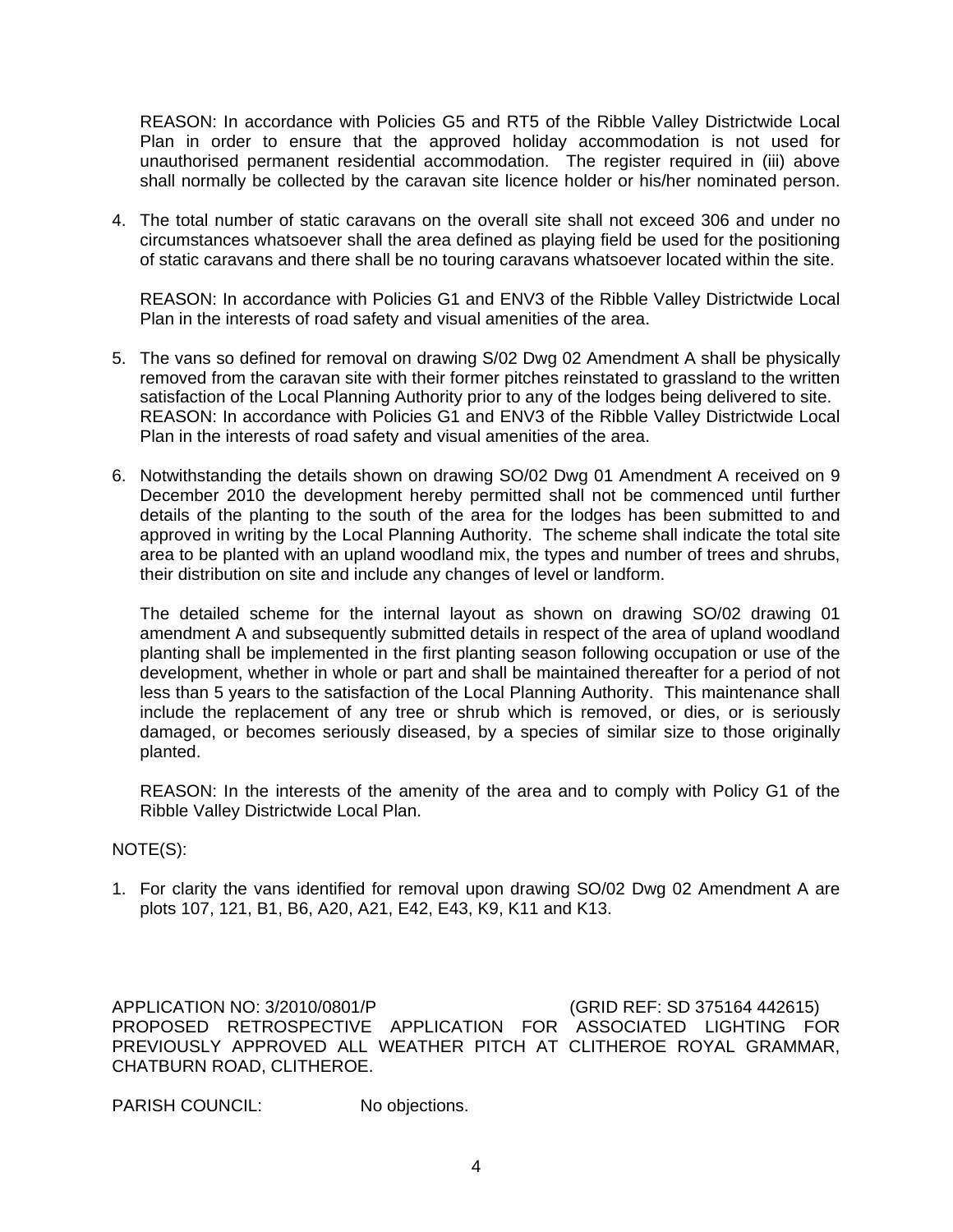REASON: In accordance with Policies G5 and RT5 of the Ribble Valley Districtwide Local Plan in order to ensure that the approved holiday accommodation is not used for unauthorised permanent residential accommodation. The register required in (iii) above shall normally be collected by the caravan site licence holder or his/her nominated person.

4. The total number of static caravans on the overall site shall not exceed 306 and under no circumstances whatsoever shall the area defined as playing field be used for the positioning of static caravans and there shall be no touring caravans whatsoever located within the site.

   REASON: In accordance with Policies G1 and ENV3 of the Ribble Valley Districtwide Local Plan in the interests of road safety and visual amenities of the area.

5. The vans so defined for removal on drawing S/02 Dwg 02 Amendment A shall be physically removed from the caravan site with their former pitches reinstated to grassland to the written satisfaction of the Local Planning Authority prior to any of the lodges being delivered to site.
   REASON: In accordance with Policies G1 and ENV3 of the Ribble Valley Districtwide Local Plan in the interests of road safety and visual amenities of the area.

6. Notwithstanding the details shown on drawing SO/02 Dwg 01 Amendment A received on 9 December 2010 the development hereby permitted shall not be commenced until further details of the planting to the south of the area for the lodges has been submitted to and approved in writing by the Local Planning Authority. The scheme shall indicate the total site area to be planted with an upland woodland mix, the types and number of trees and shrubs, their distribution on site and include any changes of level or landform.

   The detailed scheme for the internal layout as shown on drawing SO/02 drawing 01 amendment A and subsequently submitted details in respect of the area of upland woodland planting shall be implemented in the first planting season following occupation or use of the development, whether in whole or part and shall be maintained thereafter for a period of not less than 5 years to the satisfaction of the Local Planning Authority. This maintenance shall include the replacement of any tree or shrub which is removed, or dies, or is seriously damaged, or becomes seriously diseased, by a species of similar size to those originally planted.

   REASON: In the interests of the amenity of the area and to comply with Policy G1 of the Ribble Valley Districtwide Local Plan.

NOTE(S):

1. For clarity the vans identified for removal upon drawing SO/02 Dwg 02 Amendment A are plots 107, 121, B1, B6, A20, A21, E42, E43, K9, K11 and K13.

APPLICATION NO: 3/2010/0801/P (GRID REF: SD 375164 442615)
PROPOSED RETROSPECTIVE APPLICATION FOR ASSOCIATED LIGHTING FOR PREVIOUSLY APPROVED ALL WEATHER PITCH AT CLITHEROE ROYAL GRAMMAR, CHATBURN ROAD, CLITHEROE.

PARISH COUNCIL: No objections.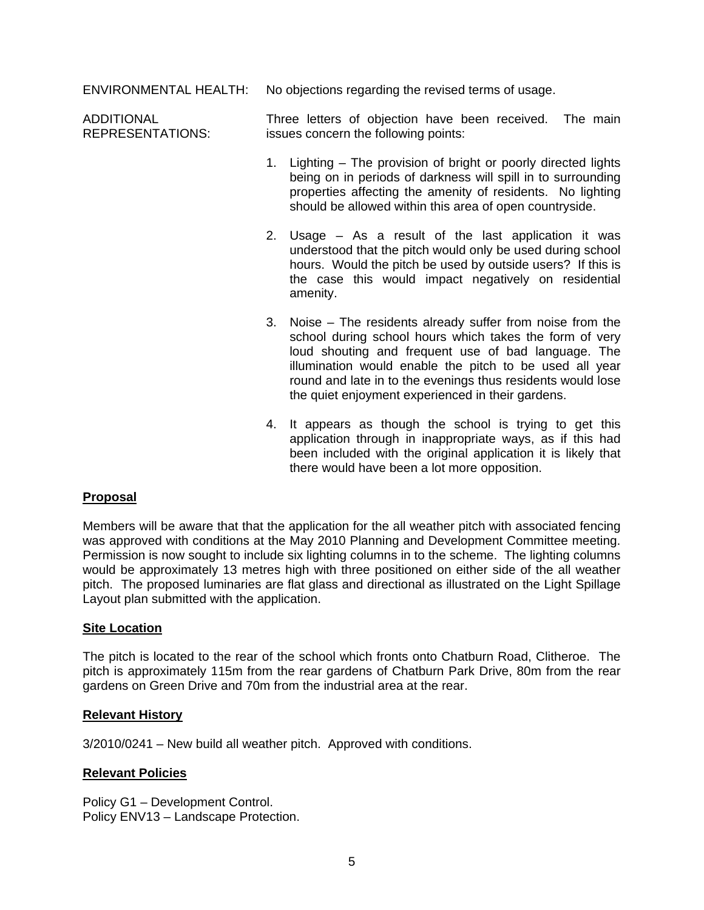ENVIRONMENTAL HEALTH: No objections regarding the revised terms of usage.

ADDITIONAL REPRESENTATIONS: Three letters of objection have been received. The main issues concern the following points:

1. Lighting – The provision of bright or poorly directed lights being on in periods of darkness will spill in to surrounding properties affecting the amenity of residents. No lighting should be allowed within this area of open countryside.

2. Usage – As a result of the last application it was understood that the pitch would only be used during school hours. Would the pitch be used by outside users? If this is the case this would impact negatively on residential amenity.

3. Noise – The residents already suffer from noise from the school during school hours which takes the form of very loud shouting and frequent use of bad language. The illumination would enable the pitch to be used all year round and late in to the evenings thus residents would lose the quiet enjoyment experienced in their gardens.

4. It appears as though the school is trying to get this application through in inappropriate ways, as if this had been included with the original application it is likely that there would have been a lot more opposition.

**Proposal**

Members will be aware that that the application for the all weather pitch with associated fencing was approved with conditions at the May 2010 Planning and Development Committee meeting. Permission is now sought to include six lighting columns in to the scheme. The lighting columns would be approximately 13 metres high with three positioned on either side of the all weather pitch. The proposed luminaries are flat glass and directional as illustrated on the Light Spillage Layout plan submitted with the application.

**Site Location**

The pitch is located to the rear of the school which fronts onto Chatburn Road, Clitheroe. The pitch is approximately 115m from the rear gardens of Chatburn Park Drive, 80m from the rear gardens on Green Drive and 70m from the industrial area at the rear.

**Relevant History**

3/2010/0241 – New build all weather pitch. Approved with conditions.

**Relevant Policies**

Policy G1 – Development Control.
Policy ENV13 – Landscape Protection.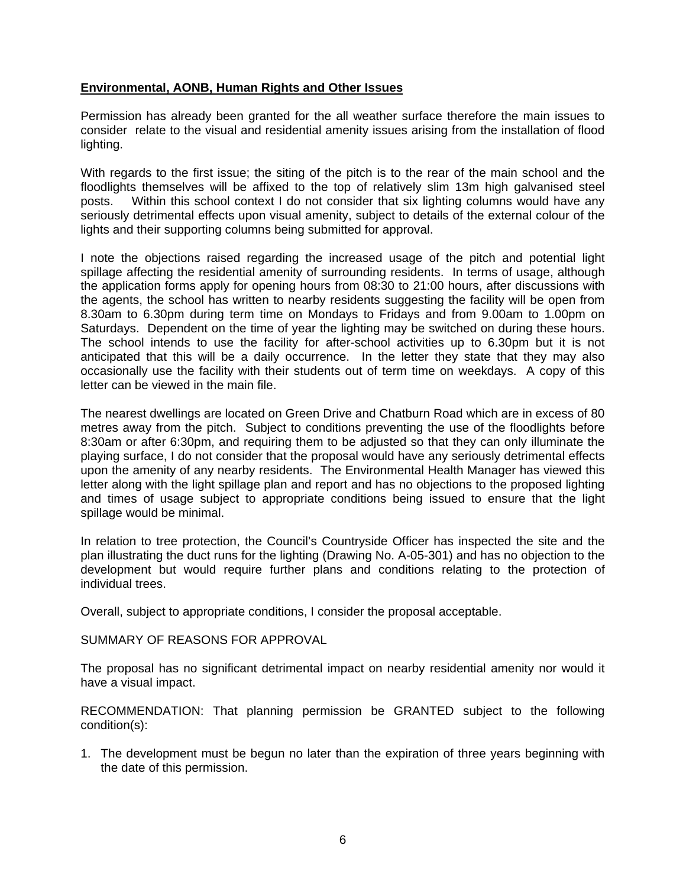**Environmental, AONB, Human Rights and Other Issues**

Permission has already been granted for the all weather surface therefore the main issues to consider relate to the visual and residential amenity issues arising from the installation of flood lighting.

With regards to the first issue; the siting of the pitch is to the rear of the main school and the floodlights themselves will be affixed to the top of relatively slim 13m high galvanised steel posts. Within this school context I do not consider that six lighting columns would have any seriously detrimental effects upon visual amenity, subject to details of the external colour of the lights and their supporting columns being submitted for approval.

I note the objections raised regarding the increased usage of the pitch and potential light spillage affecting the residential amenity of surrounding residents. In terms of usage, although the application forms apply for opening hours from 08:30 to 21:00 hours, after discussions with the agents, the school has written to nearby residents suggesting the facility will be open from 8.30am to 6.30pm during term time on Mondays to Fridays and from 9.00am to 1.00pm on Saturdays. Dependent on the time of year the lighting may be switched on during these hours. The school intends to use the facility for after-school activities up to 6.30pm but it is not anticipated that this will be a daily occurrence. In the letter they state that they may also occasionally use the facility with their students out of term time on weekdays. A copy of this letter can be viewed in the main file.

The nearest dwellings are located on Green Drive and Chatburn Road which are in excess of 80 metres away from the pitch. Subject to conditions preventing the use of the floodlights before 8:30am or after 6:30pm, and requiring them to be adjusted so that they can only illuminate the playing surface, I do not consider that the proposal would have any seriously detrimental effects upon the amenity of any nearby residents. The Environmental Health Manager has viewed this letter along with the light spillage plan and report and has no objections to the proposed lighting and times of usage subject to appropriate conditions being issued to ensure that the light spillage would be minimal.

In relation to tree protection, the Council's Countryside Officer has inspected the site and the plan illustrating the duct runs for the lighting (Drawing No. A-05-301) and has no objection to the development but would require further plans and conditions relating to the protection of individual trees.

Overall, subject to appropriate conditions, I consider the proposal acceptable.

SUMMARY OF REASONS FOR APPROVAL

The proposal has no significant detrimental impact on nearby residential amenity nor would it have a visual impact.

RECOMMENDATION: That planning permission be GRANTED subject to the following condition(s):

1. The development must be begun no later than the expiration of three years beginning with the date of this permission.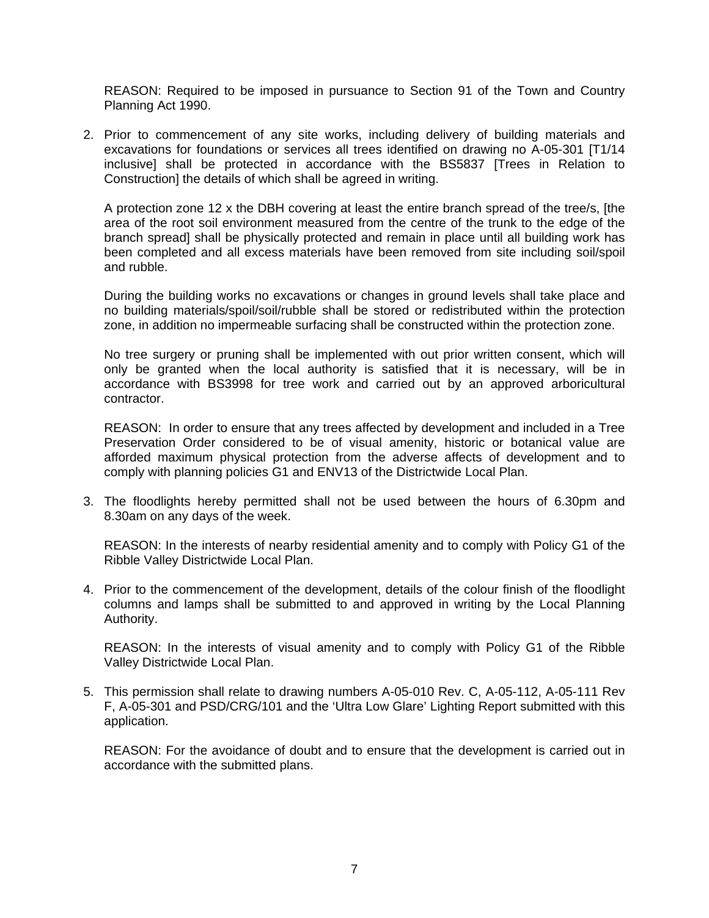REASON: Required to be imposed in pursuance to Section 91 of the Town and Country Planning Act 1990.

2. Prior to commencement of any site works, including delivery of building materials and excavations for foundations or services all trees identified on drawing no A-05-301 [T1/14 inclusive] shall be protected in accordance with the BS5837 [Trees in Relation to Construction] the details of which shall be agreed in writing.

   A protection zone 12 x the DBH covering at least the entire branch spread of the tree/s, [the area of the root soil environment measured from the centre of the trunk to the edge of the branch spread] shall be physically protected and remain in place until all building work has been completed and all excess materials have been removed from site including soil/spoil and rubble.

   During the building works no excavations or changes in ground levels shall take place and no building materials/spoil/soil/rubble shall be stored or redistributed within the protection zone, in addition no impermeable surfacing shall be constructed within the protection zone.

   No tree surgery or pruning shall be implemented with out prior written consent, which will only be granted when the local authority is satisfied that it is necessary, will be in accordance with BS3998 for tree work and carried out by an approved arboricultural contractor.

   REASON: In order to ensure that any trees affected by development and included in a Tree Preservation Order considered to be of visual amenity, historic or botanical value are afforded maximum physical protection from the adverse affects of development and to comply with planning policies G1 and ENV13 of the Districtwide Local Plan.

3. The floodlights hereby permitted shall not be used between the hours of 6.30pm and 8.30am on any days of the week.

   REASON: In the interests of nearby residential amenity and to comply with Policy G1 of the Ribble Valley Districtwide Local Plan.

4. Prior to the commencement of the development, details of the colour finish of the floodlight columns and lamps shall be submitted to and approved in writing by the Local Planning Authority.

   REASON: In the interests of visual amenity and to comply with Policy G1 of the Ribble Valley Districtwide Local Plan.

5. This permission shall relate to drawing numbers A-05-010 Rev. C, A-05-112, A-05-111 Rev F, A-05-301 and PSD/CRG/101 and the 'Ultra Low Glare' Lighting Report submitted with this application.

   REASON: For the avoidance of doubt and to ensure that the development is carried out in accordance with the submitted plans.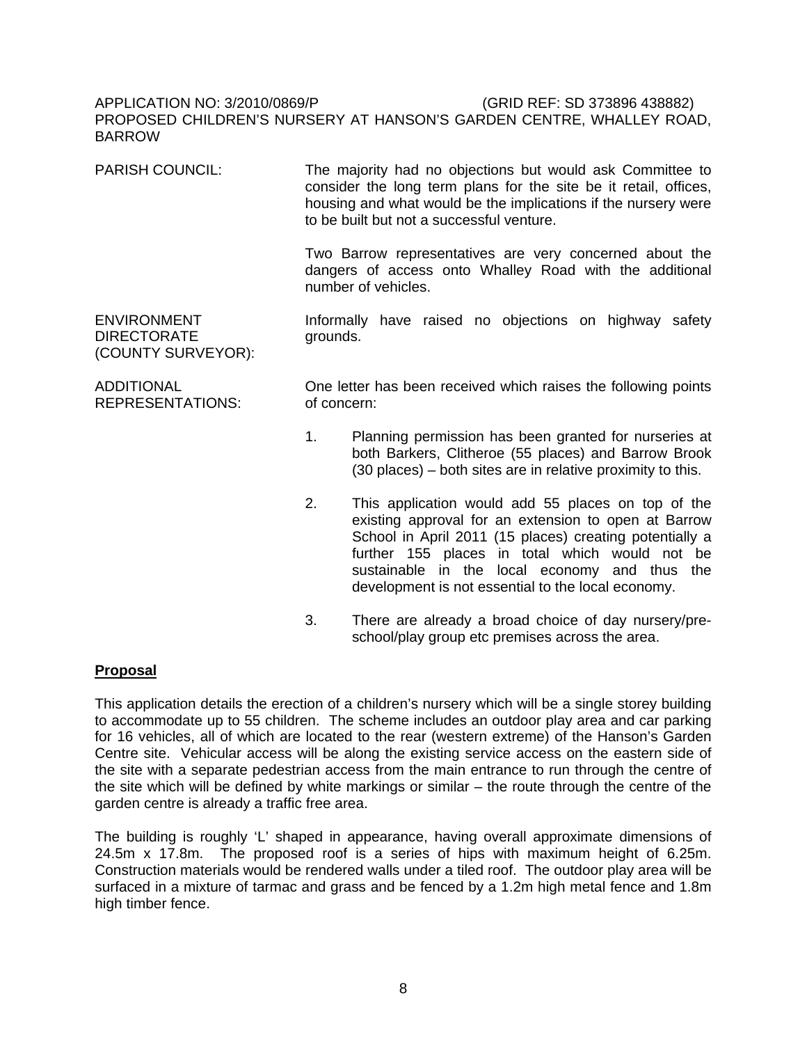APPLICATION NO: 3/2010/0869/P (GRID REF: SD 373896 438882)
PROPOSED CHILDREN'S NURSERY AT HANSON'S GARDEN CENTRE, WHALLEY ROAD, BARROW

| | |
|---|---|
| PARISH COUNCIL: | The majority had no objections but would ask Committee to consider the long term plans for the site be it retail, offices, housing and what would be the implications if the nursery were to be built but not a successful venture.<br><br>Two Barrow representatives are very concerned about the dangers of access onto Whalley Road with the additional number of vehicles. |
| ENVIRONMENT DIRECTORATE (COUNTY SURVEYOR): | Informally have raised no objections on highway safety grounds. |
| ADDITIONAL REPRESENTATIONS: | One letter has been received which raises the following points of concern: |

1. Planning permission has been granted for nurseries at both Barkers, Clitheroe (55 places) and Barrow Brook (30 places) – both sites are in relative proximity to this.
2. This application would add 55 places on top of the existing approval for an extension to open at Barrow School in April 2011 (15 places) creating potentially a further 155 places in total which would not be sustainable in the local economy and thus the development is not essential to the local economy.
3. There are already a broad choice of day nursery/pre-school/play group etc premises across the area.

**Proposal**

This application details the erection of a children's nursery which will be a single storey building to accommodate up to 55 children. The scheme includes an outdoor play area and car parking for 16 vehicles, all of which are located to the rear (western extreme) of the Hanson's Garden Centre site. Vehicular access will be along the existing service access on the eastern side of the site with a separate pedestrian access from the main entrance to run through the centre of the site which will be defined by white markings or similar – the route through the centre of the garden centre is already a traffic free area.

The building is roughly 'L' shaped in appearance, having overall approximate dimensions of 24.5m x 17.8m. The proposed roof is a series of hips with maximum height of 6.25m. Construction materials would be rendered walls under a tiled roof. The outdoor play area will be surfaced in a mixture of tarmac and grass and be fenced by a 1.2m high metal fence and 1.8m high timber fence.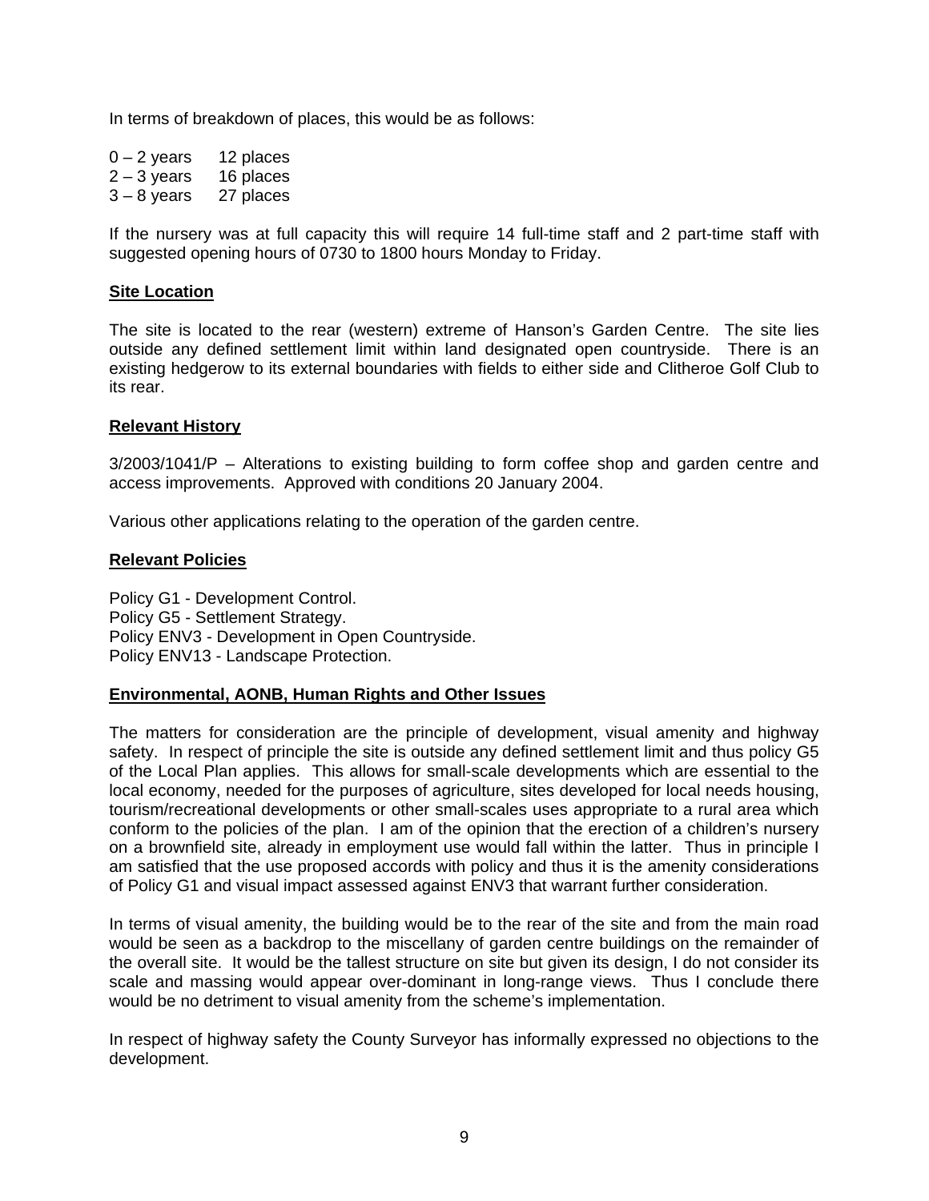In terms of breakdown of places, this would be as follows:

0 – 2 years 12 places
2 – 3 years 16 places
3 – 8 years 27 places

If the nursery was at full capacity this will require 14 full-time staff and 2 part-time staff with suggested opening hours of 0730 to 1800 hours Monday to Friday.

**Site Location**

The site is located to the rear (western) extreme of Hanson's Garden Centre. The site lies outside any defined settlement limit within land designated open countryside. There is an existing hedgerow to its external boundaries with fields to either side and Clitheroe Golf Club to its rear.

**Relevant History**

3/2003/1041/P – Alterations to existing building to form coffee shop and garden centre and access improvements. Approved with conditions 20 January 2004.

Various other applications relating to the operation of the garden centre.

**Relevant Policies**

Policy G1 - Development Control.
Policy G5 - Settlement Strategy.
Policy ENV3 - Development in Open Countryside.
Policy ENV13 - Landscape Protection.

**Environmental, AONB, Human Rights and Other Issues**

The matters for consideration are the principle of development, visual amenity and highway safety. In respect of principle the site is outside any defined settlement limit and thus policy G5 of the Local Plan applies. This allows for small-scale developments which are essential to the local economy, needed for the purposes of agriculture, sites developed for local needs housing, tourism/recreational developments or other small-scales uses appropriate to a rural area which conform to the policies of the plan. I am of the opinion that the erection of a children's nursery on a brownfield site, already in employment use would fall within the latter. Thus in principle I am satisfied that the use proposed accords with policy and thus it is the amenity considerations of Policy G1 and visual impact assessed against ENV3 that warrant further consideration.

In terms of visual amenity, the building would be to the rear of the site and from the main road would be seen as a backdrop to the miscellany of garden centre buildings on the remainder of the overall site. It would be the tallest structure on site but given its design, I do not consider its scale and massing would appear over-dominant in long-range views. Thus I conclude there would be no detriment to visual amenity from the scheme's implementation.

In respect of highway safety the County Surveyor has informally expressed no objections to the development.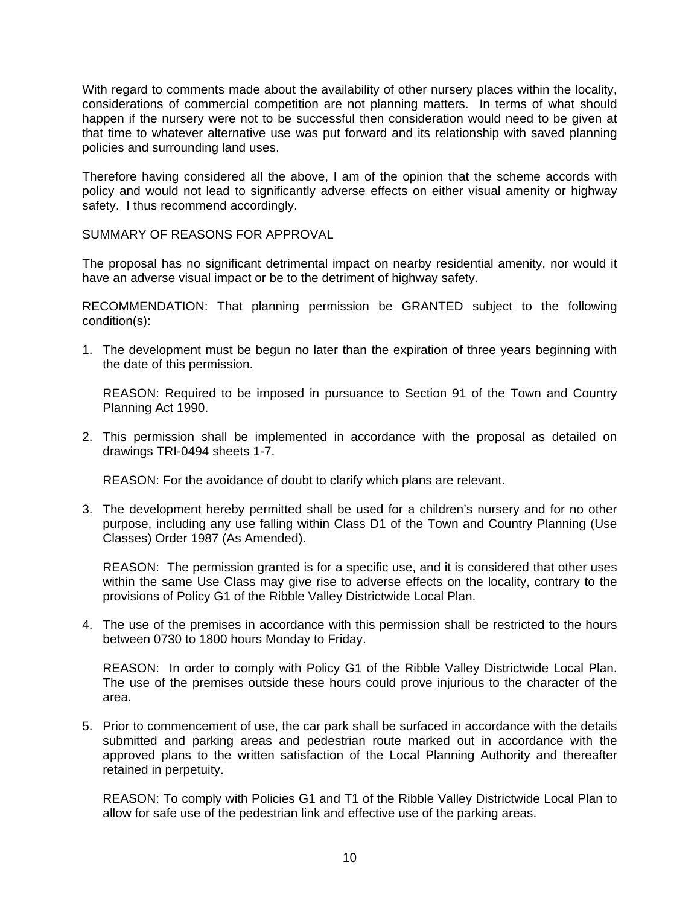With regard to comments made about the availability of other nursery places within the locality, considerations of commercial competition are not planning matters. In terms of what should happen if the nursery were not to be successful then consideration would need to be given at that time to whatever alternative use was put forward and its relationship with saved planning policies and surrounding land uses.

Therefore having considered all the above, I am of the opinion that the scheme accords with policy and would not lead to significantly adverse effects on either visual amenity or highway safety. I thus recommend accordingly.

SUMMARY OF REASONS FOR APPROVAL

The proposal has no significant detrimental impact on nearby residential amenity, nor would it have an adverse visual impact or be to the detriment of highway safety.

RECOMMENDATION: That planning permission be GRANTED subject to the following condition(s):

1. The development must be begun no later than the expiration of three years beginning with the date of this permission.

   REASON: Required to be imposed in pursuance to Section 91 of the Town and Country Planning Act 1990.

2. This permission shall be implemented in accordance with the proposal as detailed on drawings TRI-0494 sheets 1-7.

   REASON: For the avoidance of doubt to clarify which plans are relevant.

3. The development hereby permitted shall be used for a children's nursery and for no other purpose, including any use falling within Class D1 of the Town and Country Planning (Use Classes) Order 1987 (As Amended).

   REASON: The permission granted is for a specific use, and it is considered that other uses within the same Use Class may give rise to adverse effects on the locality, contrary to the provisions of Policy G1 of the Ribble Valley Districtwide Local Plan.

4. The use of the premises in accordance with this permission shall be restricted to the hours between 0730 to 1800 hours Monday to Friday.

   REASON: In order to comply with Policy G1 of the Ribble Valley Districtwide Local Plan. The use of the premises outside these hours could prove injurious to the character of the area.

5. Prior to commencement of use, the car park shall be surfaced in accordance with the details submitted and parking areas and pedestrian route marked out in accordance with the approved plans to the written satisfaction of the Local Planning Authority and thereafter retained in perpetuity.

   REASON: To comply with Policies G1 and T1 of the Ribble Valley Districtwide Local Plan to allow for safe use of the pedestrian link and effective use of the parking areas.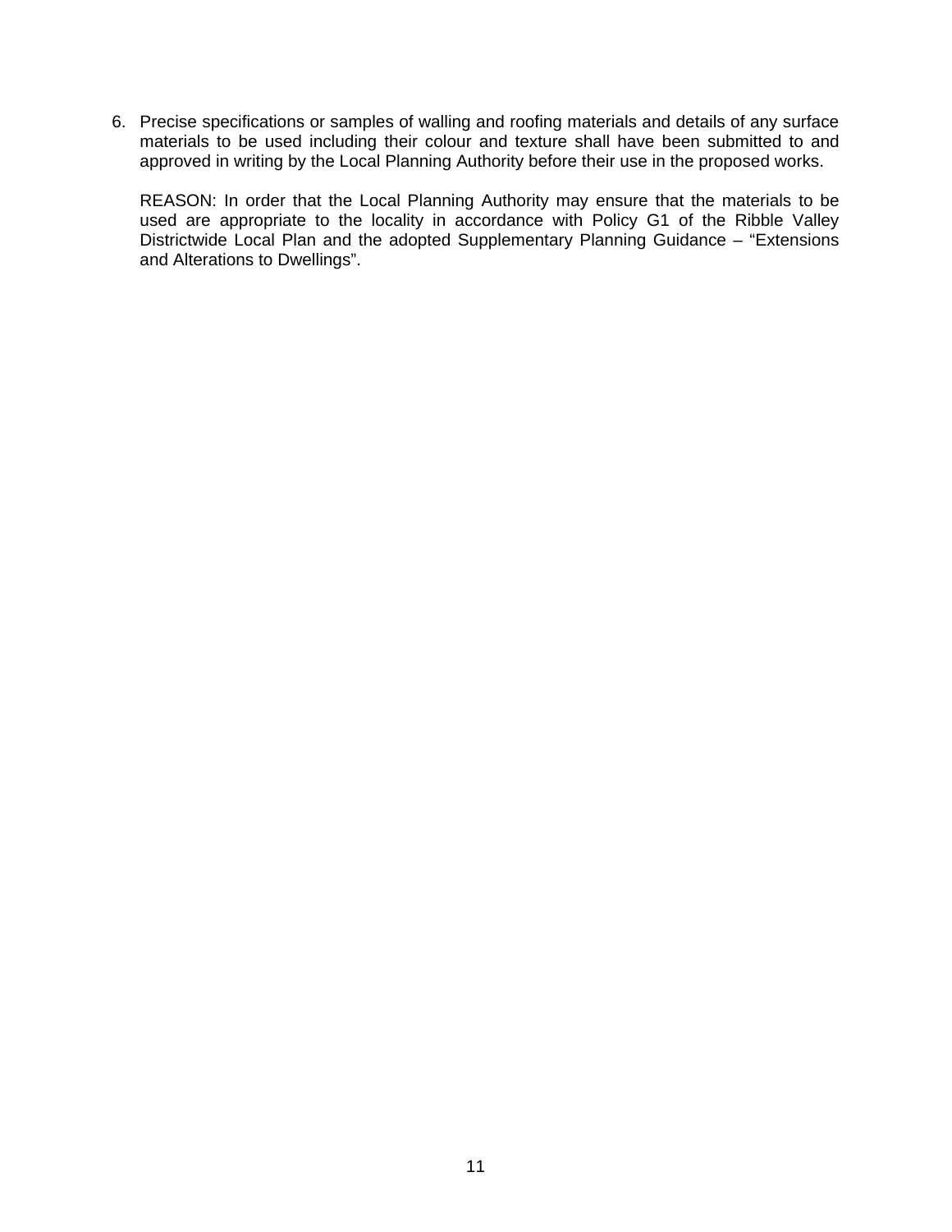6. Precise specifications or samples of walling and roofing materials and details of any surface materials to be used including their colour and texture shall have been submitted to and approved in writing by the Local Planning Authority before their use in the proposed works.

   REASON: In order that the Local Planning Authority may ensure that the materials to be used are appropriate to the locality in accordance with Policy G1 of the Ribble Valley Districtwide Local Plan and the adopted Supplementary Planning Guidance – "Extensions and Alterations to Dwellings".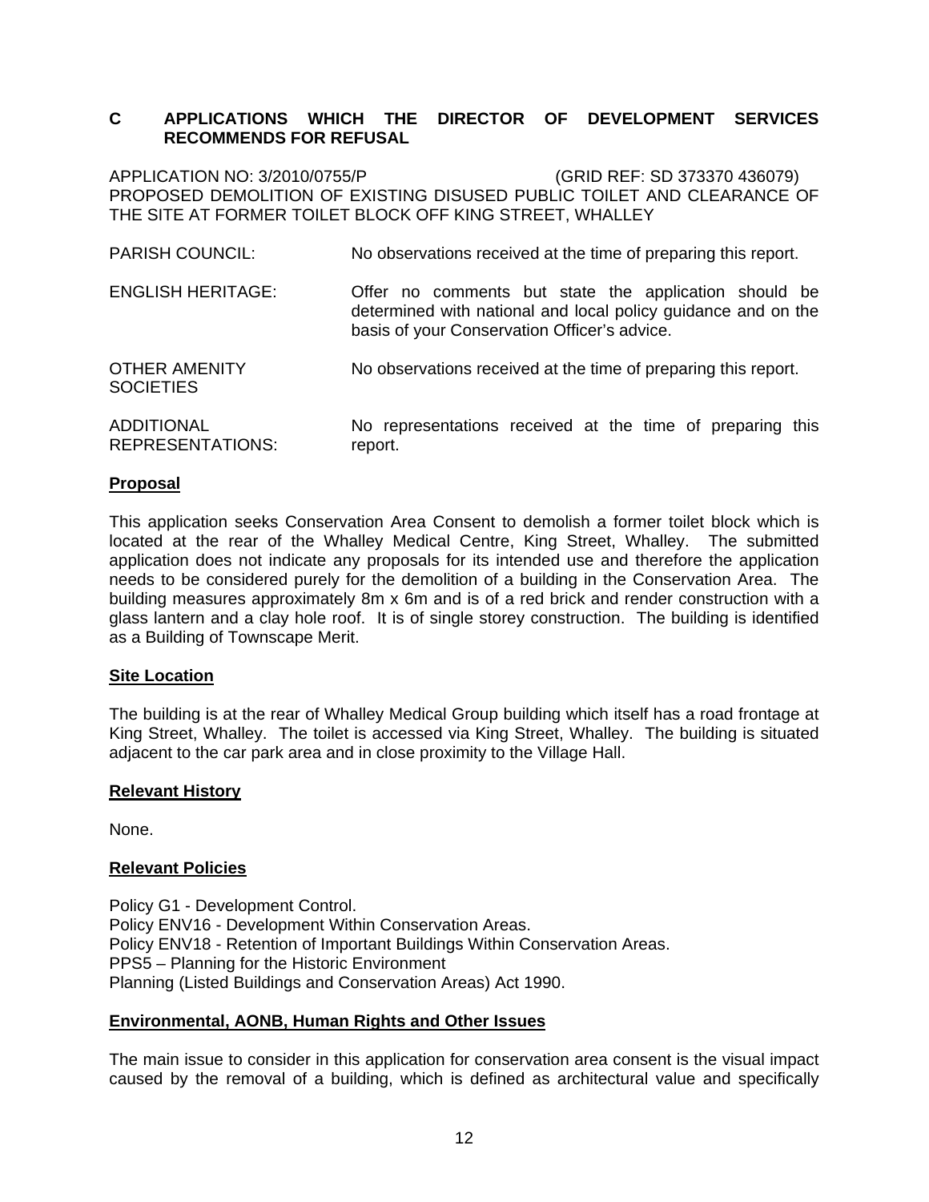## C APPLICATIONS WHICH THE DIRECTOR OF DEVELOPMENT SERVICES RECOMMENDS FOR REFUSAL

APPLICATION NO: 3/2010/0755/P (GRID REF: SD 373370 436079)
PROPOSED DEMOLITION OF EXISTING DISUSED PUBLIC TOILET AND CLEARANCE OF THE SITE AT FORMER TOILET BLOCK OFF KING STREET, WHALLEY

| | |
|---|---|
| PARISH COUNCIL: | No observations received at the time of preparing this report. |
| ENGLISH HERITAGE: | Offer no comments but state the application should be determined with national and local policy guidance and on the basis of your Conservation Officer's advice. |
| OTHER AMENITY SOCIETIES | No observations received at the time of preparing this report. |
| ADDITIONAL REPRESENTATIONS: | No representations received at the time of preparing this report. |

**Proposal**

This application seeks Conservation Area Consent to demolish a former toilet block which is located at the rear of the Whalley Medical Centre, King Street, Whalley. The submitted application does not indicate any proposals for its intended use and therefore the application needs to be considered purely for the demolition of a building in the Conservation Area. The building measures approximately 8m x 6m and is of a red brick and render construction with a glass lantern and a clay hole roof. It is of single storey construction. The building is identified as a Building of Townscape Merit.

**Site Location**

The building is at the rear of Whalley Medical Group building which itself has a road frontage at King Street, Whalley. The toilet is accessed via King Street, Whalley. The building is situated adjacent to the car park area and in close proximity to the Village Hall.

**Relevant History**

None.

**Relevant Policies**

Policy G1 - Development Control.
Policy ENV16 - Development Within Conservation Areas.
Policy ENV18 - Retention of Important Buildings Within Conservation Areas.
PPS5 – Planning for the Historic Environment
Planning (Listed Buildings and Conservation Areas) Act 1990.

**Environmental, AONB, Human Rights and Other Issues**

The main issue to consider in this application for conservation area consent is the visual impact caused by the removal of a building, which is defined as architectural value and specifically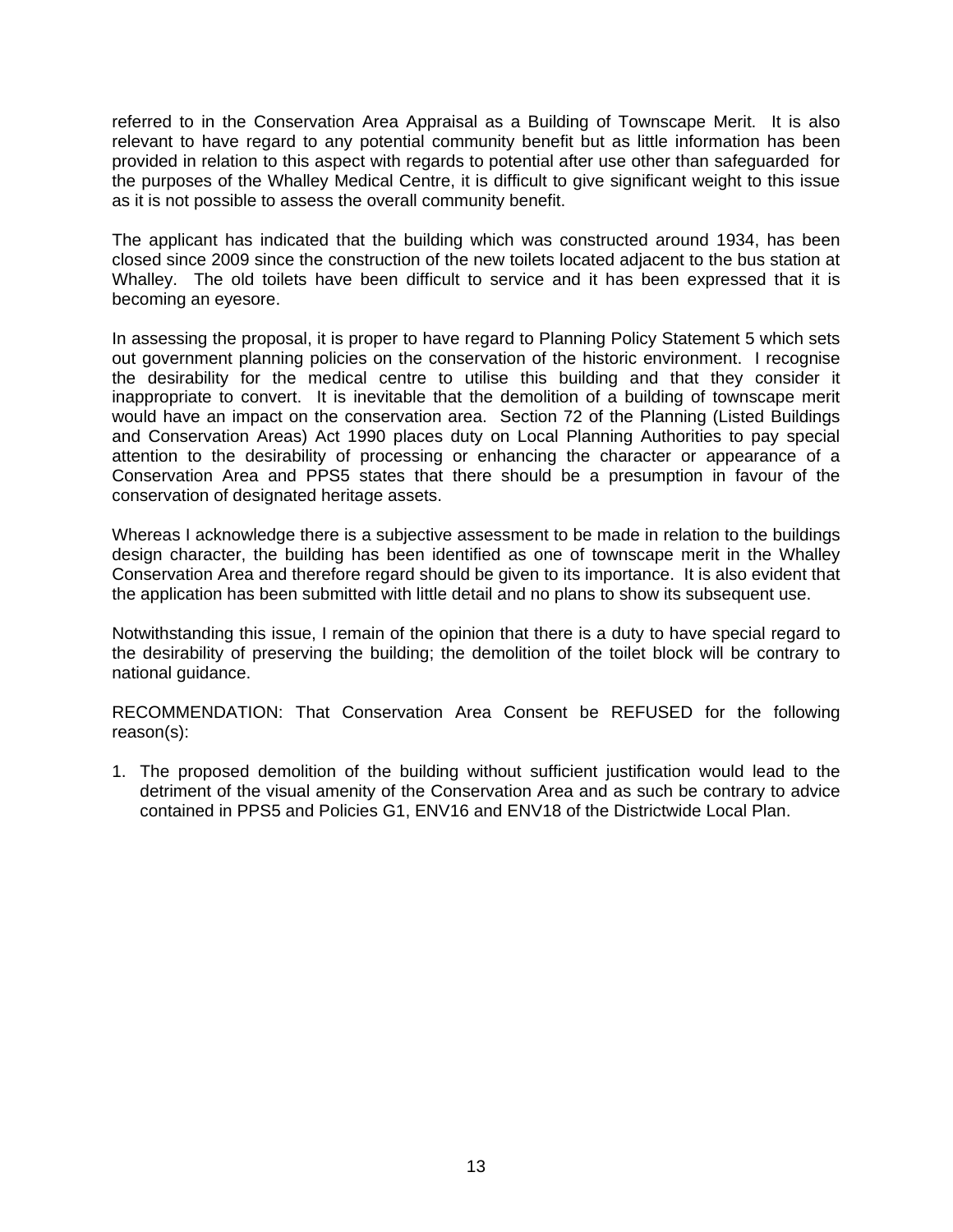referred to in the Conservation Area Appraisal as a Building of Townscape Merit. It is also relevant to have regard to any potential community benefit but as little information has been provided in relation to this aspect with regards to potential after use other than safeguarded for the purposes of the Whalley Medical Centre, it is difficult to give significant weight to this issue as it is not possible to assess the overall community benefit.

The applicant has indicated that the building which was constructed around 1934, has been closed since 2009 since the construction of the new toilets located adjacent to the bus station at Whalley. The old toilets have been difficult to service and it has been expressed that it is becoming an eyesore.

In assessing the proposal, it is proper to have regard to Planning Policy Statement 5 which sets out government planning policies on the conservation of the historic environment. I recognise the desirability for the medical centre to utilise this building and that they consider it inappropriate to convert. It is inevitable that the demolition of a building of townscape merit would have an impact on the conservation area. Section 72 of the Planning (Listed Buildings and Conservation Areas) Act 1990 places duty on Local Planning Authorities to pay special attention to the desirability of processing or enhancing the character or appearance of a Conservation Area and PPS5 states that there should be a presumption in favour of the conservation of designated heritage assets.

Whereas I acknowledge there is a subjective assessment to be made in relation to the buildings design character, the building has been identified as one of townscape merit in the Whalley Conservation Area and therefore regard should be given to its importance. It is also evident that the application has been submitted with little detail and no plans to show its subsequent use.

Notwithstanding this issue, I remain of the opinion that there is a duty to have special regard to the desirability of preserving the building; the demolition of the toilet block will be contrary to national guidance.

RECOMMENDATION: That Conservation Area Consent be REFUSED for the following reason(s):

1. The proposed demolition of the building without sufficient justification would lead to the detriment of the visual amenity of the Conservation Area and as such be contrary to advice contained in PPS5 and Policies G1, ENV16 and ENV18 of the Districtwide Local Plan.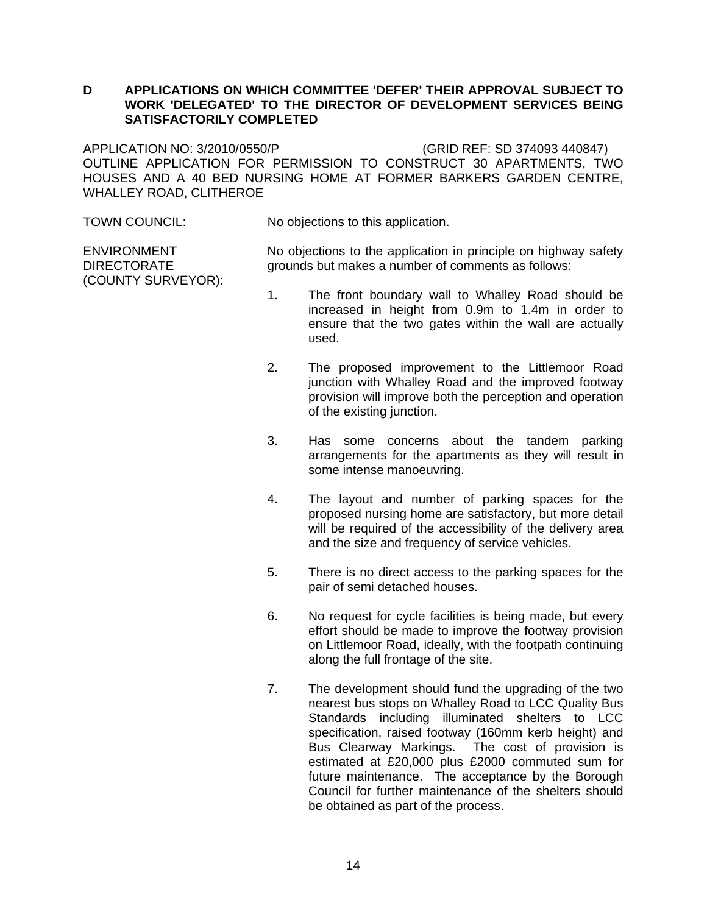**D APPLICATIONS ON WHICH COMMITTEE 'DEFER' THEIR APPROVAL SUBJECT TO WORK 'DELEGATED' TO THE DIRECTOR OF DEVELOPMENT SERVICES BEING SATISFACTORILY COMPLETED**

APPLICATION NO: 3/2010/0550/P (GRID REF: SD 374093 440847)
OUTLINE APPLICATION FOR PERMISSION TO CONSTRUCT 30 APARTMENTS, TWO HOUSES AND A 40 BED NURSING HOME AT FORMER BARKERS GARDEN CENTRE, WHALLEY ROAD, CLITHEROE

TOWN COUNCIL: No objections to this application.

ENVIRONMENT DIRECTORATE (COUNTY SURVEYOR): No objections to the application in principle on highway safety grounds but makes a number of comments as follows:

1. The front boundary wall to Whalley Road should be increased in height from 0.9m to 1.4m in order to ensure that the two gates within the wall are actually used.

2. The proposed improvement to the Littlemoor Road junction with Whalley Road and the improved footway provision will improve both the perception and operation of the existing junction.

3. Has some concerns about the tandem parking arrangements for the apartments as they will result in some intense manoeuvring.

4. The layout and number of parking spaces for the proposed nursing home are satisfactory, but more detail will be required of the accessibility of the delivery area and the size and frequency of service vehicles.

5. There is no direct access to the parking spaces for the pair of semi detached houses.

6. No request for cycle facilities is being made, but every effort should be made to improve the footway provision on Littlemoor Road, ideally, with the footpath continuing along the full frontage of the site.

7. The development should fund the upgrading of the two nearest bus stops on Whalley Road to LCC Quality Bus Standards including illuminated shelters to LCC specification, raised footway (160mm kerb height) and Bus Clearway Markings. The cost of provision is estimated at £20,000 plus £2000 commuted sum for future maintenance. The acceptance by the Borough Council for further maintenance of the shelters should be obtained as part of the process.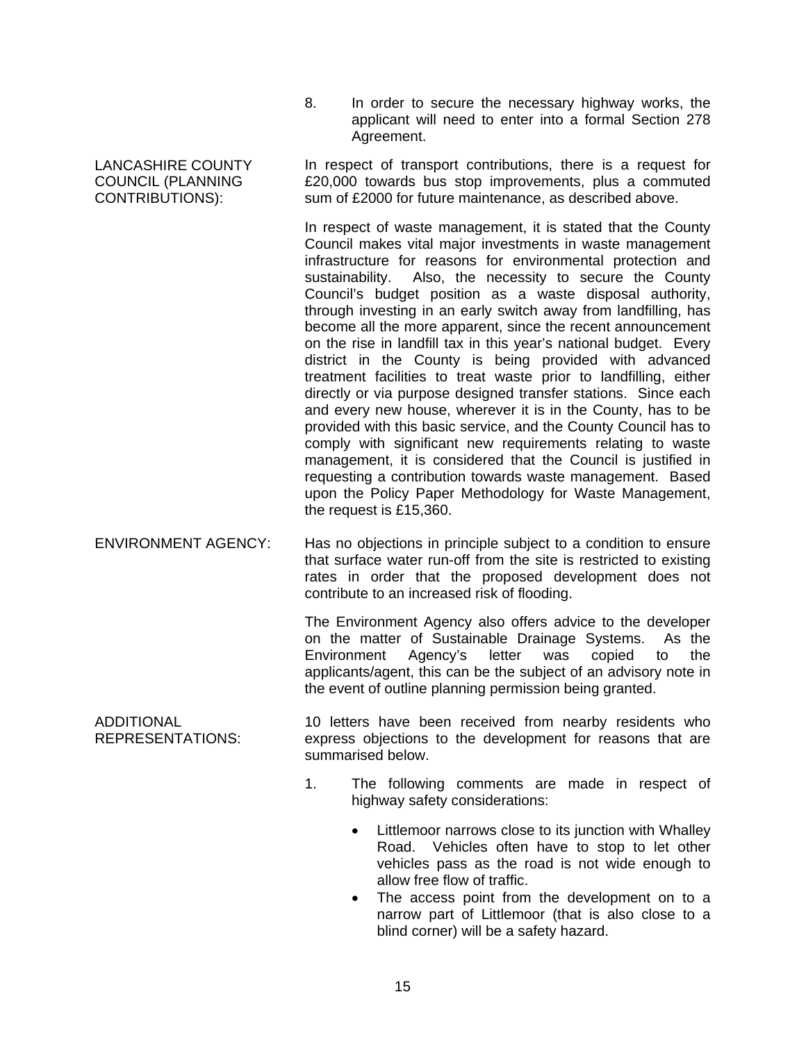8. In order to secure the necessary highway works, the applicant will need to enter into a formal Section 278 Agreement.

LANCASHIRE COUNTY COUNCIL (PLANNING CONTRIBUTIONS):

In respect of transport contributions, there is a request for £20,000 towards bus stop improvements, plus a commuted sum of £2000 for future maintenance, as described above.

In respect of waste management, it is stated that the County Council makes vital major investments in waste management infrastructure for reasons for environmental protection and sustainability. Also, the necessity to secure the County Council's budget position as a waste disposal authority, through investing in an early switch away from landfilling, has become all the more apparent, since the recent announcement on the rise in landfill tax in this year's national budget. Every district in the County is being provided with advanced treatment facilities to treat waste prior to landfilling, either directly or via purpose designed transfer stations. Since each and every new house, wherever it is in the County, has to be provided with this basic service, and the County Council has to comply with significant new requirements relating to waste management, it is considered that the Council is justified in requesting a contribution towards waste management. Based upon the Policy Paper Methodology for Waste Management, the request is £15,360.

ENVIRONMENT AGENCY:

Has no objections in principle subject to a condition to ensure that surface water run-off from the site is restricted to existing rates in order that the proposed development does not contribute to an increased risk of flooding.

The Environment Agency also offers advice to the developer on the matter of Sustainable Drainage Systems. As the Environment Agency's letter was copied to the applicants/agent, this can be the subject of an advisory note in the event of outline planning permission being granted.

ADDITIONAL REPRESENTATIONS:

10 letters have been received from nearby residents who express objections to the development for reasons that are summarised below.

1. The following comments are made in respect of highway safety considerations:

   - Littlemoor narrows close to its junction with Whalley Road. Vehicles often have to stop to let other vehicles pass as the road is not wide enough to allow free flow of traffic.
   - The access point from the development on to a narrow part of Littlemoor (that is also close to a blind corner) will be a safety hazard.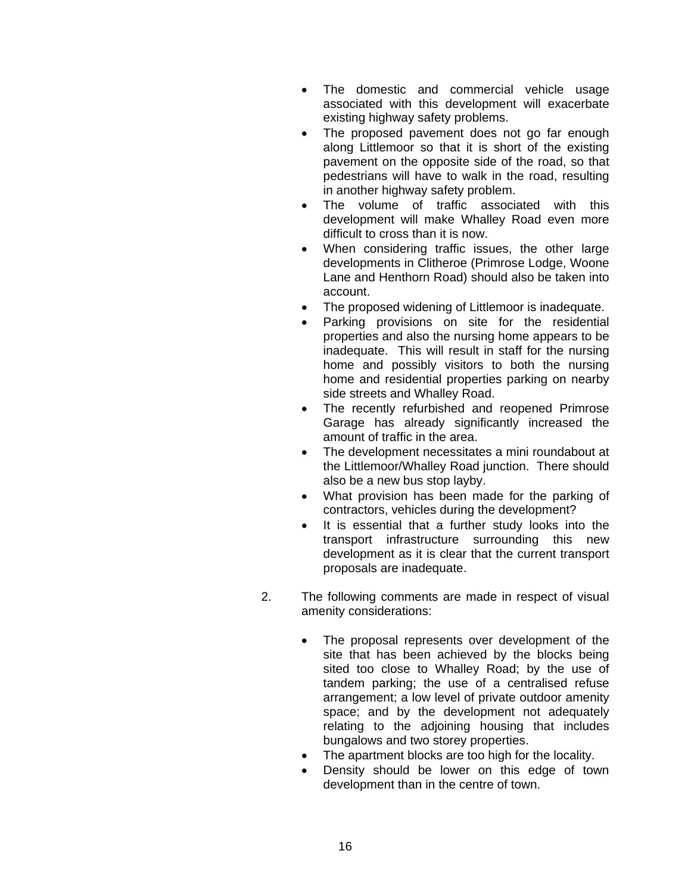- The domestic and commercial vehicle usage associated with this development will exacerbate existing highway safety problems.
- The proposed pavement does not go far enough along Littlemoor so that it is short of the existing pavement on the opposite side of the road, so that pedestrians will have to walk in the road, resulting in another highway safety problem.
- The volume of traffic associated with this development will make Whalley Road even more difficult to cross than it is now.
- When considering traffic issues, the other large developments in Clitheroe (Primrose Lodge, Woone Lane and Henthorn Road) should also be taken into account.
- The proposed widening of Littlemoor is inadequate.
- Parking provisions on site for the residential properties and also the nursing home appears to be inadequate. This will result in staff for the nursing home and possibly visitors to both the nursing home and residential properties parking on nearby side streets and Whalley Road.
- The recently refurbished and reopened Primrose Garage has already significantly increased the amount of traffic in the area.
- The development necessitates a mini roundabout at the Littlemoor/Whalley Road junction. There should also be a new bus stop layby.
- What provision has been made for the parking of contractors, vehicles during the development?
- It is essential that a further study looks into the transport infrastructure surrounding this new development as it is clear that the current transport proposals are inadequate.

2. The following comments are made in respect of visual amenity considerations:

   - The proposal represents over development of the site that has been achieved by the blocks being sited too close to Whalley Road; by the use of tandem parking; the use of a centralised refuse arrangement; a low level of private outdoor amenity space; and by the development not adequately relating to the adjoining housing that includes bungalows and two storey properties.
   - The apartment blocks are too high for the locality.
   - Density should be lower on this edge of town development than in the centre of town.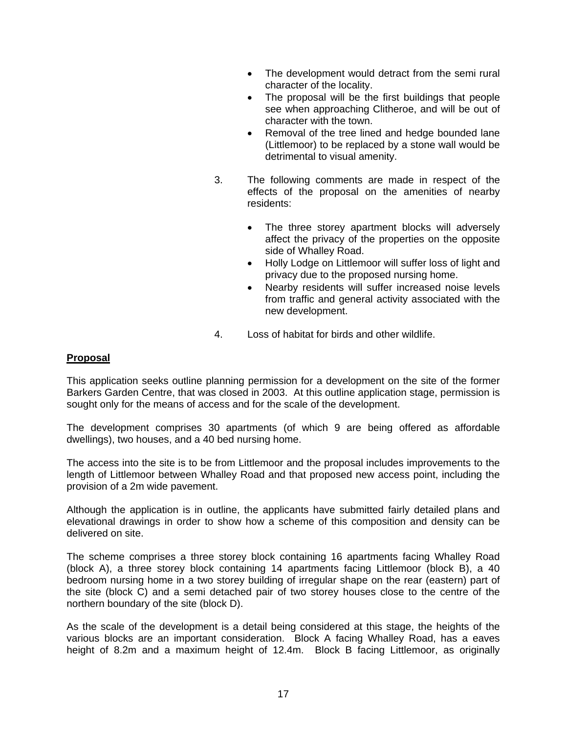- The development would detract from the semi rural character of the locality.
- The proposal will be the first buildings that people see when approaching Clitheroe, and will be out of character with the town.
- Removal of the tree lined and hedge bounded lane (Littlemoor) to be replaced by a stone wall would be detrimental to visual amenity.

3. The following comments are made in respect of the effects of the proposal on the amenities of nearby residents:

   - The three storey apartment blocks will adversely affect the privacy of the properties on the opposite side of Whalley Road.
   - Holly Lodge on Littlemoor will suffer loss of light and privacy due to the proposed nursing home.
   - Nearby residents will suffer increased noise levels from traffic and general activity associated with the new development.

4. Loss of habitat for birds and other wildlife.

**Proposal**

This application seeks outline planning permission for a development on the site of the former Barkers Garden Centre, that was closed in 2003. At this outline application stage, permission is sought only for the means of access and for the scale of the development.

The development comprises 30 apartments (of which 9 are being offered as affordable dwellings), two houses, and a 40 bed nursing home.

The access into the site is to be from Littlemoor and the proposal includes improvements to the length of Littlemoor between Whalley Road and that proposed new access point, including the provision of a 2m wide pavement.

Although the application is in outline, the applicants have submitted fairly detailed plans and elevational drawings in order to show how a scheme of this composition and density can be delivered on site.

The scheme comprises a three storey block containing 16 apartments facing Whalley Road (block A), a three storey block containing 14 apartments facing Littlemoor (block B), a 40 bedroom nursing home in a two storey building of irregular shape on the rear (eastern) part of the site (block C) and a semi detached pair of two storey houses close to the centre of the northern boundary of the site (block D).

As the scale of the development is a detail being considered at this stage, the heights of the various blocks are an important consideration. Block A facing Whalley Road, has a eaves height of 8.2m and a maximum height of 12.4m. Block B facing Littlemoor, as originally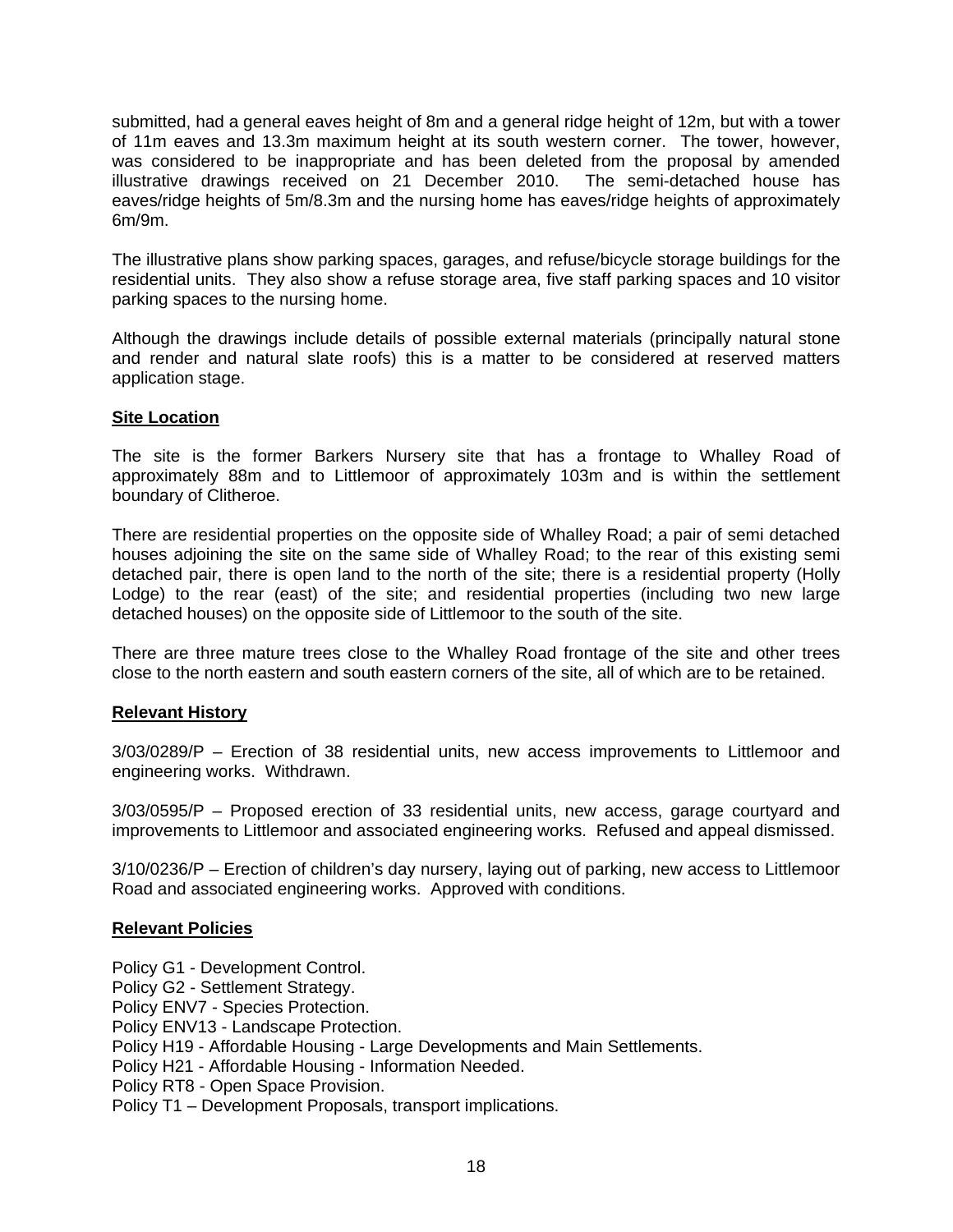submitted, had a general eaves height of 8m and a general ridge height of 12m, but with a tower of 11m eaves and 13.3m maximum height at its south western corner. The tower, however, was considered to be inappropriate and has been deleted from the proposal by amended illustrative drawings received on 21 December 2010. The semi-detached house has eaves/ridge heights of 5m/8.3m and the nursing home has eaves/ridge heights of approximately 6m/9m.

The illustrative plans show parking spaces, garages, and refuse/bicycle storage buildings for the residential units. They also show a refuse storage area, five staff parking spaces and 10 visitor parking spaces to the nursing home.

Although the drawings include details of possible external materials (principally natural stone and render and natural slate roofs) this is a matter to be considered at reserved matters application stage.

**Site Location**

The site is the former Barkers Nursery site that has a frontage to Whalley Road of approximately 88m and to Littlemoor of approximately 103m and is within the settlement boundary of Clitheroe.

There are residential properties on the opposite side of Whalley Road; a pair of semi detached houses adjoining the site on the same side of Whalley Road; to the rear of this existing semi detached pair, there is open land to the north of the site; there is a residential property (Holly Lodge) to the rear (east) of the site; and residential properties (including two new large detached houses) on the opposite side of Littlemoor to the south of the site.

There are three mature trees close to the Whalley Road frontage of the site and other trees close to the north eastern and south eastern corners of the site, all of which are to be retained.

**Relevant History**

3/03/0289/P – Erection of 38 residential units, new access improvements to Littlemoor and engineering works. Withdrawn.

3/03/0595/P – Proposed erection of 33 residential units, new access, garage courtyard and improvements to Littlemoor and associated engineering works. Refused and appeal dismissed.

3/10/0236/P – Erection of children's day nursery, laying out of parking, new access to Littlemoor Road and associated engineering works. Approved with conditions.

**Relevant Policies**

Policy G1 - Development Control.
Policy G2 - Settlement Strategy.
Policy ENV7 - Species Protection.
Policy ENV13 - Landscape Protection.
Policy H19 - Affordable Housing - Large Developments and Main Settlements.
Policy H21 - Affordable Housing - Information Needed.
Policy RT8 - Open Space Provision.
Policy T1 – Development Proposals, transport implications.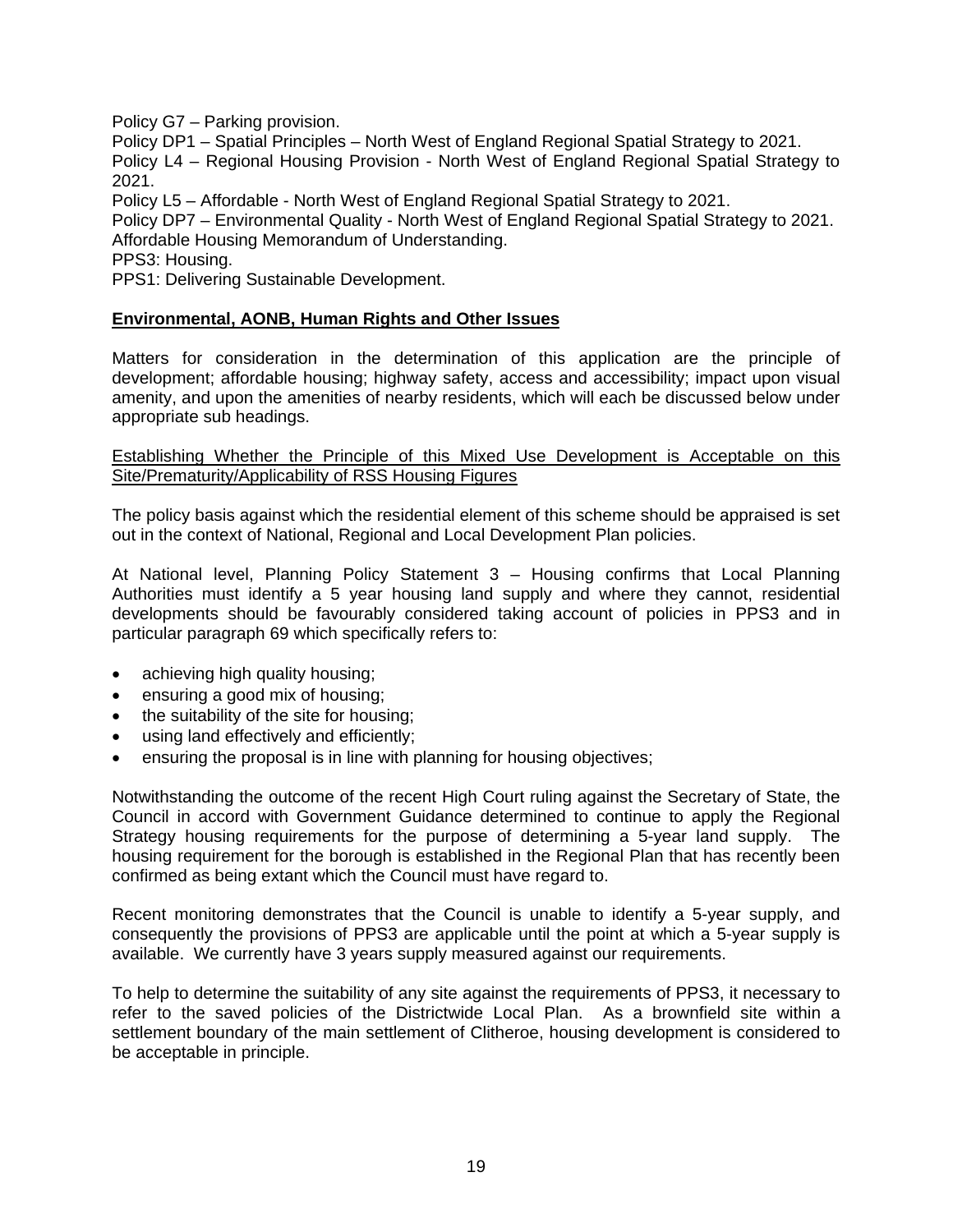Policy G7 – Parking provision.
Policy DP1 – Spatial Principles – North West of England Regional Spatial Strategy to 2021.
Policy L4 – Regional Housing Provision - North West of England Regional Spatial Strategy to 2021.
Policy L5 – Affordable - North West of England Regional Spatial Strategy to 2021.
Policy DP7 – Environmental Quality - North West of England Regional Spatial Strategy to 2021.
Affordable Housing Memorandum of Understanding.
PPS3: Housing.
PPS1: Delivering Sustainable Development.

**Environmental, AONB, Human Rights and Other Issues**

Matters for consideration in the determination of this application are the principle of development; affordable housing; highway safety, access and accessibility; impact upon visual amenity, and upon the amenities of nearby residents, which will each be discussed below under appropriate sub headings.

Establishing Whether the Principle of this Mixed Use Development is Acceptable on this Site/Prematurity/Applicability of RSS Housing Figures

The policy basis against which the residential element of this scheme should be appraised is set out in the context of National, Regional and Local Development Plan policies.

At National level, Planning Policy Statement 3 – Housing confirms that Local Planning Authorities must identify a 5 year housing land supply and where they cannot, residential developments should be favourably considered taking account of policies in PPS3 and in particular paragraph 69 which specifically refers to:

- achieving high quality housing;
- ensuring a good mix of housing;
- the suitability of the site for housing;
- using land effectively and efficiently;
- ensuring the proposal is in line with planning for housing objectives;

Notwithstanding the outcome of the recent High Court ruling against the Secretary of State, the Council in accord with Government Guidance determined to continue to apply the Regional Strategy housing requirements for the purpose of determining a 5-year land supply. The housing requirement for the borough is established in the Regional Plan that has recently been confirmed as being extant which the Council must have regard to.

Recent monitoring demonstrates that the Council is unable to identify a 5-year supply, and consequently the provisions of PPS3 are applicable until the point at which a 5-year supply is available. We currently have 3 years supply measured against our requirements.

To help to determine the suitability of any site against the requirements of PPS3, it necessary to refer to the saved policies of the Districtwide Local Plan. As a brownfield site within a settlement boundary of the main settlement of Clitheroe, housing development is considered to be acceptable in principle.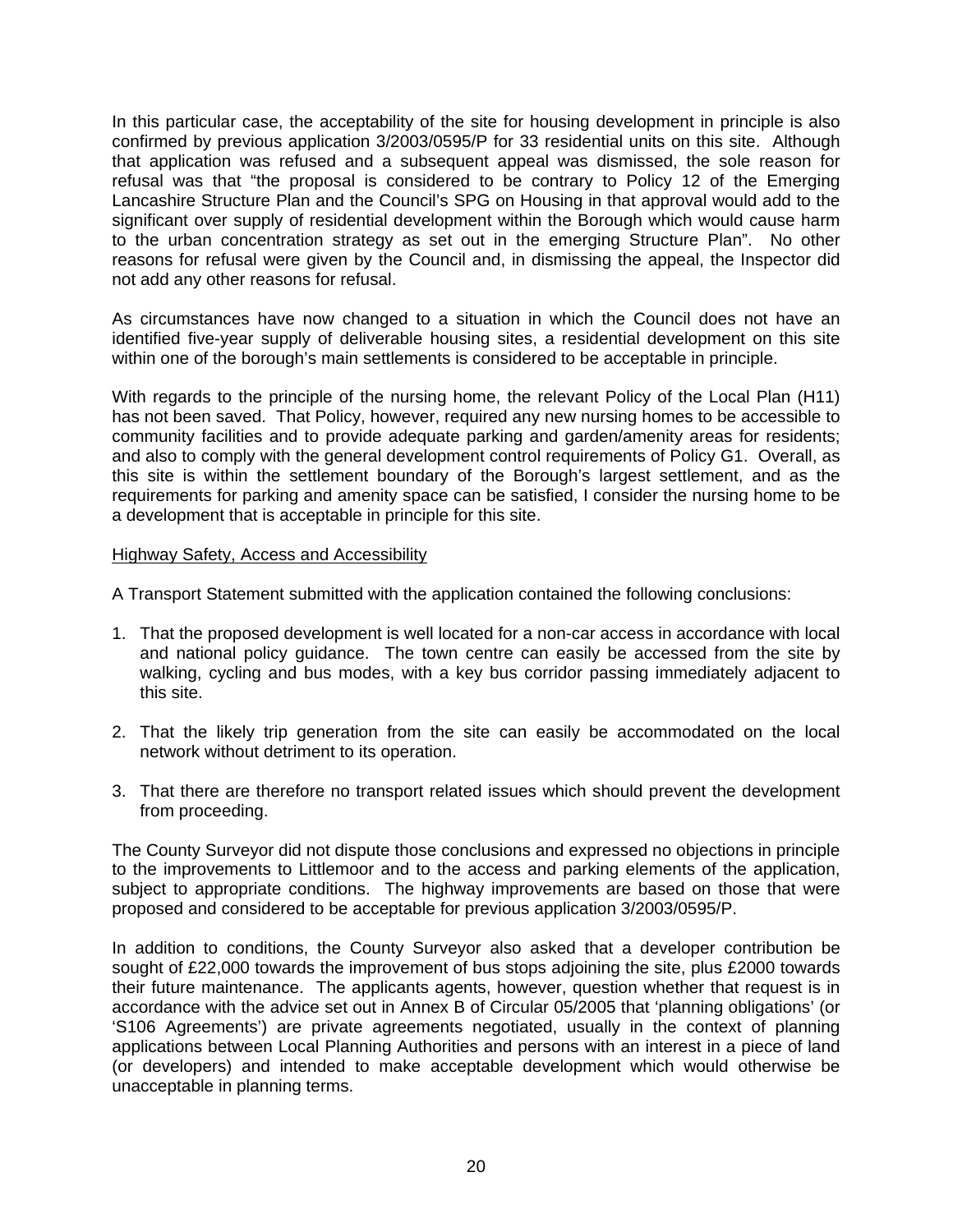In this particular case, the acceptability of the site for housing development in principle is also confirmed by previous application 3/2003/0595/P for 33 residential units on this site. Although that application was refused and a subsequent appeal was dismissed, the sole reason for refusal was that "the proposal is considered to be contrary to Policy 12 of the Emerging Lancashire Structure Plan and the Council's SPG on Housing in that approval would add to the significant over supply of residential development within the Borough which would cause harm to the urban concentration strategy as set out in the emerging Structure Plan". No other reasons for refusal were given by the Council and, in dismissing the appeal, the Inspector did not add any other reasons for refusal.

As circumstances have now changed to a situation in which the Council does not have an identified five-year supply of deliverable housing sites, a residential development on this site within one of the borough's main settlements is considered to be acceptable in principle.

With regards to the principle of the nursing home, the relevant Policy of the Local Plan (H11) has not been saved. That Policy, however, required any new nursing homes to be accessible to community facilities and to provide adequate parking and garden/amenity areas for residents; and also to comply with the general development control requirements of Policy G1. Overall, as this site is within the settlement boundary of the Borough's largest settlement, and as the requirements for parking and amenity space can be satisfied, I consider the nursing home to be a development that is acceptable in principle for this site.

<u>Highway Safety, Access and Accessibility</u>

A Transport Statement submitted with the application contained the following conclusions:

1. That the proposed development is well located for a non-car access in accordance with local and national policy guidance. The town centre can easily be accessed from the site by walking, cycling and bus modes, with a key bus corridor passing immediately adjacent to this site.

2. That the likely trip generation from the site can easily be accommodated on the local network without detriment to its operation.

3. That there are therefore no transport related issues which should prevent the development from proceeding.

The County Surveyor did not dispute those conclusions and expressed no objections in principle to the improvements to Littlemoor and to the access and parking elements of the application, subject to appropriate conditions. The highway improvements are based on those that were proposed and considered to be acceptable for previous application 3/2003/0595/P.

In addition to conditions, the County Surveyor also asked that a developer contribution be sought of £22,000 towards the improvement of bus stops adjoining the site, plus £2000 towards their future maintenance. The applicants agents, however, question whether that request is in accordance with the advice set out in Annex B of Circular 05/2005 that 'planning obligations' (or 'S106 Agreements') are private agreements negotiated, usually in the context of planning applications between Local Planning Authorities and persons with an interest in a piece of land (or developers) and intended to make acceptable development which would otherwise be unacceptable in planning terms.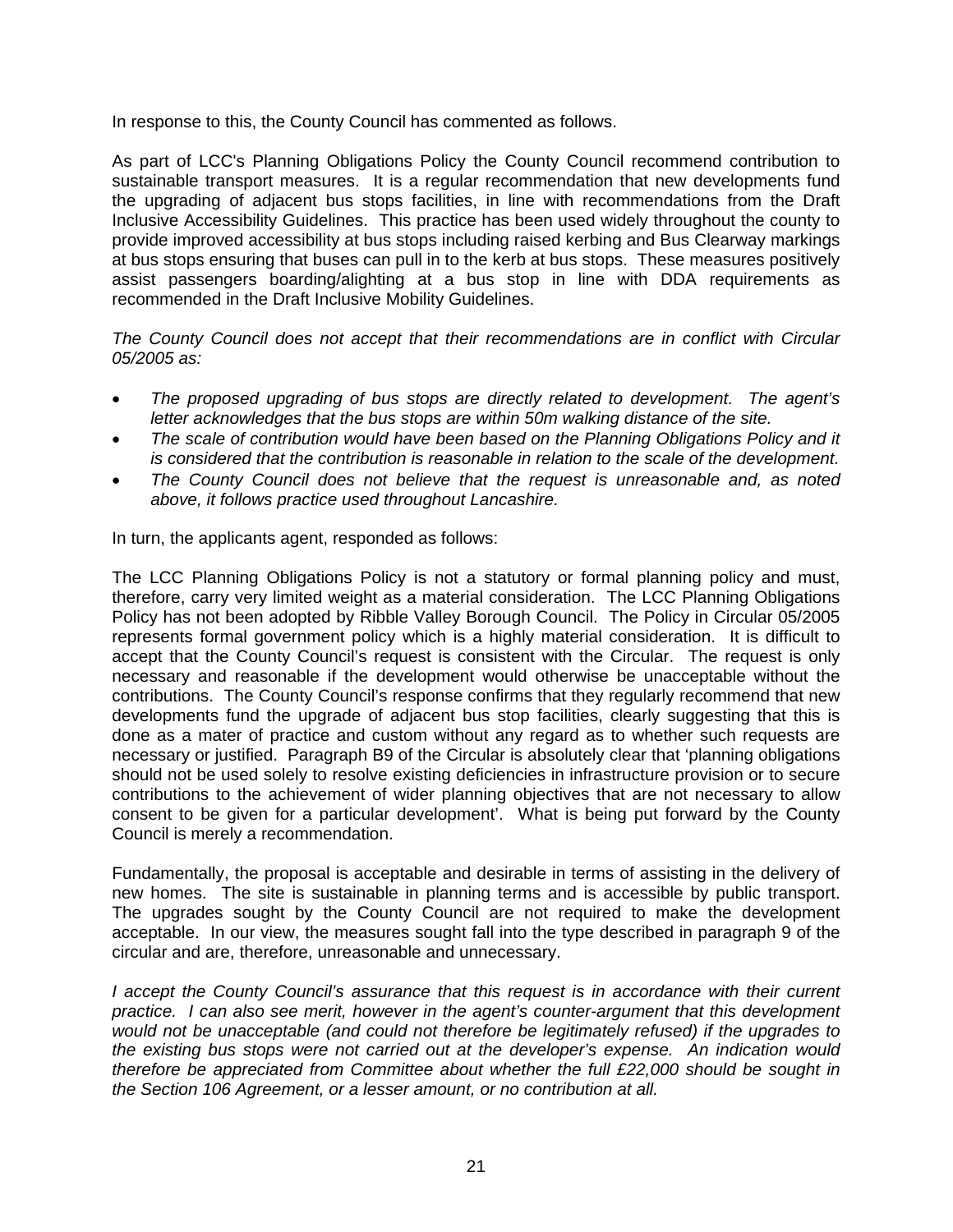In response to this, the County Council has commented as follows.

As part of LCC's Planning Obligations Policy the County Council recommend contribution to sustainable transport measures. It is a regular recommendation that new developments fund the upgrading of adjacent bus stops facilities, in line with recommendations from the Draft Inclusive Accessibility Guidelines. This practice has been used widely throughout the county to provide improved accessibility at bus stops including raised kerbing and Bus Clearway markings at bus stops ensuring that buses can pull in to the kerb at bus stops. These measures positively assist passengers boarding/alighting at a bus stop in line with DDA requirements as recommended in the Draft Inclusive Mobility Guidelines.

*The County Council does not accept that their recommendations are in conflict with Circular 05/2005 as:*

- *The proposed upgrading of bus stops are directly related to development. The agent's letter acknowledges that the bus stops are within 50m walking distance of the site.*
- *The scale of contribution would have been based on the Planning Obligations Policy and it is considered that the contribution is reasonable in relation to the scale of the development.*
- *The County Council does not believe that the request is unreasonable and, as noted above, it follows practice used throughout Lancashire.*

In turn, the applicants agent, responded as follows:

The LCC Planning Obligations Policy is not a statutory or formal planning policy and must, therefore, carry very limited weight as a material consideration. The LCC Planning Obligations Policy has not been adopted by Ribble Valley Borough Council. The Policy in Circular 05/2005 represents formal government policy which is a highly material consideration. It is difficult to accept that the County Council's request is consistent with the Circular. The request is only necessary and reasonable if the development would otherwise be unacceptable without the contributions. The County Council's response confirms that they regularly recommend that new developments fund the upgrade of adjacent bus stop facilities, clearly suggesting that this is done as a mater of practice and custom without any regard as to whether such requests are necessary or justified. Paragraph B9 of the Circular is absolutely clear that 'planning obligations should not be used solely to resolve existing deficiencies in infrastructure provision or to secure contributions to the achievement of wider planning objectives that are not necessary to allow consent to be given for a particular development'. What is being put forward by the County Council is merely a recommendation.

Fundamentally, the proposal is acceptable and desirable in terms of assisting in the delivery of new homes. The site is sustainable in planning terms and is accessible by public transport. The upgrades sought by the County Council are not required to make the development acceptable. In our view, the measures sought fall into the type described in paragraph 9 of the circular and are, therefore, unreasonable and unnecessary.

*I accept the County Council's assurance that this request is in accordance with their current practice. I can also see merit, however in the agent's counter-argument that this development would not be unacceptable (and could not therefore be legitimately refused) if the upgrades to the existing bus stops were not carried out at the developer's expense. An indication would therefore be appreciated from Committee about whether the full £22,000 should be sought in the Section 106 Agreement, or a lesser amount, or no contribution at all.*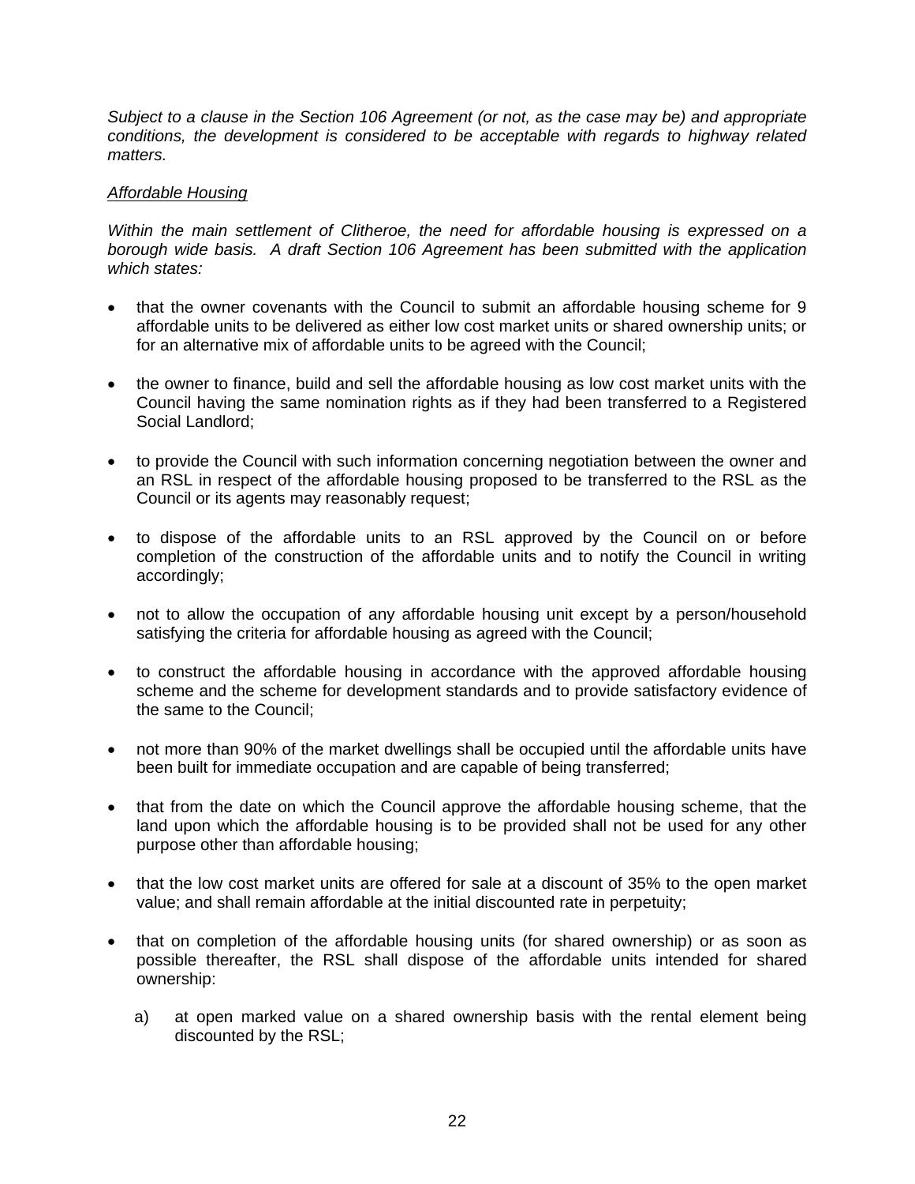*Subject to a clause in the Section 106 Agreement (or not, as the case may be) and appropriate conditions, the development is considered to be acceptable with regards to highway related matters.*

*Affordable Housing*

*Within the main settlement of Clitheroe, the need for affordable housing is expressed on a borough wide basis. A draft Section 106 Agreement has been submitted with the application which states:*

- that the owner covenants with the Council to submit an affordable housing scheme for 9 affordable units to be delivered as either low cost market units or shared ownership units; or for an alternative mix of affordable units to be agreed with the Council;

- the owner to finance, build and sell the affordable housing as low cost market units with the Council having the same nomination rights as if they had been transferred to a Registered Social Landlord;

- to provide the Council with such information concerning negotiation between the owner and an RSL in respect of the affordable housing proposed to be transferred to the RSL as the Council or its agents may reasonably request;

- to dispose of the affordable units to an RSL approved by the Council on or before completion of the construction of the affordable units and to notify the Council in writing accordingly;

- not to allow the occupation of any affordable housing unit except by a person/household satisfying the criteria for affordable housing as agreed with the Council;

- to construct the affordable housing in accordance with the approved affordable housing scheme and the scheme for development standards and to provide satisfactory evidence of the same to the Council;

- not more than 90% of the market dwellings shall be occupied until the affordable units have been built for immediate occupation and are capable of being transferred;

- that from the date on which the Council approve the affordable housing scheme, that the land upon which the affordable housing is to be provided shall not be used for any other purpose other than affordable housing;

- that the low cost market units are offered for sale at a discount of 35% to the open market value; and shall remain affordable at the initial discounted rate in perpetuity;

- that on completion of the affordable housing units (for shared ownership) or as soon as possible thereafter, the RSL shall dispose of the affordable units intended for shared ownership:

  a) at open marked value on a shared ownership basis with the rental element being discounted by the RSL;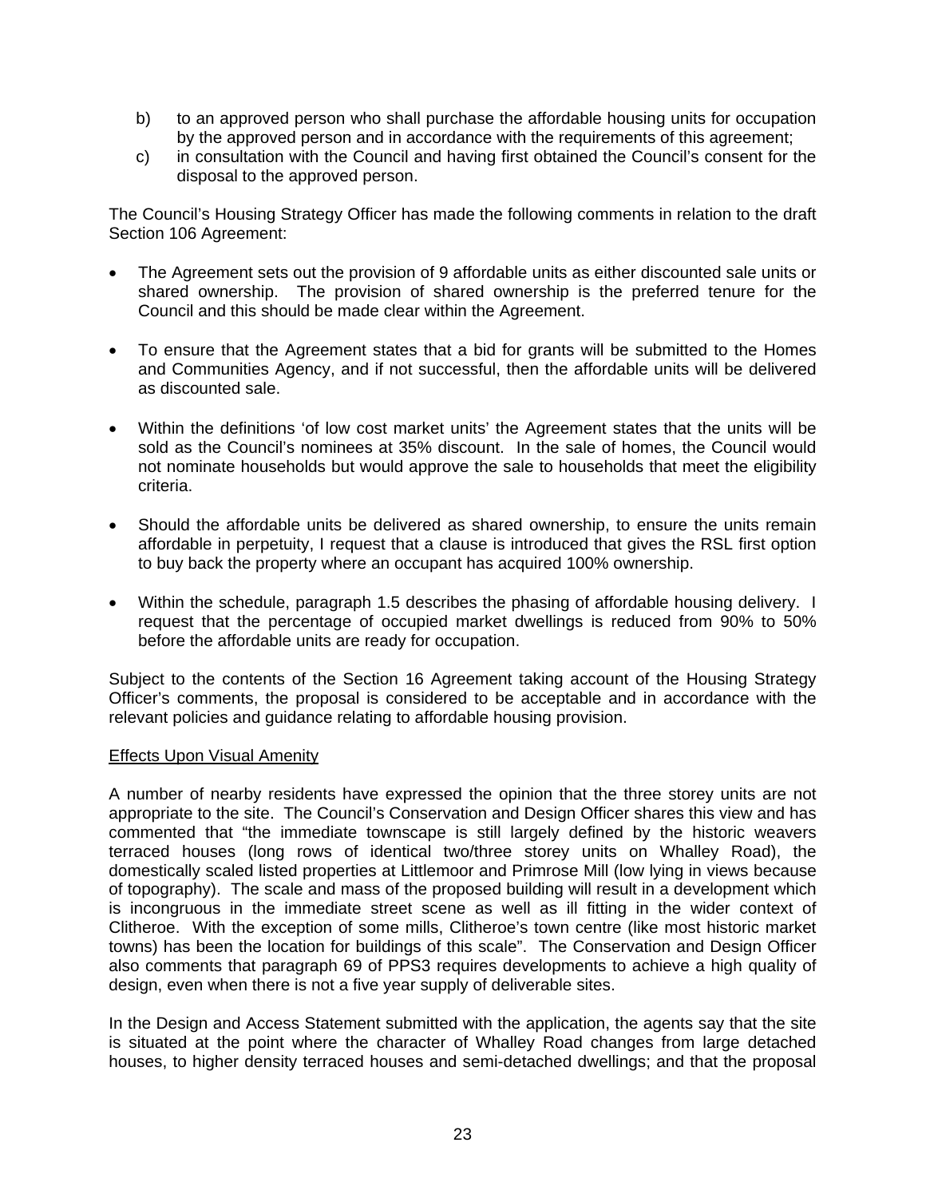b) to an approved person who shall purchase the affordable housing units for occupation by the approved person and in accordance with the requirements of this agreement;

c) in consultation with the Council and having first obtained the Council's consent for the disposal to the approved person.

The Council's Housing Strategy Officer has made the following comments in relation to the draft Section 106 Agreement:

- The Agreement sets out the provision of 9 affordable units as either discounted sale units or shared ownership. The provision of shared ownership is the preferred tenure for the Council and this should be made clear within the Agreement.

- To ensure that the Agreement states that a bid for grants will be submitted to the Homes and Communities Agency, and if not successful, then the affordable units will be delivered as discounted sale.

- Within the definitions 'of low cost market units' the Agreement states that the units will be sold as the Council's nominees at 35% discount. In the sale of homes, the Council would not nominate households but would approve the sale to households that meet the eligibility criteria.

- Should the affordable units be delivered as shared ownership, to ensure the units remain affordable in perpetuity, I request that a clause is introduced that gives the RSL first option to buy back the property where an occupant has acquired 100% ownership.

- Within the schedule, paragraph 1.5 describes the phasing of affordable housing delivery. I request that the percentage of occupied market dwellings is reduced from 90% to 50% before the affordable units are ready for occupation.

Subject to the contents of the Section 16 Agreement taking account of the Housing Strategy Officer's comments, the proposal is considered to be acceptable and in accordance with the relevant policies and guidance relating to affordable housing provision.

Effects Upon Visual Amenity

A number of nearby residents have expressed the opinion that the three storey units are not appropriate to the site. The Council's Conservation and Design Officer shares this view and has commented that "the immediate townscape is still largely defined by the historic weavers terraced houses (long rows of identical two/three storey units on Whalley Road), the domestically scaled listed properties at Littlemoor and Primrose Mill (low lying in views because of topography). The scale and mass of the proposed building will result in a development which is incongruous in the immediate street scene as well as ill fitting in the wider context of Clitheroe. With the exception of some mills, Clitheroe's town centre (like most historic market towns) has been the location for buildings of this scale". The Conservation and Design Officer also comments that paragraph 69 of PPS3 requires developments to achieve a high quality of design, even when there is not a five year supply of deliverable sites.

In the Design and Access Statement submitted with the application, the agents say that the site is situated at the point where the character of Whalley Road changes from large detached houses, to higher density terraced houses and semi-detached dwellings; and that the proposal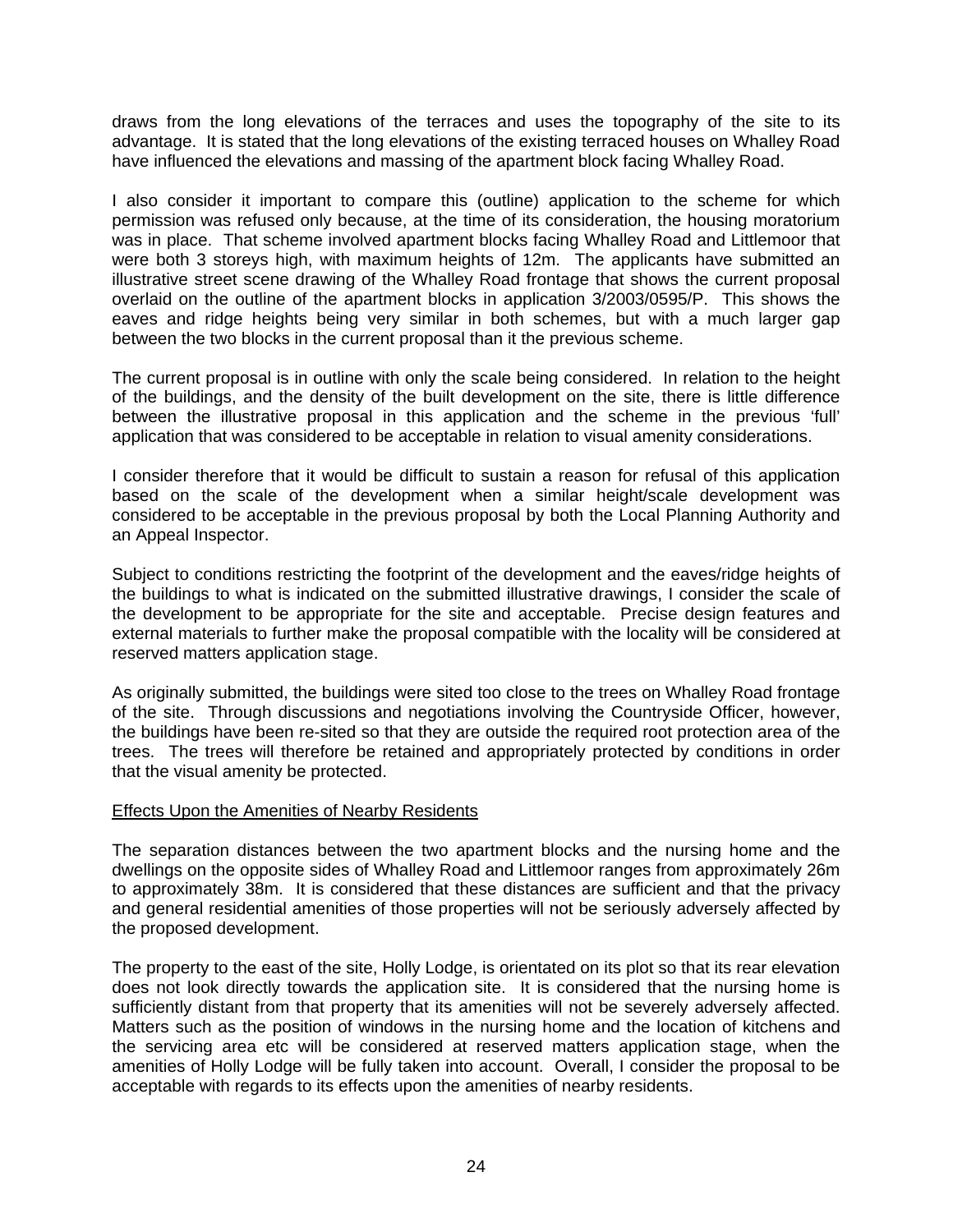draws from the long elevations of the terraces and uses the topography of the site to its advantage. It is stated that the long elevations of the existing terraced houses on Whalley Road have influenced the elevations and massing of the apartment block facing Whalley Road.

I also consider it important to compare this (outline) application to the scheme for which permission was refused only because, at the time of its consideration, the housing moratorium was in place. That scheme involved apartment blocks facing Whalley Road and Littlemoor that were both 3 storeys high, with maximum heights of 12m. The applicants have submitted an illustrative street scene drawing of the Whalley Road frontage that shows the current proposal overlaid on the outline of the apartment blocks in application 3/2003/0595/P. This shows the eaves and ridge heights being very similar in both schemes, but with a much larger gap between the two blocks in the current proposal than it the previous scheme.

The current proposal is in outline with only the scale being considered. In relation to the height of the buildings, and the density of the built development on the site, there is little difference between the illustrative proposal in this application and the scheme in the previous 'full' application that was considered to be acceptable in relation to visual amenity considerations.

I consider therefore that it would be difficult to sustain a reason for refusal of this application based on the scale of the development when a similar height/scale development was considered to be acceptable in the previous proposal by both the Local Planning Authority and an Appeal Inspector.

Subject to conditions restricting the footprint of the development and the eaves/ridge heights of the buildings to what is indicated on the submitted illustrative drawings, I consider the scale of the development to be appropriate for the site and acceptable. Precise design features and external materials to further make the proposal compatible with the locality will be considered at reserved matters application stage.

As originally submitted, the buildings were sited too close to the trees on Whalley Road frontage of the site. Through discussions and negotiations involving the Countryside Officer, however, the buildings have been re-sited so that they are outside the required root protection area of the trees. The trees will therefore be retained and appropriately protected by conditions in order that the visual amenity be protected.

<u>Effects Upon the Amenities of Nearby Residents</u>

The separation distances between the two apartment blocks and the nursing home and the dwellings on the opposite sides of Whalley Road and Littlemoor ranges from approximately 26m to approximately 38m. It is considered that these distances are sufficient and that the privacy and general residential amenities of those properties will not be seriously adversely affected by the proposed development.

The property to the east of the site, Holly Lodge, is orientated on its plot so that its rear elevation does not look directly towards the application site. It is considered that the nursing home is sufficiently distant from that property that its amenities will not be severely adversely affected. Matters such as the position of windows in the nursing home and the location of kitchens and the servicing area etc will be considered at reserved matters application stage, when the amenities of Holly Lodge will be fully taken into account. Overall, I consider the proposal to be acceptable with regards to its effects upon the amenities of nearby residents.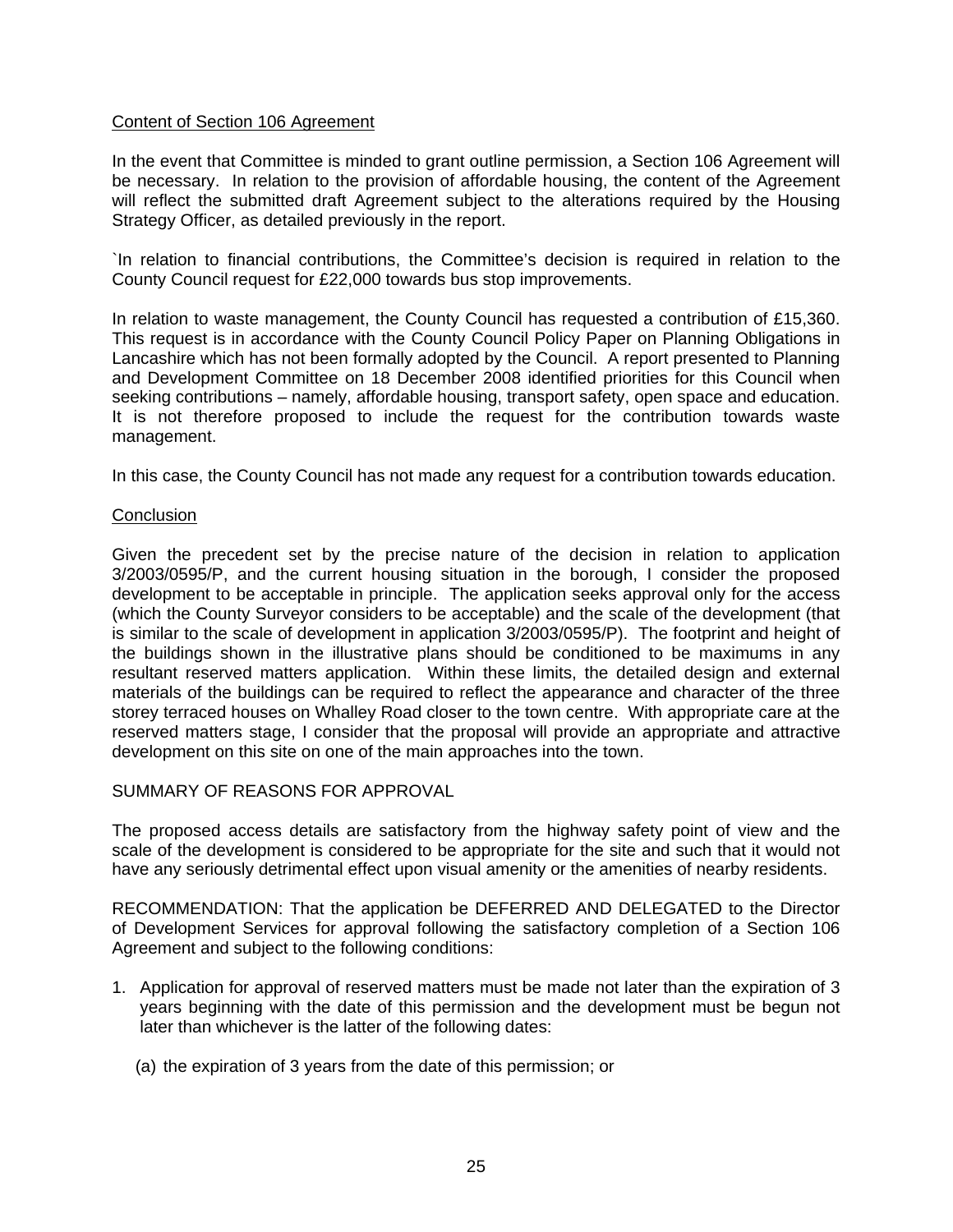Content of Section 106 Agreement

In the event that Committee is minded to grant outline permission, a Section 106 Agreement will be necessary. In relation to the provision of affordable housing, the content of the Agreement will reflect the submitted draft Agreement subject to the alterations required by the Housing Strategy Officer, as detailed previously in the report.

`In relation to financial contributions, the Committee's decision is required in relation to the County Council request for £22,000 towards bus stop improvements.

In relation to waste management, the County Council has requested a contribution of £15,360. This request is in accordance with the County Council Policy Paper on Planning Obligations in Lancashire which has not been formally adopted by the Council. A report presented to Planning and Development Committee on 18 December 2008 identified priorities for this Council when seeking contributions – namely, affordable housing, transport safety, open space and education. It is not therefore proposed to include the request for the contribution towards waste management.

In this case, the County Council has not made any request for a contribution towards education.

Conclusion

Given the precedent set by the precise nature of the decision in relation to application 3/2003/0595/P, and the current housing situation in the borough, I consider the proposed development to be acceptable in principle. The application seeks approval only for the access (which the County Surveyor considers to be acceptable) and the scale of the development (that is similar to the scale of development in application 3/2003/0595/P). The footprint and height of the buildings shown in the illustrative plans should be conditioned to be maximums in any resultant reserved matters application. Within these limits, the detailed design and external materials of the buildings can be required to reflect the appearance and character of the three storey terraced houses on Whalley Road closer to the town centre. With appropriate care at the reserved matters stage, I consider that the proposal will provide an appropriate and attractive development on this site on one of the main approaches into the town.

SUMMARY OF REASONS FOR APPROVAL

The proposed access details are satisfactory from the highway safety point of view and the scale of the development is considered to be appropriate for the site and such that it would not have any seriously detrimental effect upon visual amenity or the amenities of nearby residents.

RECOMMENDATION: That the application be DEFERRED AND DELEGATED to the Director of Development Services for approval following the satisfactory completion of a Section 106 Agreement and subject to the following conditions:

1. Application for approval of reserved matters must be made not later than the expiration of 3 years beginning with the date of this permission and the development must be begun not later than whichever is the latter of the following dates:

   (a) the expiration of 3 years from the date of this permission; or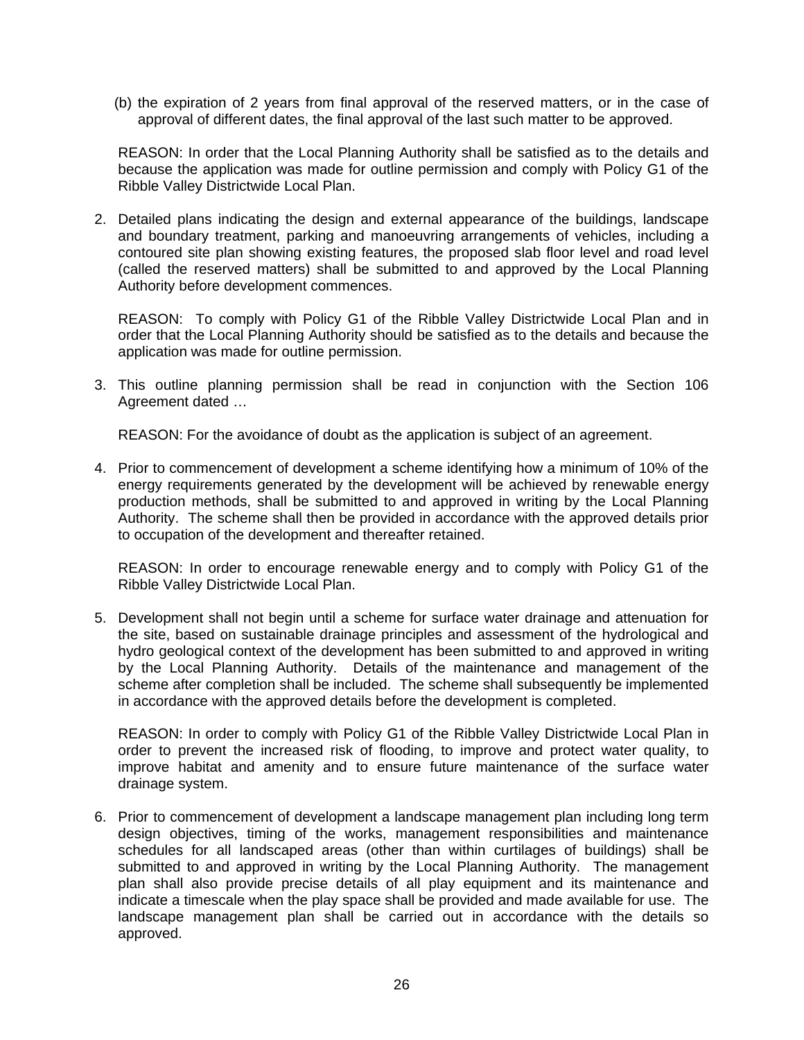(b) the expiration of 2 years from final approval of the reserved matters, or in the case of approval of different dates, the final approval of the last such matter to be approved.

REASON: In order that the Local Planning Authority shall be satisfied as to the details and because the application was made for outline permission and comply with Policy G1 of the Ribble Valley Districtwide Local Plan.

2. Detailed plans indicating the design and external appearance of the buildings, landscape and boundary treatment, parking and manoeuvring arrangements of vehicles, including a contoured site plan showing existing features, the proposed slab floor level and road level (called the reserved matters) shall be submitted to and approved by the Local Planning Authority before development commences.

   REASON: To comply with Policy G1 of the Ribble Valley Districtwide Local Plan and in order that the Local Planning Authority should be satisfied as to the details and because the application was made for outline permission.

3. This outline planning permission shall be read in conjunction with the Section 106 Agreement dated …

   REASON: For the avoidance of doubt as the application is subject of an agreement.

4. Prior to commencement of development a scheme identifying how a minimum of 10% of the energy requirements generated by the development will be achieved by renewable energy production methods, shall be submitted to and approved in writing by the Local Planning Authority. The scheme shall then be provided in accordance with the approved details prior to occupation of the development and thereafter retained.

   REASON: In order to encourage renewable energy and to comply with Policy G1 of the Ribble Valley Districtwide Local Plan.

5. Development shall not begin until a scheme for surface water drainage and attenuation for the site, based on sustainable drainage principles and assessment of the hydrological and hydro geological context of the development has been submitted to and approved in writing by the Local Planning Authority. Details of the maintenance and management of the scheme after completion shall be included. The scheme shall subsequently be implemented in accordance with the approved details before the development is completed.

   REASON: In order to comply with Policy G1 of the Ribble Valley Districtwide Local Plan in order to prevent the increased risk of flooding, to improve and protect water quality, to improve habitat and amenity and to ensure future maintenance of the surface water drainage system.

6. Prior to commencement of development a landscape management plan including long term design objectives, timing of the works, management responsibilities and maintenance schedules for all landscaped areas (other than within curtilages of buildings) shall be submitted to and approved in writing by the Local Planning Authority. The management plan shall also provide precise details of all play equipment and its maintenance and indicate a timescale when the play space shall be provided and made available for use. The landscape management plan shall be carried out in accordance with the details so approved.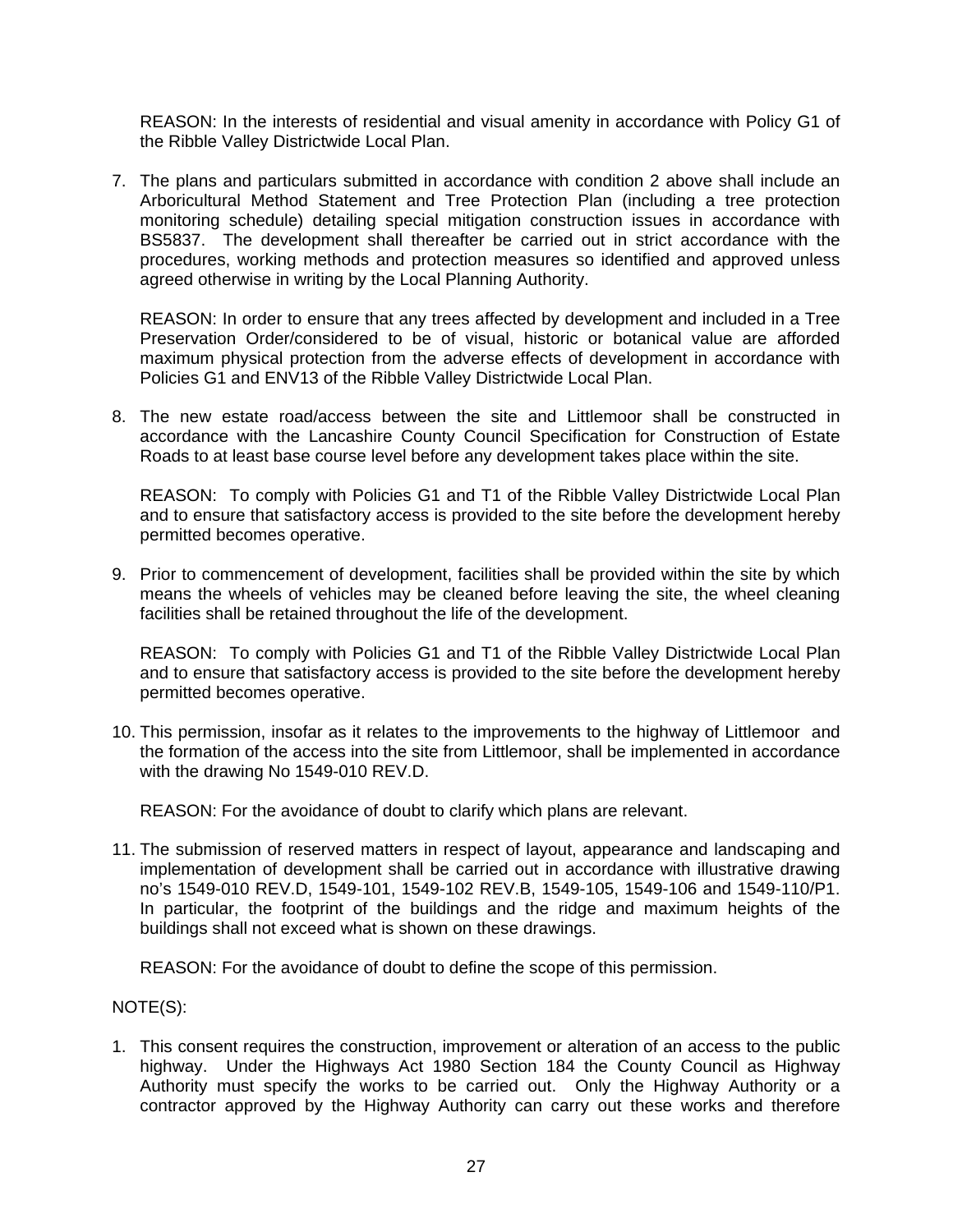REASON: In the interests of residential and visual amenity in accordance with Policy G1 of the Ribble Valley Districtwide Local Plan.

7. The plans and particulars submitted in accordance with condition 2 above shall include an Arboricultural Method Statement and Tree Protection Plan (including a tree protection monitoring schedule) detailing special mitigation construction issues in accordance with BS5837. The development shall thereafter be carried out in strict accordance with the procedures, working methods and protection measures so identified and approved unless agreed otherwise in writing by the Local Planning Authority.

   REASON: In order to ensure that any trees affected by development and included in a Tree Preservation Order/considered to be of visual, historic or botanical value are afforded maximum physical protection from the adverse effects of development in accordance with Policies G1 and ENV13 of the Ribble Valley Districtwide Local Plan.

8. The new estate road/access between the site and Littlemoor shall be constructed in accordance with the Lancashire County Council Specification for Construction of Estate Roads to at least base course level before any development takes place within the site.

   REASON: To comply with Policies G1 and T1 of the Ribble Valley Districtwide Local Plan and to ensure that satisfactory access is provided to the site before the development hereby permitted becomes operative.

9. Prior to commencement of development, facilities shall be provided within the site by which means the wheels of vehicles may be cleaned before leaving the site, the wheel cleaning facilities shall be retained throughout the life of the development.

   REASON: To comply with Policies G1 and T1 of the Ribble Valley Districtwide Local Plan and to ensure that satisfactory access is provided to the site before the development hereby permitted becomes operative.

10. This permission, insofar as it relates to the improvements to the highway of Littlemoor and the formation of the access into the site from Littlemoor, shall be implemented in accordance with the drawing No 1549-010 REV.D.

    REASON: For the avoidance of doubt to clarify which plans are relevant.

11. The submission of reserved matters in respect of layout, appearance and landscaping and implementation of development shall be carried out in accordance with illustrative drawing no's 1549-010 REV.D, 1549-101, 1549-102 REV.B, 1549-105, 1549-106 and 1549-110/P1. In particular, the footprint of the buildings and the ridge and maximum heights of the buildings shall not exceed what is shown on these drawings.

    REASON: For the avoidance of doubt to define the scope of this permission.

NOTE(S):

1. This consent requires the construction, improvement or alteration of an access to the public highway. Under the Highways Act 1980 Section 184 the County Council as Highway Authority must specify the works to be carried out. Only the Highway Authority or a contractor approved by the Highway Authority can carry out these works and therefore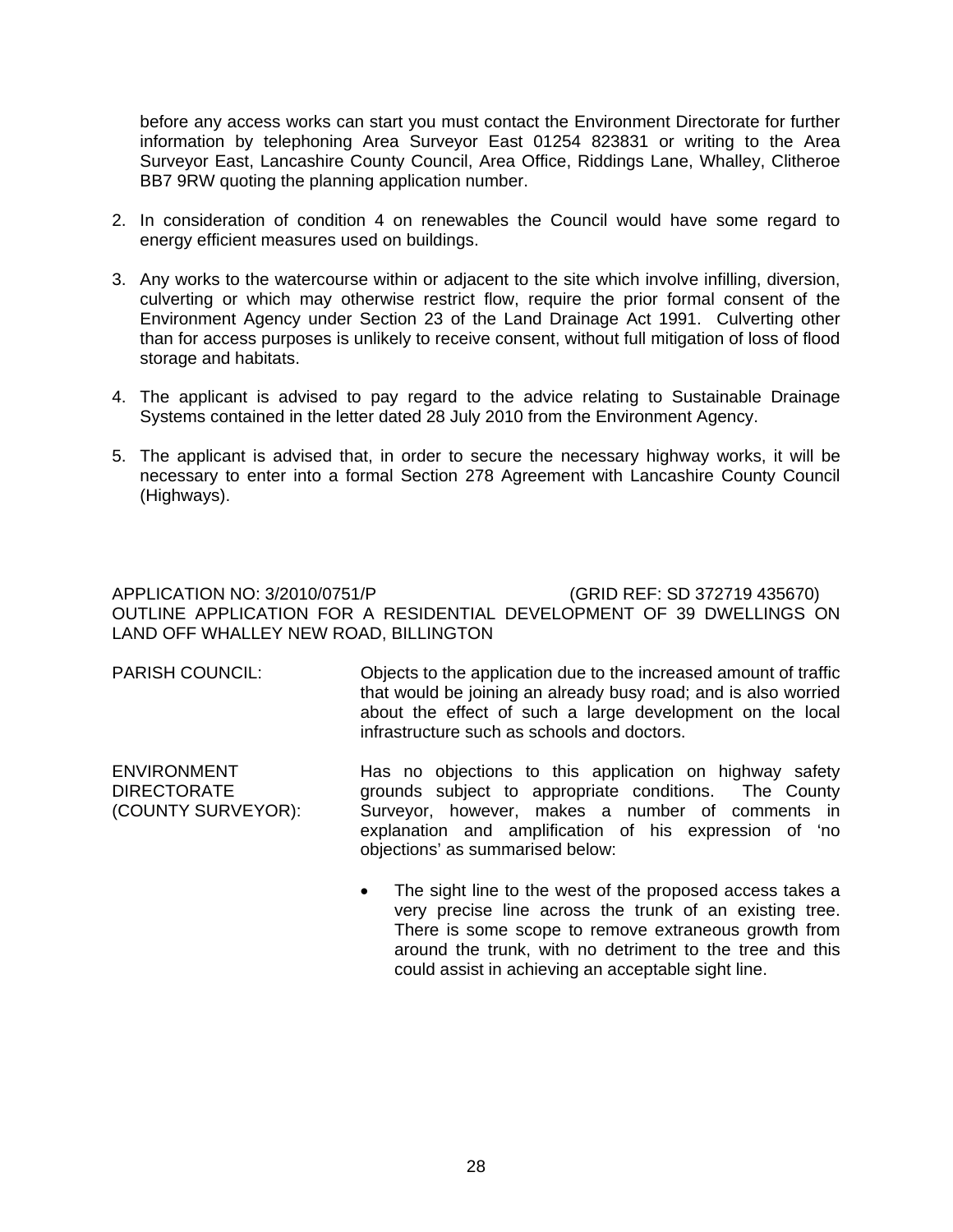before any access works can start you must contact the Environment Directorate for further information by telephoning Area Surveyor East 01254 823831 or writing to the Area Surveyor East, Lancashire County Council, Area Office, Riddings Lane, Whalley, Clitheroe BB7 9RW quoting the planning application number.

2. In consideration of condition 4 on renewables the Council would have some regard to energy efficient measures used on buildings.

3. Any works to the watercourse within or adjacent to the site which involve infilling, diversion, culverting or which may otherwise restrict flow, require the prior formal consent of the Environment Agency under Section 23 of the Land Drainage Act 1991. Culverting other than for access purposes is unlikely to receive consent, without full mitigation of loss of flood storage and habitats.

4. The applicant is advised to pay regard to the advice relating to Sustainable Drainage Systems contained in the letter dated 28 July 2010 from the Environment Agency.

5. The applicant is advised that, in order to secure the necessary highway works, it will be necessary to enter into a formal Section 278 Agreement with Lancashire County Council (Highways).

APPLICATION NO: 3/2010/0751/P (GRID REF: SD 372719 435670)
OUTLINE APPLICATION FOR A RESIDENTIAL DEVELOPMENT OF 39 DWELLINGS ON LAND OFF WHALLEY NEW ROAD, BILLINGTON

PARISH COUNCIL: Objects to the application due to the increased amount of traffic that would be joining an already busy road; and is also worried about the effect of such a large development on the local infrastructure such as schools and doctors.

ENVIRONMENT DIRECTORATE (COUNTY SURVEYOR): Has no objections to this application on highway safety grounds subject to appropriate conditions. The County Surveyor, however, makes a number of comments in explanation and amplification of his expression of 'no objections' as summarised below:

- The sight line to the west of the proposed access takes a very precise line across the trunk of an existing tree. There is some scope to remove extraneous growth from around the trunk, with no detriment to the tree and this could assist in achieving an acceptable sight line.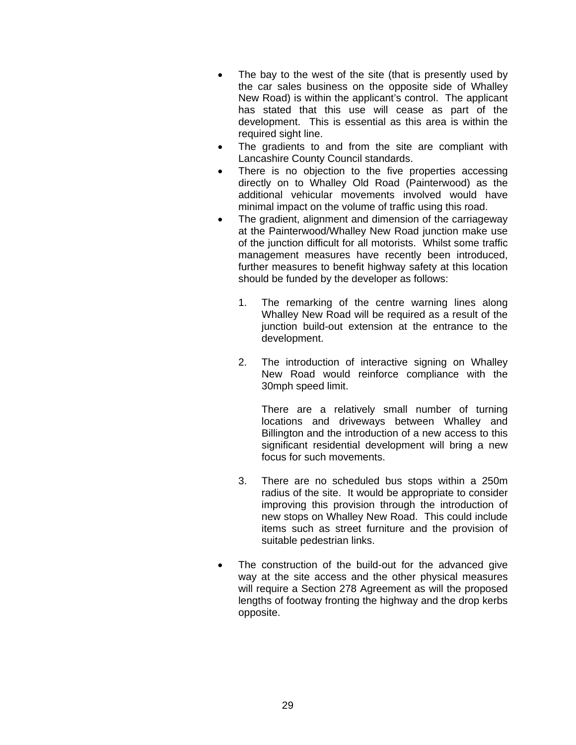- The bay to the west of the site (that is presently used by the car sales business on the opposite side of Whalley New Road) is within the applicant's control. The applicant has stated that this use will cease as part of the development. This is essential as this area is within the required sight line.
- The gradients to and from the site are compliant with Lancashire County Council standards.
- There is no objection to the five properties accessing directly on to Whalley Old Road (Painterwood) as the additional vehicular movements involved would have minimal impact on the volume of traffic using this road.
- The gradient, alignment and dimension of the carriageway at the Painterwood/Whalley New Road junction make use of the junction difficult for all motorists. Whilst some traffic management measures have recently been introduced, further measures to benefit highway safety at this location should be funded by the developer as follows:

  1. The remarking of the centre warning lines along Whalley New Road will be required as a result of the junction build-out extension at the entrance to the development.

  2. The introduction of interactive signing on Whalley New Road would reinforce compliance with the 30mph speed limit.

     There are a relatively small number of turning locations and driveways between Whalley and Billington and the introduction of a new access to this significant residential development will bring a new focus for such movements.

  3. There are no scheduled bus stops within a 250m radius of the site. It would be appropriate to consider improving this provision through the introduction of new stops on Whalley New Road. This could include items such as street furniture and the provision of suitable pedestrian links.

- The construction of the build-out for the advanced give way at the site access and the other physical measures will require a Section 278 Agreement as will the proposed lengths of footway fronting the highway and the drop kerbs opposite.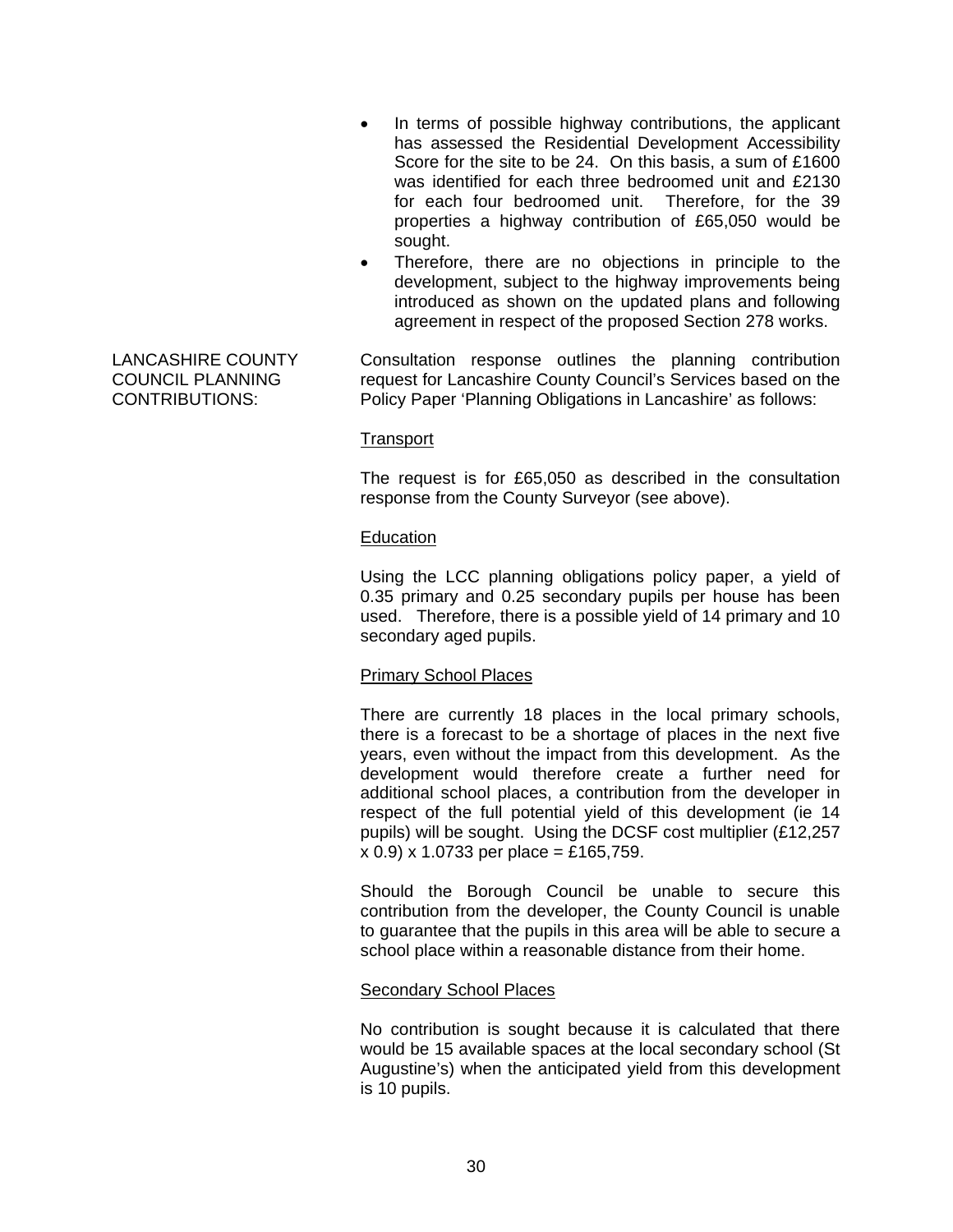- In terms of possible highway contributions, the applicant has assessed the Residential Development Accessibility Score for the site to be 24. On this basis, a sum of £1600 was identified for each three bedroomed unit and £2130 for each four bedroomed unit. Therefore, for the 39 properties a highway contribution of £65,050 would be sought.
- Therefore, there are no objections in principle to the development, subject to the highway improvements being introduced as shown on the updated plans and following agreement in respect of the proposed Section 278 works.

LANCASHIRE COUNTY COUNCIL PLANNING CONTRIBUTIONS:

Consultation response outlines the planning contribution request for Lancashire County Council's Services based on the Policy Paper 'Planning Obligations in Lancashire' as follows:

Transport

The request is for £65,050 as described in the consultation response from the County Surveyor (see above).

Education

Using the LCC planning obligations policy paper, a yield of 0.35 primary and 0.25 secondary pupils per house has been used. Therefore, there is a possible yield of 14 primary and 10 secondary aged pupils.

Primary School Places

There are currently 18 places in the local primary schools, there is a forecast to be a shortage of places in the next five years, even without the impact from this development. As the development would therefore create a further need for additional school places, a contribution from the developer in respect of the full potential yield of this development (ie 14 pupils) will be sought. Using the DCSF cost multiplier (£12,257 x 0.9) x 1.0733 per place = £165,759.

Should the Borough Council be unable to secure this contribution from the developer, the County Council is unable to guarantee that the pupils in this area will be able to secure a school place within a reasonable distance from their home.

Secondary School Places

No contribution is sought because it is calculated that there would be 15 available spaces at the local secondary school (St Augustine's) when the anticipated yield from this development is 10 pupils.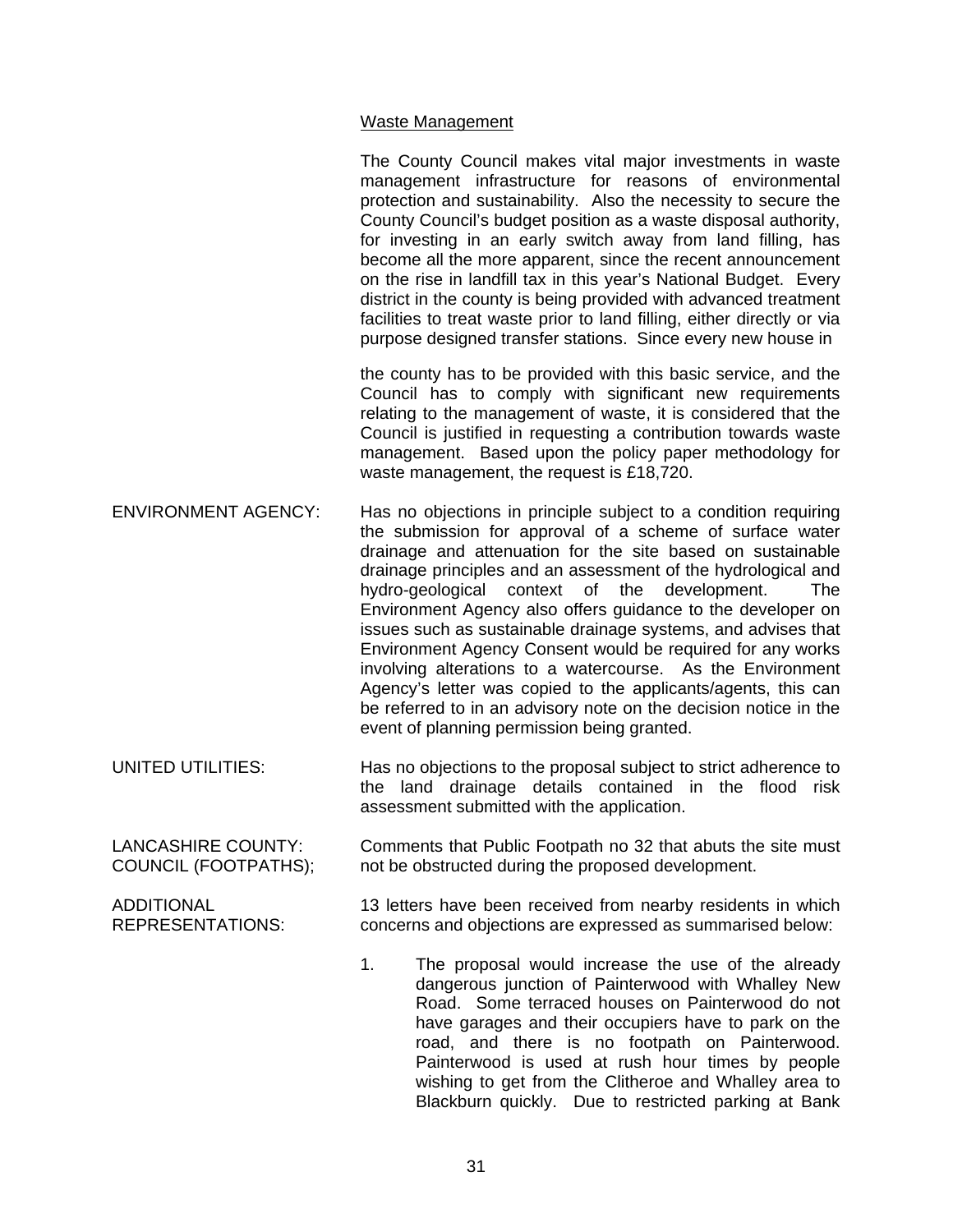Waste Management

The County Council makes vital major investments in waste management infrastructure for reasons of environmental protection and sustainability. Also the necessity to secure the County Council's budget position as a waste disposal authority, for investing in an early switch away from land filling, has become all the more apparent, since the recent announcement on the rise in landfill tax in this year's National Budget. Every district in the county is being provided with advanced treatment facilities to treat waste prior to land filling, either directly or via purpose designed transfer stations. Since every new house in the county has to be provided with this basic service, and the Council has to comply with significant new requirements relating to the management of waste, it is considered that the Council is justified in requesting a contribution towards waste management. Based upon the policy paper methodology for waste management, the request is £18,720.

ENVIRONMENT AGENCY: Has no objections in principle subject to a condition requiring the submission for approval of a scheme of surface water drainage and attenuation for the site based on sustainable drainage principles and an assessment of the hydrological and hydro-geological context of the development. The Environment Agency also offers guidance to the developer on issues such as sustainable drainage systems, and advises that Environment Agency Consent would be required for any works involving alterations to a watercourse. As the Environment Agency's letter was copied to the applicants/agents, this can be referred to in an advisory note on the decision notice in the event of planning permission being granted.

UNITED UTILITIES: Has no objections to the proposal subject to strict adherence to the land drainage details contained in the flood risk assessment submitted with the application.

LANCASHIRE COUNTY: COUNCIL (FOOTPATHS); Comments that Public Footpath no 32 that abuts the site must not be obstructed during the proposed development.

ADDITIONAL REPRESENTATIONS: 13 letters have been received from nearby residents in which concerns and objections are expressed as summarised below:

1. The proposal would increase the use of the already dangerous junction of Painterwood with Whalley New Road. Some terraced houses on Painterwood do not have garages and their occupiers have to park on the road, and there is no footpath on Painterwood. Painterwood is used at rush hour times by people wishing to get from the Clitheroe and Whalley area to Blackburn quickly. Due to restricted parking at Bank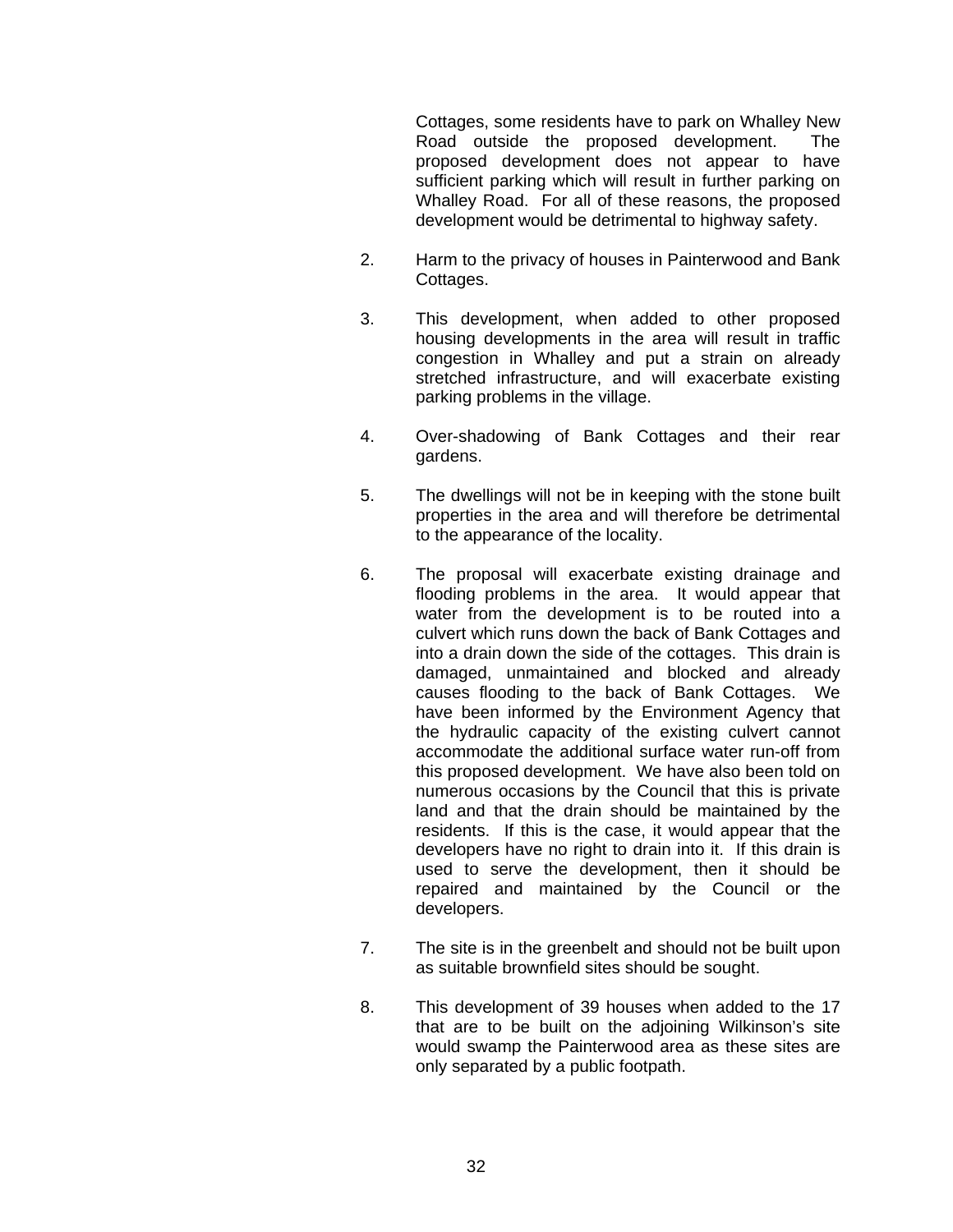Cottages, some residents have to park on Whalley New Road outside the proposed development. The proposed development does not appear to have sufficient parking which will result in further parking on Whalley Road. For all of these reasons, the proposed development would be detrimental to highway safety.

2. Harm to the privacy of houses in Painterwood and Bank Cottages.

3. This development, when added to other proposed housing developments in the area will result in traffic congestion in Whalley and put a strain on already stretched infrastructure, and will exacerbate existing parking problems in the village.

4. Over-shadowing of Bank Cottages and their rear gardens.

5. The dwellings will not be in keeping with the stone built properties in the area and will therefore be detrimental to the appearance of the locality.

6. The proposal will exacerbate existing drainage and flooding problems in the area. It would appear that water from the development is to be routed into a culvert which runs down the back of Bank Cottages and into a drain down the side of the cottages. This drain is damaged, unmaintained and blocked and already causes flooding to the back of Bank Cottages. We have been informed by the Environment Agency that the hydraulic capacity of the existing culvert cannot accommodate the additional surface water run-off from this proposed development. We have also been told on numerous occasions by the Council that this is private land and that the drain should be maintained by the residents. If this is the case, it would appear that the developers have no right to drain into it. If this drain is used to serve the development, then it should be repaired and maintained by the Council or the developers.

7. The site is in the greenbelt and should not be built upon as suitable brownfield sites should be sought.

8. This development of 39 houses when added to the 17 that are to be built on the adjoining Wilkinson's site would swamp the Painterwood area as these sites are only separated by a public footpath.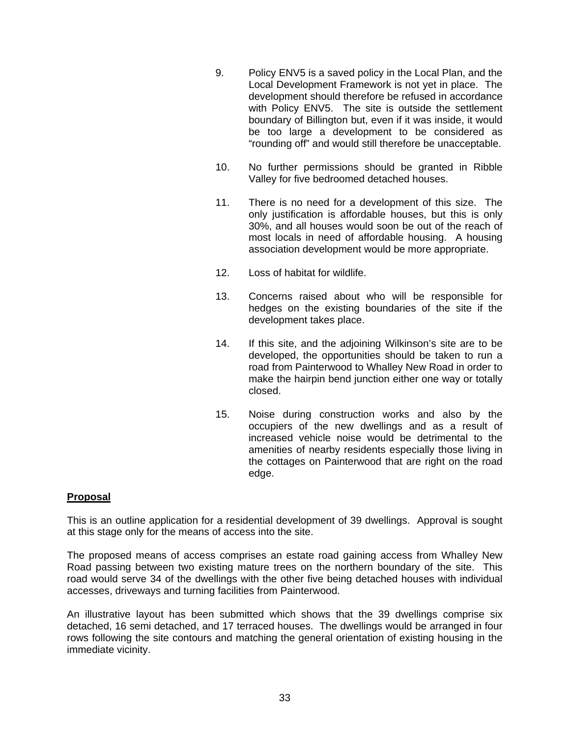9. Policy ENV5 is a saved policy in the Local Plan, and the Local Development Framework is not yet in place. The development should therefore be refused in accordance with Policy ENV5. The site is outside the settlement boundary of Billington but, even if it was inside, it would be too large a development to be considered as “rounding off” and would still therefore be unacceptable.

10. No further permissions should be granted in Ribble Valley for five bedroomed detached houses.

11. There is no need for a development of this size. The only justification is affordable houses, but this is only 30%, and all houses would soon be out of the reach of most locals in need of affordable housing. A housing association development would be more appropriate.

12. Loss of habitat for wildlife.

13. Concerns raised about who will be responsible for hedges on the existing boundaries of the site if the development takes place.

14. If this site, and the adjoining Wilkinson’s site are to be developed, the opportunities should be taken to run a road from Painterwood to Whalley New Road in order to make the hairpin bend junction either one way or totally closed.

15. Noise during construction works and also by the occupiers of the new dwellings and as a result of increased vehicle noise would be detrimental to the amenities of nearby residents especially those living in the cottages on Painterwood that are right on the road edge.

**Proposal**

This is an outline application for a residential development of 39 dwellings. Approval is sought at this stage only for the means of access into the site.

The proposed means of access comprises an estate road gaining access from Whalley New Road passing between two existing mature trees on the northern boundary of the site. This road would serve 34 of the dwellings with the other five being detached houses with individual accesses, driveways and turning facilities from Painterwood.

An illustrative layout has been submitted which shows that the 39 dwellings comprise six detached, 16 semi detached, and 17 terraced houses. The dwellings would be arranged in four rows following the site contours and matching the general orientation of existing housing in the immediate vicinity.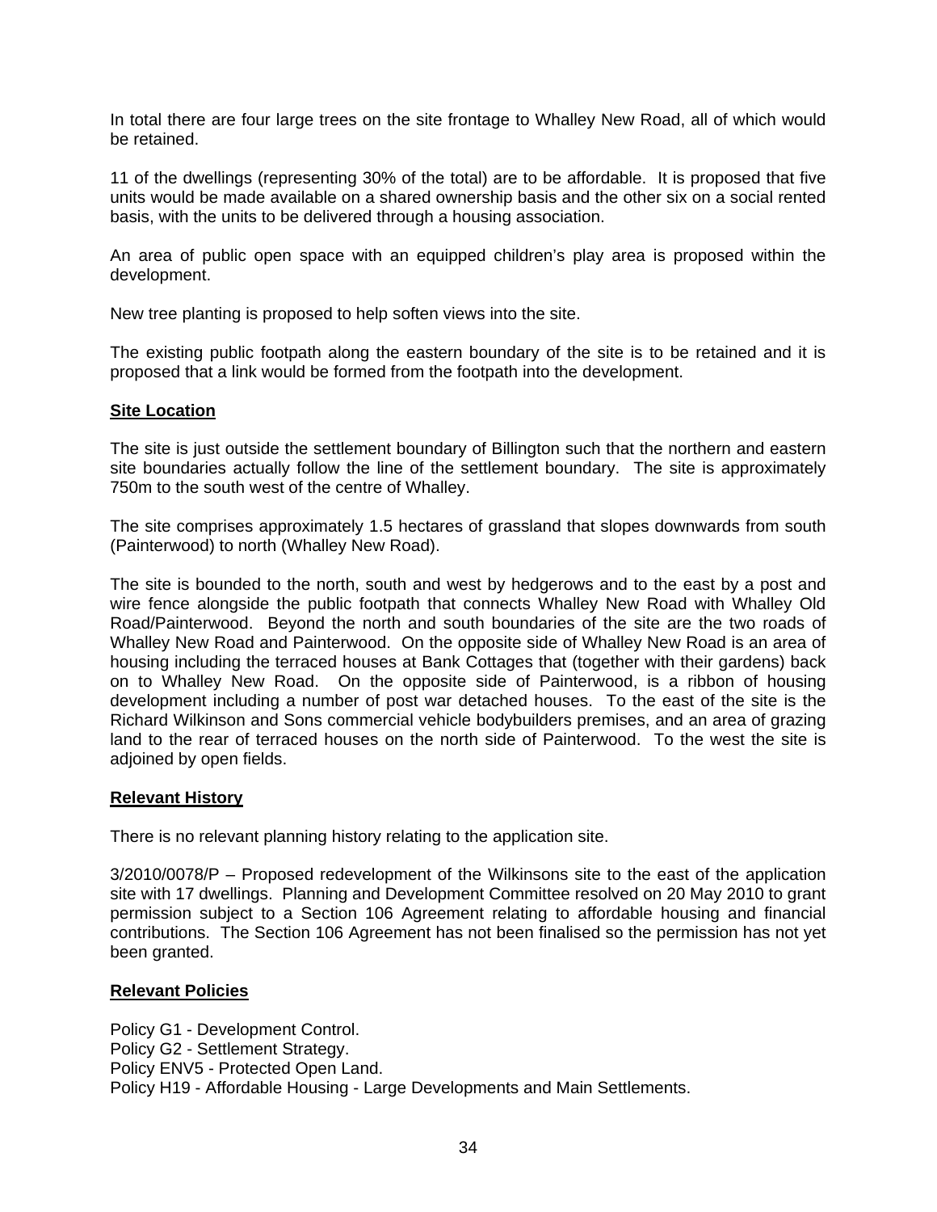In total there are four large trees on the site frontage to Whalley New Road, all of which would be retained.

11 of the dwellings (representing 30% of the total) are to be affordable. It is proposed that five units would be made available on a shared ownership basis and the other six on a social rented basis, with the units to be delivered through a housing association.

An area of public open space with an equipped children's play area is proposed within the development.

New tree planting is proposed to help soften views into the site.

The existing public footpath along the eastern boundary of the site is to be retained and it is proposed that a link would be formed from the footpath into the development.

**Site Location**

The site is just outside the settlement boundary of Billington such that the northern and eastern site boundaries actually follow the line of the settlement boundary. The site is approximately 750m to the south west of the centre of Whalley.

The site comprises approximately 1.5 hectares of grassland that slopes downwards from south (Painterwood) to north (Whalley New Road).

The site is bounded to the north, south and west by hedgerows and to the east by a post and wire fence alongside the public footpath that connects Whalley New Road with Whalley Old Road/Painterwood. Beyond the north and south boundaries of the site are the two roads of Whalley New Road and Painterwood. On the opposite side of Whalley New Road is an area of housing including the terraced houses at Bank Cottages that (together with their gardens) back on to Whalley New Road. On the opposite side of Painterwood, is a ribbon of housing development including a number of post war detached houses. To the east of the site is the Richard Wilkinson and Sons commercial vehicle bodybuilders premises, and an area of grazing land to the rear of terraced houses on the north side of Painterwood. To the west the site is adjoined by open fields.

**Relevant History**

There is no relevant planning history relating to the application site.

3/2010/0078/P – Proposed redevelopment of the Wilkinsons site to the east of the application site with 17 dwellings. Planning and Development Committee resolved on 20 May 2010 to grant permission subject to a Section 106 Agreement relating to affordable housing and financial contributions. The Section 106 Agreement has not been finalised so the permission has not yet been granted.

**Relevant Policies**

Policy G1 - Development Control.
Policy G2 - Settlement Strategy.
Policy ENV5 - Protected Open Land.
Policy H19 - Affordable Housing - Large Developments and Main Settlements.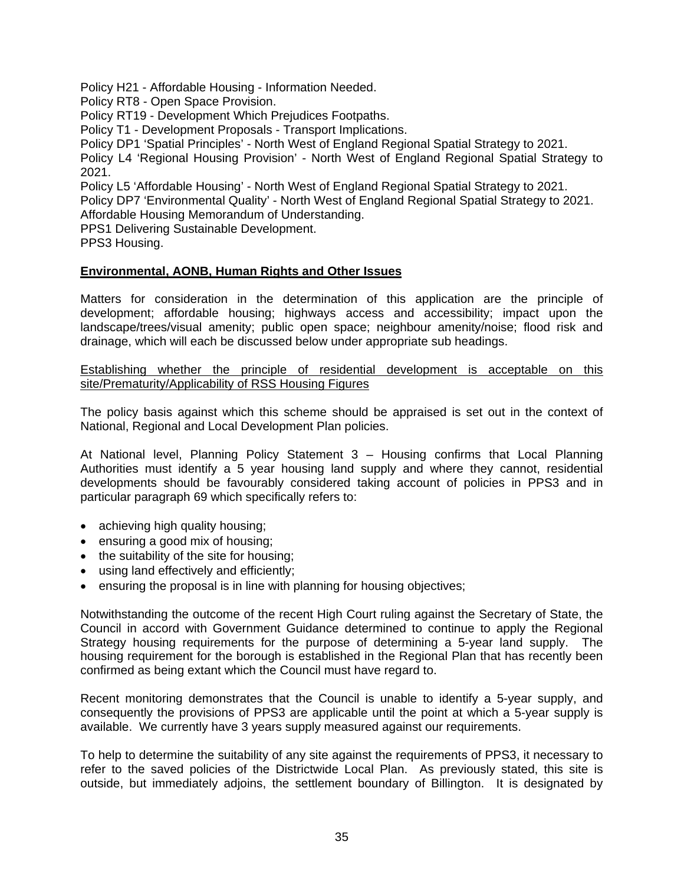Policy H21 - Affordable Housing - Information Needed.
Policy RT8 - Open Space Provision.
Policy RT19 - Development Which Prejudices Footpaths.
Policy T1 - Development Proposals - Transport Implications.
Policy DP1 'Spatial Principles' - North West of England Regional Spatial Strategy to 2021.
Policy L4 'Regional Housing Provision' - North West of England Regional Spatial Strategy to 2021.
Policy L5 'Affordable Housing' - North West of England Regional Spatial Strategy to 2021.
Policy DP7 'Environmental Quality' - North West of England Regional Spatial Strategy to 2021.
Affordable Housing Memorandum of Understanding.
PPS1 Delivering Sustainable Development.
PPS3 Housing.

**Environmental, AONB, Human Rights and Other Issues**

Matters for consideration in the determination of this application are the principle of development; affordable housing; highways access and accessibility; impact upon the landscape/trees/visual amenity; public open space; neighbour amenity/noise; flood risk and drainage, which will each be discussed below under appropriate sub headings.

Establishing whether the principle of residential development is acceptable on this site/Prematurity/Applicability of RSS Housing Figures

The policy basis against which this scheme should be appraised is set out in the context of National, Regional and Local Development Plan policies.

At National level, Planning Policy Statement 3 – Housing confirms that Local Planning Authorities must identify a 5 year housing land supply and where they cannot, residential developments should be favourably considered taking account of policies in PPS3 and in particular paragraph 69 which specifically refers to:

- achieving high quality housing;
- ensuring a good mix of housing;
- the suitability of the site for housing;
- using land effectively and efficiently;
- ensuring the proposal is in line with planning for housing objectives;

Notwithstanding the outcome of the recent High Court ruling against the Secretary of State, the Council in accord with Government Guidance determined to continue to apply the Regional Strategy housing requirements for the purpose of determining a 5-year land supply. The housing requirement for the borough is established in the Regional Plan that has recently been confirmed as being extant which the Council must have regard to.

Recent monitoring demonstrates that the Council is unable to identify a 5-year supply, and consequently the provisions of PPS3 are applicable until the point at which a 5-year supply is available. We currently have 3 years supply measured against our requirements.

To help to determine the suitability of any site against the requirements of PPS3, it necessary to refer to the saved policies of the Districtwide Local Plan. As previously stated, this site is outside, but immediately adjoins, the settlement boundary of Billington. It is designated by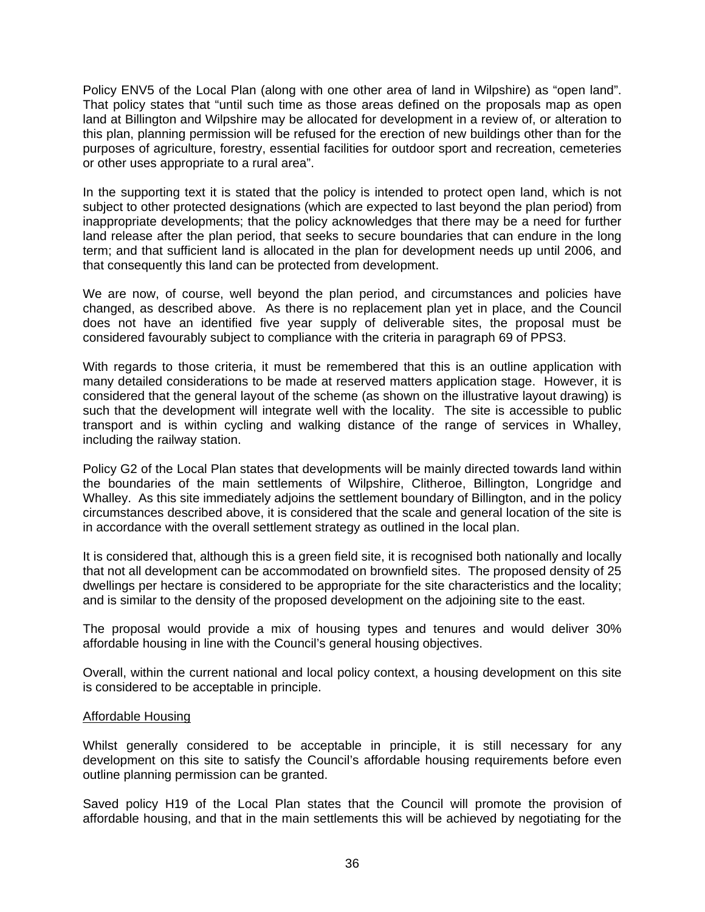Policy ENV5 of the Local Plan (along with one other area of land in Wilpshire) as "open land". That policy states that "until such time as those areas defined on the proposals map as open land at Billington and Wilpshire may be allocated for development in a review of, or alteration to this plan, planning permission will be refused for the erection of new buildings other than for the purposes of agriculture, forestry, essential facilities for outdoor sport and recreation, cemeteries or other uses appropriate to a rural area".

In the supporting text it is stated that the policy is intended to protect open land, which is not subject to other protected designations (which are expected to last beyond the plan period) from inappropriate developments; that the policy acknowledges that there may be a need for further land release after the plan period, that seeks to secure boundaries that can endure in the long term; and that sufficient land is allocated in the plan for development needs up until 2006, and that consequently this land can be protected from development.

We are now, of course, well beyond the plan period, and circumstances and policies have changed, as described above. As there is no replacement plan yet in place, and the Council does not have an identified five year supply of deliverable sites, the proposal must be considered favourably subject to compliance with the criteria in paragraph 69 of PPS3.

With regards to those criteria, it must be remembered that this is an outline application with many detailed considerations to be made at reserved matters application stage. However, it is considered that the general layout of the scheme (as shown on the illustrative layout drawing) is such that the development will integrate well with the locality. The site is accessible to public transport and is within cycling and walking distance of the range of services in Whalley, including the railway station.

Policy G2 of the Local Plan states that developments will be mainly directed towards land within the boundaries of the main settlements of Wilpshire, Clitheroe, Billington, Longridge and Whalley. As this site immediately adjoins the settlement boundary of Billington, and in the policy circumstances described above, it is considered that the scale and general location of the site is in accordance with the overall settlement strategy as outlined in the local plan.

It is considered that, although this is a green field site, it is recognised both nationally and locally that not all development can be accommodated on brownfield sites. The proposed density of 25 dwellings per hectare is considered to be appropriate for the site characteristics and the locality; and is similar to the density of the proposed development on the adjoining site to the east.

The proposal would provide a mix of housing types and tenures and would deliver 30% affordable housing in line with the Council's general housing objectives.

Overall, within the current national and local policy context, a housing development on this site is considered to be acceptable in principle.

<u>Affordable Housing</u>

Whilst generally considered to be acceptable in principle, it is still necessary for any development on this site to satisfy the Council's affordable housing requirements before even outline planning permission can be granted.

Saved policy H19 of the Local Plan states that the Council will promote the provision of affordable housing, and that in the main settlements this will be achieved by negotiating for the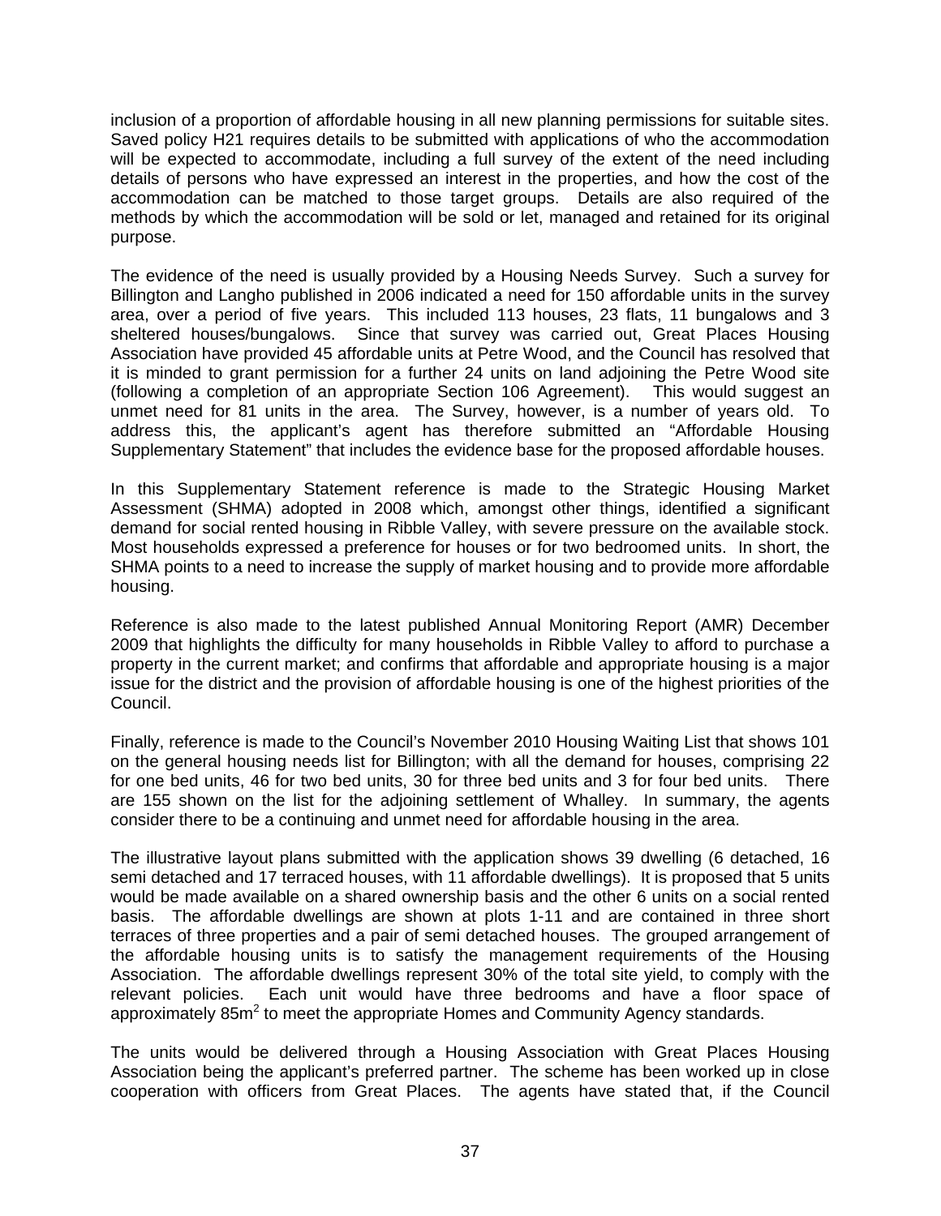inclusion of a proportion of affordable housing in all new planning permissions for suitable sites. Saved policy H21 requires details to be submitted with applications of who the accommodation will be expected to accommodate, including a full survey of the extent of the need including details of persons who have expressed an interest in the properties, and how the cost of the accommodation can be matched to those target groups. Details are also required of the methods by which the accommodation will be sold or let, managed and retained for its original purpose.

The evidence of the need is usually provided by a Housing Needs Survey. Such a survey for Billington and Langho published in 2006 indicated a need for 150 affordable units in the survey area, over a period of five years. This included 113 houses, 23 flats, 11 bungalows and 3 sheltered houses/bungalows. Since that survey was carried out, Great Places Housing Association have provided 45 affordable units at Petre Wood, and the Council has resolved that it is minded to grant permission for a further 24 units on land adjoining the Petre Wood site (following a completion of an appropriate Section 106 Agreement). This would suggest an unmet need for 81 units in the area. The Survey, however, is a number of years old. To address this, the applicant's agent has therefore submitted an "Affordable Housing Supplementary Statement" that includes the evidence base for the proposed affordable houses.

In this Supplementary Statement reference is made to the Strategic Housing Market Assessment (SHMA) adopted in 2008 which, amongst other things, identified a significant demand for social rented housing in Ribble Valley, with severe pressure on the available stock. Most households expressed a preference for houses or for two bedroomed units. In short, the SHMA points to a need to increase the supply of market housing and to provide more affordable housing.

Reference is also made to the latest published Annual Monitoring Report (AMR) December 2009 that highlights the difficulty for many households in Ribble Valley to afford to purchase a property in the current market; and confirms that affordable and appropriate housing is a major issue for the district and the provision of affordable housing is one of the highest priorities of the Council.

Finally, reference is made to the Council's November 2010 Housing Waiting List that shows 101 on the general housing needs list for Billington; with all the demand for houses, comprising 22 for one bed units, 46 for two bed units, 30 for three bed units and 3 for four bed units. There are 155 shown on the list for the adjoining settlement of Whalley. In summary, the agents consider there to be a continuing and unmet need for affordable housing in the area.

The illustrative layout plans submitted with the application shows 39 dwelling (6 detached, 16 semi detached and 17 terraced houses, with 11 affordable dwellings). It is proposed that 5 units would be made available on a shared ownership basis and the other 6 units on a social rented basis. The affordable dwellings are shown at plots 1-11 and are contained in three short terraces of three properties and a pair of semi detached houses. The grouped arrangement of the affordable housing units is to satisfy the management requirements of the Housing Association. The affordable dwellings represent 30% of the total site yield, to comply with the relevant policies. Each unit would have three bedrooms and have a floor space of approximately 85m$^2$ to meet the appropriate Homes and Community Agency standards.

The units would be delivered through a Housing Association with Great Places Housing Association being the applicant's preferred partner. The scheme has been worked up in close cooperation with officers from Great Places. The agents have stated that, if the Council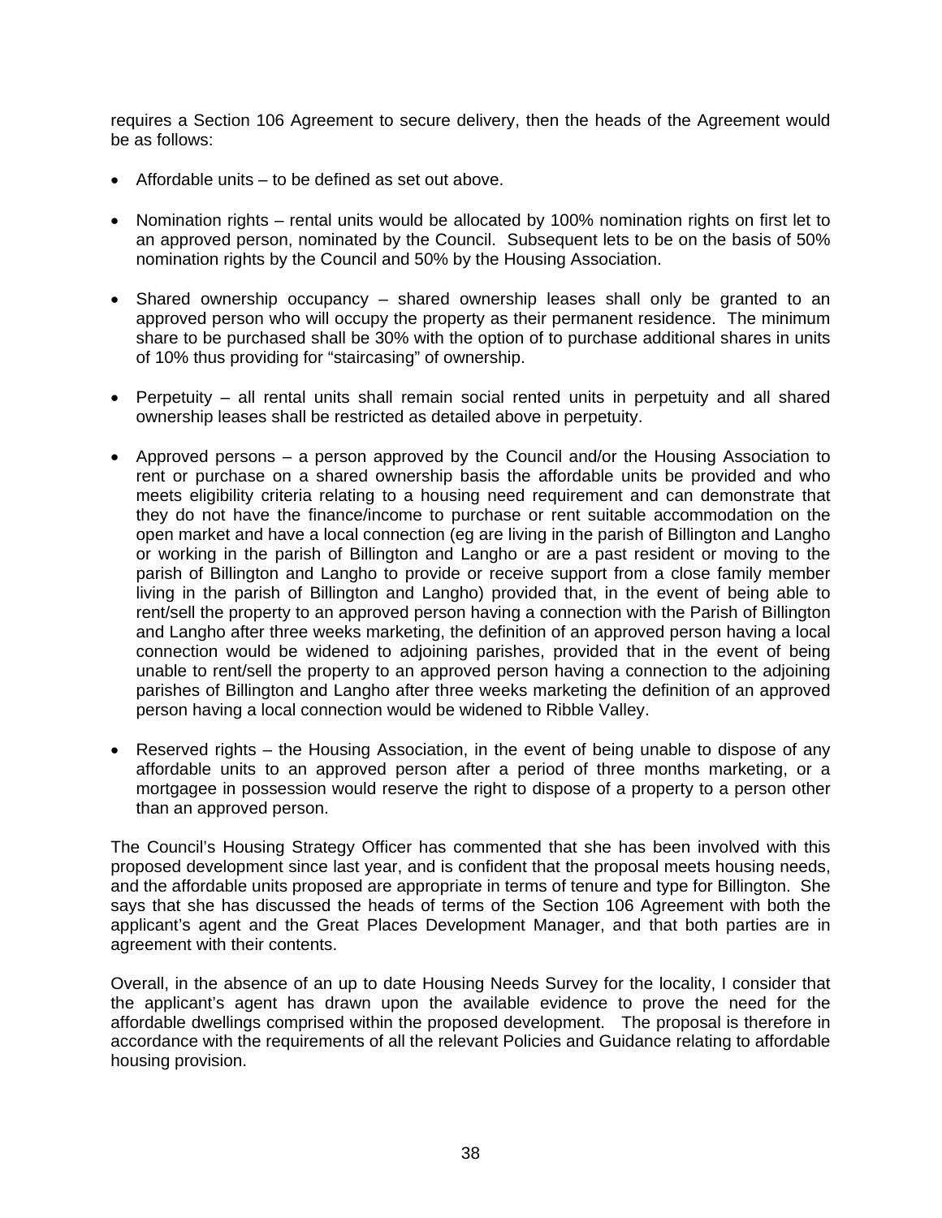requires a Section 106 Agreement to secure delivery, then the heads of the Agreement would be as follows:

- Affordable units – to be defined as set out above.

- Nomination rights – rental units would be allocated by 100% nomination rights on first let to an approved person, nominated by the Council. Subsequent lets to be on the basis of 50% nomination rights by the Council and 50% by the Housing Association.

- Shared ownership occupancy – shared ownership leases shall only be granted to an approved person who will occupy the property as their permanent residence. The minimum share to be purchased shall be 30% with the option of to purchase additional shares in units of 10% thus providing for "staircasing" of ownership.

- Perpetuity – all rental units shall remain social rented units in perpetuity and all shared ownership leases shall be restricted as detailed above in perpetuity.

- Approved persons – a person approved by the Council and/or the Housing Association to rent or purchase on a shared ownership basis the affordable units be provided and who meets eligibility criteria relating to a housing need requirement and can demonstrate that they do not have the finance/income to purchase or rent suitable accommodation on the open market and have a local connection (eg are living in the parish of Billington and Langho or working in the parish of Billington and Langho or are a past resident or moving to the parish of Billington and Langho to provide or receive support from a close family member living in the parish of Billington and Langho) provided that, in the event of being able to rent/sell the property to an approved person having a connection with the Parish of Billington and Langho after three weeks marketing, the definition of an approved person having a local connection would be widened to adjoining parishes, provided that in the event of being unable to rent/sell the property to an approved person having a connection to the adjoining parishes of Billington and Langho after three weeks marketing the definition of an approved person having a local connection would be widened to Ribble Valley.

- Reserved rights – the Housing Association, in the event of being unable to dispose of any affordable units to an approved person after a period of three months marketing, or a mortgagee in possession would reserve the right to dispose of a property to a person other than an approved person.

The Council's Housing Strategy Officer has commented that she has been involved with this proposed development since last year, and is confident that the proposal meets housing needs, and the affordable units proposed are appropriate in terms of tenure and type for Billington. She says that she has discussed the heads of terms of the Section 106 Agreement with both the applicant's agent and the Great Places Development Manager, and that both parties are in agreement with their contents.

Overall, in the absence of an up to date Housing Needs Survey for the locality, I consider that the applicant's agent has drawn upon the available evidence to prove the need for the affordable dwellings comprised within the proposed development. The proposal is therefore in accordance with the requirements of all the relevant Policies and Guidance relating to affordable housing provision.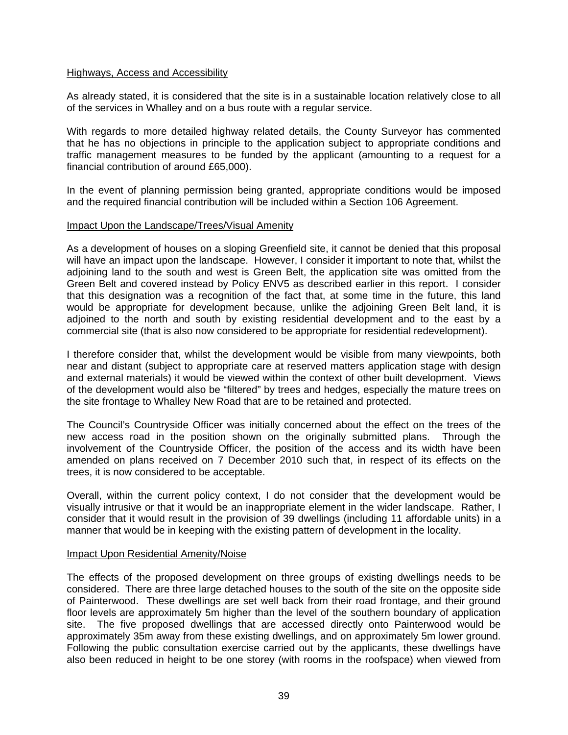Highways, Access and Accessibility

As already stated, it is considered that the site is in a sustainable location relatively close to all of the services in Whalley and on a bus route with a regular service.

With regards to more detailed highway related details, the County Surveyor has commented that he has no objections in principle to the application subject to appropriate conditions and traffic management measures to be funded by the applicant (amounting to a request for a financial contribution of around £65,000).

In the event of planning permission being granted, appropriate conditions would be imposed and the required financial contribution will be included within a Section 106 Agreement.

Impact Upon the Landscape/Trees/Visual Amenity

As a development of houses on a sloping Greenfield site, it cannot be denied that this proposal will have an impact upon the landscape. However, I consider it important to note that, whilst the adjoining land to the south and west is Green Belt, the application site was omitted from the Green Belt and covered instead by Policy ENV5 as described earlier in this report. I consider that this designation was a recognition of the fact that, at some time in the future, this land would be appropriate for development because, unlike the adjoining Green Belt land, it is adjoined to the north and south by existing residential development and to the east by a commercial site (that is also now considered to be appropriate for residential redevelopment).

I therefore consider that, whilst the development would be visible from many viewpoints, both near and distant (subject to appropriate care at reserved matters application stage with design and external materials) it would be viewed within the context of other built development. Views of the development would also be "filtered" by trees and hedges, especially the mature trees on the site frontage to Whalley New Road that are to be retained and protected.

The Council's Countryside Officer was initially concerned about the effect on the trees of the new access road in the position shown on the originally submitted plans. Through the involvement of the Countryside Officer, the position of the access and its width have been amended on plans received on 7 December 2010 such that, in respect of its effects on the trees, it is now considered to be acceptable.

Overall, within the current policy context, I do not consider that the development would be visually intrusive or that it would be an inappropriate element in the wider landscape. Rather, I consider that it would result in the provision of 39 dwellings (including 11 affordable units) in a manner that would be in keeping with the existing pattern of development in the locality.

Impact Upon Residential Amenity/Noise

The effects of the proposed development on three groups of existing dwellings needs to be considered. There are three large detached houses to the south of the site on the opposite side of Painterwood. These dwellings are set well back from their road frontage, and their ground floor levels are approximately 5m higher than the level of the southern boundary of application site. The five proposed dwellings that are accessed directly onto Painterwood would be approximately 35m away from these existing dwellings, and on approximately 5m lower ground. Following the public consultation exercise carried out by the applicants, these dwellings have also been reduced in height to be one storey (with rooms in the roofspace) when viewed from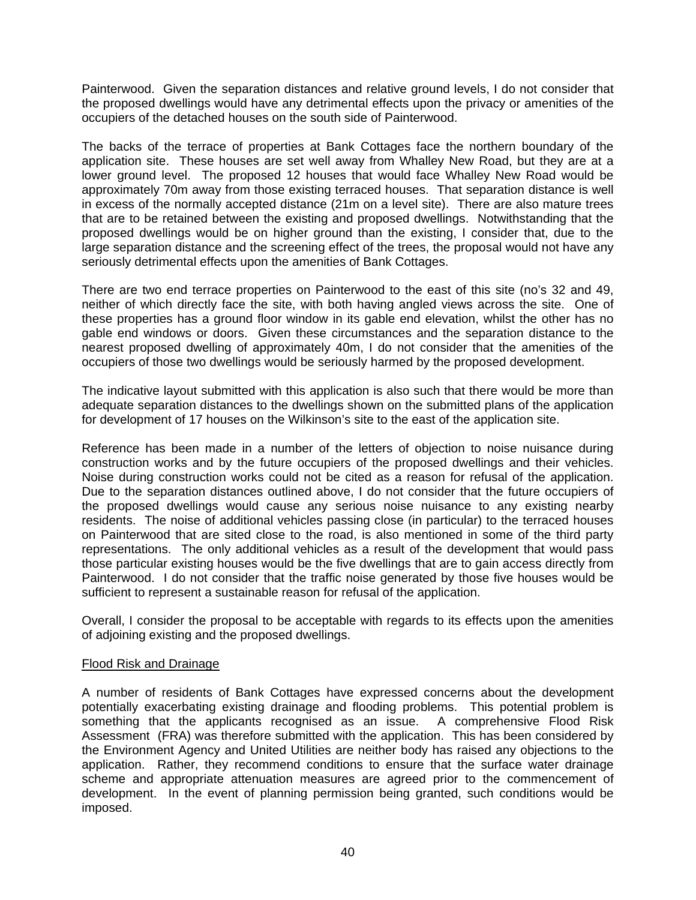Painterwood. Given the separation distances and relative ground levels, I do not consider that the proposed dwellings would have any detrimental effects upon the privacy or amenities of the occupiers of the detached houses on the south side of Painterwood.

The backs of the terrace of properties at Bank Cottages face the northern boundary of the application site. These houses are set well away from Whalley New Road, but they are at a lower ground level. The proposed 12 houses that would face Whalley New Road would be approximately 70m away from those existing terraced houses. That separation distance is well in excess of the normally accepted distance (21m on a level site). There are also mature trees that are to be retained between the existing and proposed dwellings. Notwithstanding that the proposed dwellings would be on higher ground than the existing, I consider that, due to the large separation distance and the screening effect of the trees, the proposal would not have any seriously detrimental effects upon the amenities of Bank Cottages.

There are two end terrace properties on Painterwood to the east of this site (no's 32 and 49, neither of which directly face the site, with both having angled views across the site. One of these properties has a ground floor window in its gable end elevation, whilst the other has no gable end windows or doors. Given these circumstances and the separation distance to the nearest proposed dwelling of approximately 40m, I do not consider that the amenities of the occupiers of those two dwellings would be seriously harmed by the proposed development.

The indicative layout submitted with this application is also such that there would be more than adequate separation distances to the dwellings shown on the submitted plans of the application for development of 17 houses on the Wilkinson's site to the east of the application site.

Reference has been made in a number of the letters of objection to noise nuisance during construction works and by the future occupiers of the proposed dwellings and their vehicles. Noise during construction works could not be cited as a reason for refusal of the application. Due to the separation distances outlined above, I do not consider that the future occupiers of the proposed dwellings would cause any serious noise nuisance to any existing nearby residents. The noise of additional vehicles passing close (in particular) to the terraced houses on Painterwood that are sited close to the road, is also mentioned in some of the third party representations. The only additional vehicles as a result of the development that would pass those particular existing houses would be the five dwellings that are to gain access directly from Painterwood. I do not consider that the traffic noise generated by those five houses would be sufficient to represent a sustainable reason for refusal of the application.

Overall, I consider the proposal to be acceptable with regards to its effects upon the amenities of adjoining existing and the proposed dwellings.

Flood Risk and Drainage

A number of residents of Bank Cottages have expressed concerns about the development potentially exacerbating existing drainage and flooding problems. This potential problem is something that the applicants recognised as an issue. A comprehensive Flood Risk Assessment (FRA) was therefore submitted with the application. This has been considered by the Environment Agency and United Utilities are neither body has raised any objections to the application. Rather, they recommend conditions to ensure that the surface water drainage scheme and appropriate attenuation measures are agreed prior to the commencement of development. In the event of planning permission being granted, such conditions would be imposed.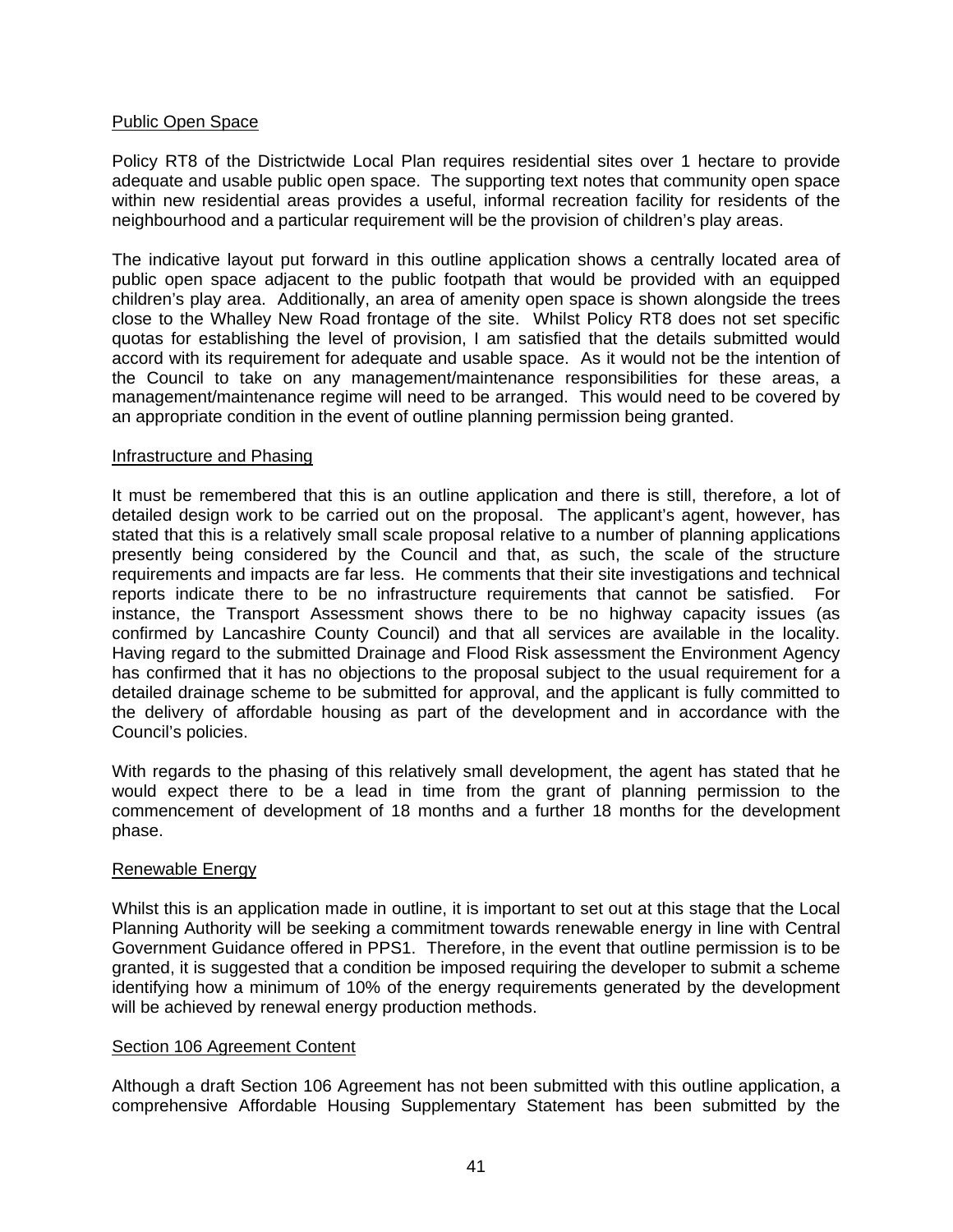## Public Open Space

Policy RT8 of the Districtwide Local Plan requires residential sites over 1 hectare to provide adequate and usable public open space. The supporting text notes that community open space within new residential areas provides a useful, informal recreation facility for residents of the neighbourhood and a particular requirement will be the provision of children's play areas.

The indicative layout put forward in this outline application shows a centrally located area of public open space adjacent to the public footpath that would be provided with an equipped children's play area. Additionally, an area of amenity open space is shown alongside the trees close to the Whalley New Road frontage of the site. Whilst Policy RT8 does not set specific quotas for establishing the level of provision, I am satisfied that the details submitted would accord with its requirement for adequate and usable space. As it would not be the intention of the Council to take on any management/maintenance responsibilities for these areas, a management/maintenance regime will need to be arranged. This would need to be covered by an appropriate condition in the event of outline planning permission being granted.

## Infrastructure and Phasing

It must be remembered that this is an outline application and there is still, therefore, a lot of detailed design work to be carried out on the proposal. The applicant's agent, however, has stated that this is a relatively small scale proposal relative to a number of planning applications presently being considered by the Council and that, as such, the scale of the structure requirements and impacts are far less. He comments that their site investigations and technical reports indicate there to be no infrastructure requirements that cannot be satisfied. For instance, the Transport Assessment shows there to be no highway capacity issues (as confirmed by Lancashire County Council) and that all services are available in the locality. Having regard to the submitted Drainage and Flood Risk assessment the Environment Agency has confirmed that it has no objections to the proposal subject to the usual requirement for a detailed drainage scheme to be submitted for approval, and the applicant is fully committed to the delivery of affordable housing as part of the development and in accordance with the Council's policies.

With regards to the phasing of this relatively small development, the agent has stated that he would expect there to be a lead in time from the grant of planning permission to the commencement of development of 18 months and a further 18 months for the development phase.

## Renewable Energy

Whilst this is an application made in outline, it is important to set out at this stage that the Local Planning Authority will be seeking a commitment towards renewable energy in line with Central Government Guidance offered in PPS1. Therefore, in the event that outline permission is to be granted, it is suggested that a condition be imposed requiring the developer to submit a scheme identifying how a minimum of 10% of the energy requirements generated by the development will be achieved by renewal energy production methods.

## Section 106 Agreement Content

Although a draft Section 106 Agreement has not been submitted with this outline application, a comprehensive Affordable Housing Supplementary Statement has been submitted by the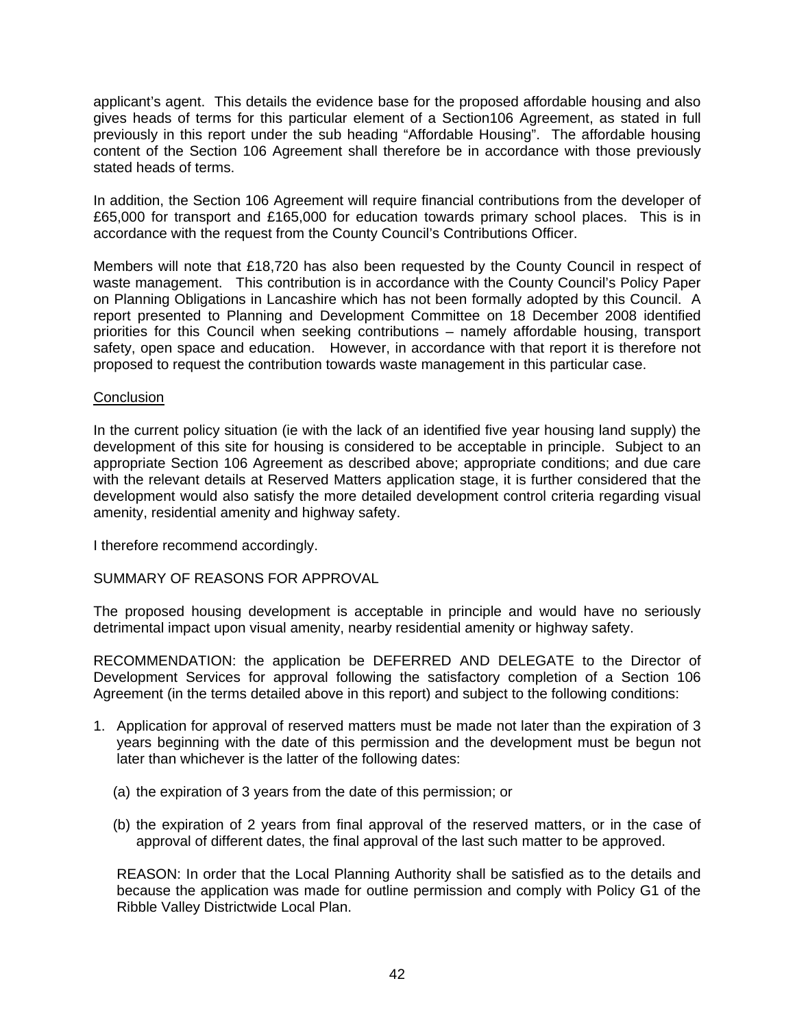applicant's agent. This details the evidence base for the proposed affordable housing and also gives heads of terms for this particular element of a Section106 Agreement, as stated in full previously in this report under the sub heading "Affordable Housing". The affordable housing content of the Section 106 Agreement shall therefore be in accordance with those previously stated heads of terms.

In addition, the Section 106 Agreement will require financial contributions from the developer of £65,000 for transport and £165,000 for education towards primary school places. This is in accordance with the request from the County Council's Contributions Officer.

Members will note that £18,720 has also been requested by the County Council in respect of waste management. This contribution is in accordance with the County Council's Policy Paper on Planning Obligations in Lancashire which has not been formally adopted by this Council. A report presented to Planning and Development Committee on 18 December 2008 identified priorities for this Council when seeking contributions – namely affordable housing, transport safety, open space and education. However, in accordance with that report it is therefore not proposed to request the contribution towards waste management in this particular case.

Conclusion

In the current policy situation (ie with the lack of an identified five year housing land supply) the development of this site for housing is considered to be acceptable in principle. Subject to an appropriate Section 106 Agreement as described above; appropriate conditions; and due care with the relevant details at Reserved Matters application stage, it is further considered that the development would also satisfy the more detailed development control criteria regarding visual amenity, residential amenity and highway safety.

I therefore recommend accordingly.

SUMMARY OF REASONS FOR APPROVAL

The proposed housing development is acceptable in principle and would have no seriously detrimental impact upon visual amenity, nearby residential amenity or highway safety.

RECOMMENDATION: the application be DEFERRED AND DELEGATE to the Director of Development Services for approval following the satisfactory completion of a Section 106 Agreement (in the terms detailed above in this report) and subject to the following conditions:

1. Application for approval of reserved matters must be made not later than the expiration of 3 years beginning with the date of this permission and the development must be begun not later than whichever is the latter of the following dates:

   (a) the expiration of 3 years from the date of this permission; or

   (b) the expiration of 2 years from final approval of the reserved matters, or in the case of approval of different dates, the final approval of the last such matter to be approved.

   REASON: In order that the Local Planning Authority shall be satisfied as to the details and because the application was made for outline permission and comply with Policy G1 of the Ribble Valley Districtwide Local Plan.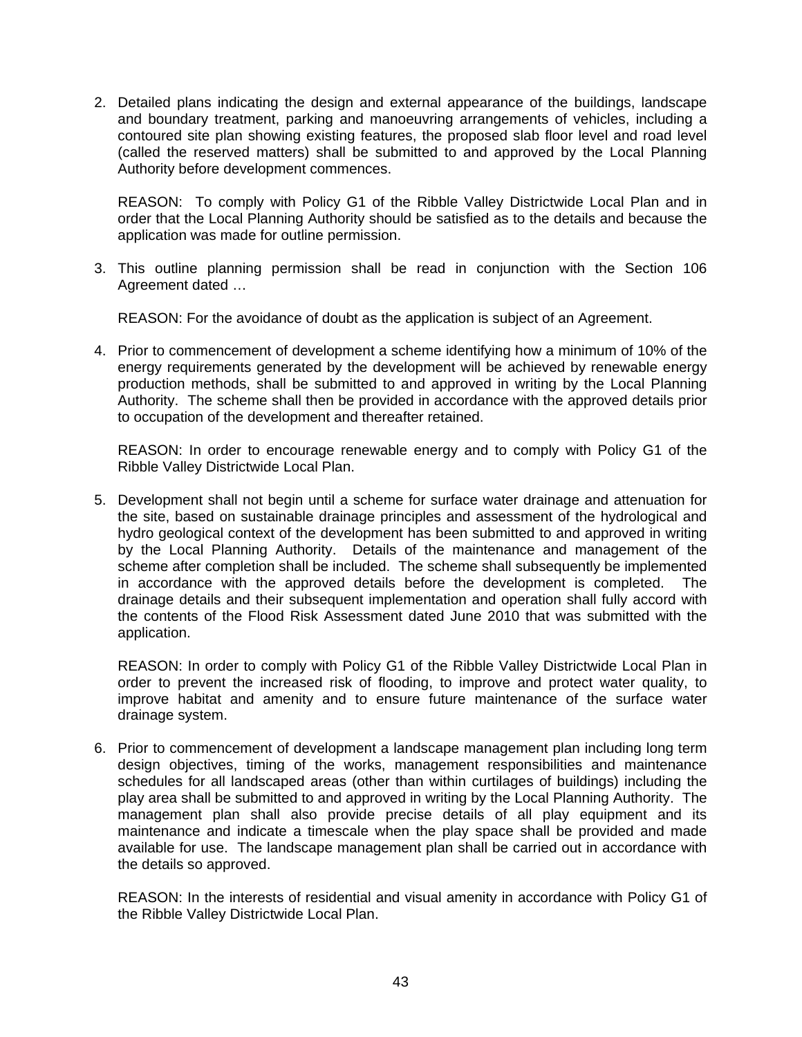2. Detailed plans indicating the design and external appearance of the buildings, landscape and boundary treatment, parking and manoeuvring arrangements of vehicles, including a contoured site plan showing existing features, the proposed slab floor level and road level (called the reserved matters) shall be submitted to and approved by the Local Planning Authority before development commences.

   REASON: To comply with Policy G1 of the Ribble Valley Districtwide Local Plan and in order that the Local Planning Authority should be satisfied as to the details and because the application was made for outline permission.

3. This outline planning permission shall be read in conjunction with the Section 106 Agreement dated …

   REASON: For the avoidance of doubt as the application is subject of an Agreement.

4. Prior to commencement of development a scheme identifying how a minimum of 10% of the energy requirements generated by the development will be achieved by renewable energy production methods, shall be submitted to and approved in writing by the Local Planning Authority. The scheme shall then be provided in accordance with the approved details prior to occupation of the development and thereafter retained.

   REASON: In order to encourage renewable energy and to comply with Policy G1 of the Ribble Valley Districtwide Local Plan.

5. Development shall not begin until a scheme for surface water drainage and attenuation for the site, based on sustainable drainage principles and assessment of the hydrological and hydro geological context of the development has been submitted to and approved in writing by the Local Planning Authority. Details of the maintenance and management of the scheme after completion shall be included. The scheme shall subsequently be implemented in accordance with the approved details before the development is completed. The drainage details and their subsequent implementation and operation shall fully accord with the contents of the Flood Risk Assessment dated June 2010 that was submitted with the application.

   REASON: In order to comply with Policy G1 of the Ribble Valley Districtwide Local Plan in order to prevent the increased risk of flooding, to improve and protect water quality, to improve habitat and amenity and to ensure future maintenance of the surface water drainage system.

6. Prior to commencement of development a landscape management plan including long term design objectives, timing of the works, management responsibilities and maintenance schedules for all landscaped areas (other than within curtilages of buildings) including the play area shall be submitted to and approved in writing by the Local Planning Authority. The management plan shall also provide precise details of all play equipment and its maintenance and indicate a timescale when the play space shall be provided and made available for use. The landscape management plan shall be carried out in accordance with the details so approved.

   REASON: In the interests of residential and visual amenity in accordance with Policy G1 of the Ribble Valley Districtwide Local Plan.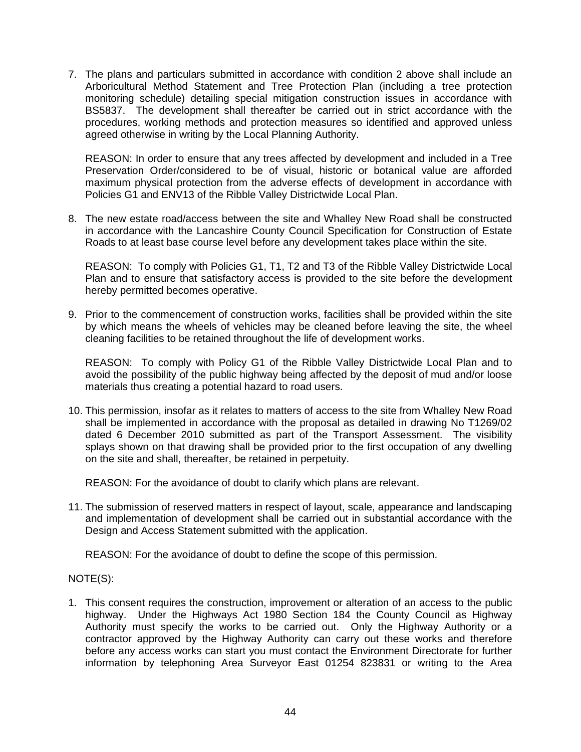7. The plans and particulars submitted in accordance with condition 2 above shall include an Arboricultural Method Statement and Tree Protection Plan (including a tree protection monitoring schedule) detailing special mitigation construction issues in accordance with BS5837. The development shall thereafter be carried out in strict accordance with the procedures, working methods and protection measures so identified and approved unless agreed otherwise in writing by the Local Planning Authority.

   REASON: In order to ensure that any trees affected by development and included in a Tree Preservation Order/considered to be of visual, historic or botanical value are afforded maximum physical protection from the adverse effects of development in accordance with Policies G1 and ENV13 of the Ribble Valley Districtwide Local Plan.

8. The new estate road/access between the site and Whalley New Road shall be constructed in accordance with the Lancashire County Council Specification for Construction of Estate Roads to at least base course level before any development takes place within the site.

   REASON: To comply with Policies G1, T1, T2 and T3 of the Ribble Valley Districtwide Local Plan and to ensure that satisfactory access is provided to the site before the development hereby permitted becomes operative.

9. Prior to the commencement of construction works, facilities shall be provided within the site by which means the wheels of vehicles may be cleaned before leaving the site, the wheel cleaning facilities to be retained throughout the life of development works.

   REASON: To comply with Policy G1 of the Ribble Valley Districtwide Local Plan and to avoid the possibility of the public highway being affected by the deposit of mud and/or loose materials thus creating a potential hazard to road users.

10. This permission, insofar as it relates to matters of access to the site from Whalley New Road shall be implemented in accordance with the proposal as detailed in drawing No T1269/02 dated 6 December 2010 submitted as part of the Transport Assessment. The visibility splays shown on that drawing shall be provided prior to the first occupation of any dwelling on the site and shall, thereafter, be retained in perpetuity.

    REASON: For the avoidance of doubt to clarify which plans are relevant.

11. The submission of reserved matters in respect of layout, scale, appearance and landscaping and implementation of development shall be carried out in substantial accordance with the Design and Access Statement submitted with the application.

    REASON: For the avoidance of doubt to define the scope of this permission.

NOTE(S):

1. This consent requires the construction, improvement or alteration of an access to the public highway. Under the Highways Act 1980 Section 184 the County Council as Highway Authority must specify the works to be carried out. Only the Highway Authority or a contractor approved by the Highway Authority can carry out these works and therefore before any access works can start you must contact the Environment Directorate for further information by telephoning Area Surveyor East 01254 823831 or writing to the Area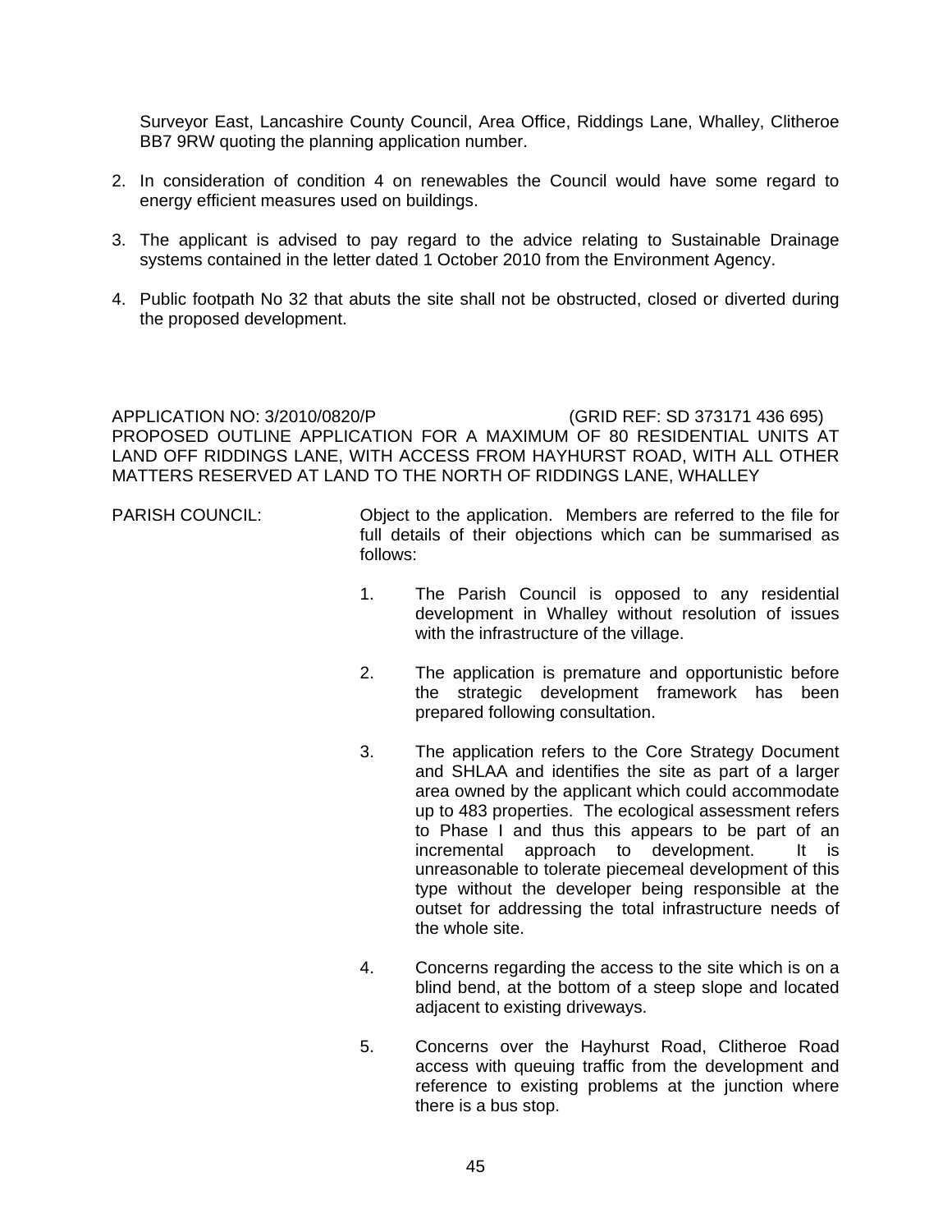Surveyor East, Lancashire County Council, Area Office, Riddings Lane, Whalley, Clitheroe BB7 9RW quoting the planning application number.

2. In consideration of condition 4 on renewables the Council would have some regard to energy efficient measures used on buildings.

3. The applicant is advised to pay regard to the advice relating to Sustainable Drainage systems contained in the letter dated 1 October 2010 from the Environment Agency.

4. Public footpath No 32 that abuts the site shall not be obstructed, closed or diverted during the proposed development.

APPLICATION NO: 3/2010/0820/P (GRID REF: SD 373171 436 695)
PROPOSED OUTLINE APPLICATION FOR A MAXIMUM OF 80 RESIDENTIAL UNITS AT LAND OFF RIDDINGS LANE, WITH ACCESS FROM HAYHURST ROAD, WITH ALL OTHER MATTERS RESERVED AT LAND TO THE NORTH OF RIDDINGS LANE, WHALLEY

PARISH COUNCIL: Object to the application. Members are referred to the file for full details of their objections which can be summarised as follows:

1. The Parish Council is opposed to any residential development in Whalley without resolution of issues with the infrastructure of the village.

2. The application is premature and opportunistic before the strategic development framework has been prepared following consultation.

3. The application refers to the Core Strategy Document and SHLAA and identifies the site as part of a larger area owned by the applicant which could accommodate up to 483 properties. The ecological assessment refers to Phase I and thus this appears to be part of an incremental approach to development. It is unreasonable to tolerate piecemeal development of this type without the developer being responsible at the outset for addressing the total infrastructure needs of the whole site.

4. Concerns regarding the access to the site which is on a blind bend, at the bottom of a steep slope and located adjacent to existing driveways.

5. Concerns over the Hayhurst Road, Clitheroe Road access with queuing traffic from the development and reference to existing problems at the junction where there is a bus stop.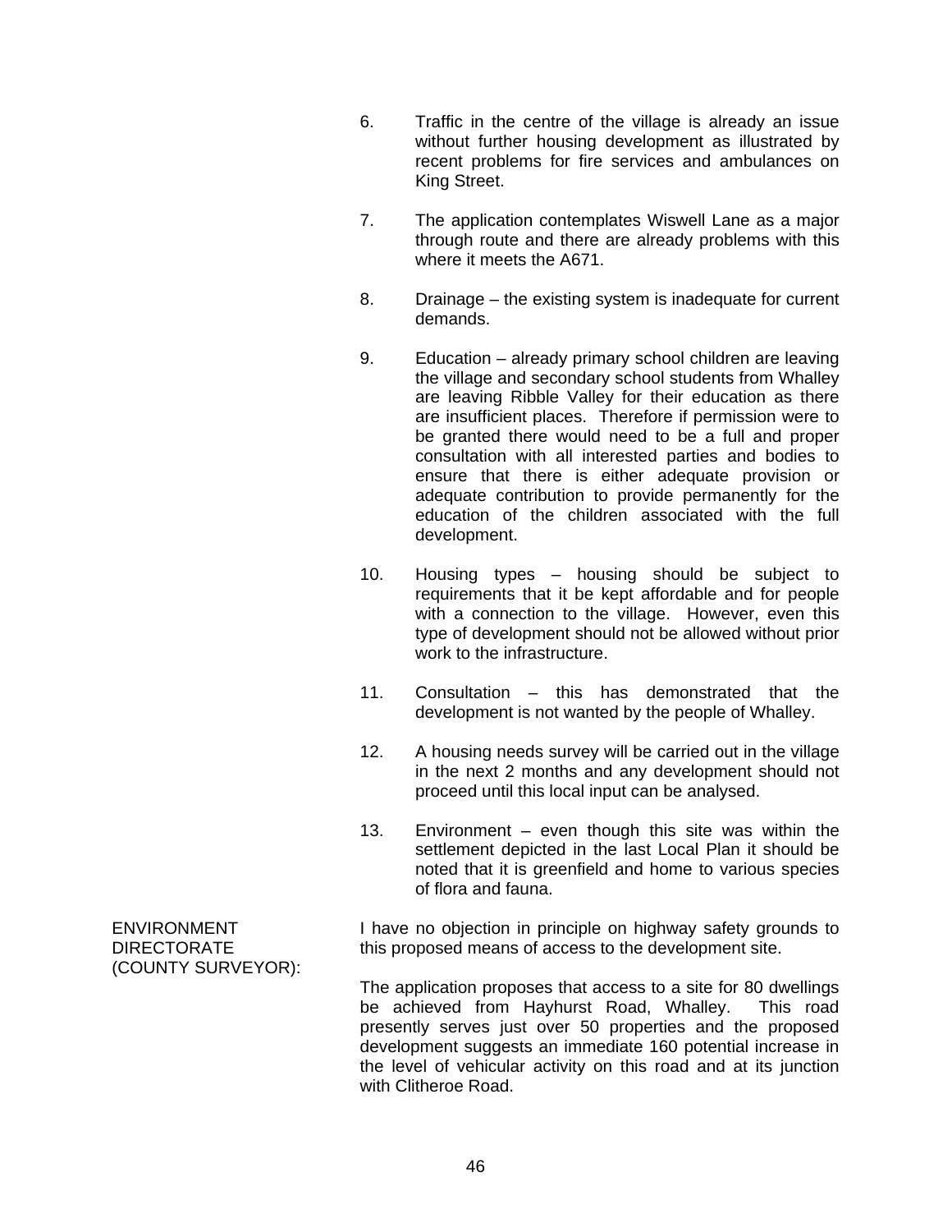6. Traffic in the centre of the village is already an issue without further housing development as illustrated by recent problems for fire services and ambulances on King Street.

7. The application contemplates Wiswell Lane as a major through route and there are already problems with this where it meets the A671.

8. Drainage – the existing system is inadequate for current demands.

9. Education – already primary school children are leaving the village and secondary school students from Whalley are leaving Ribble Valley for their education as there are insufficient places. Therefore if permission were to be granted there would need to be a full and proper consultation with all interested parties and bodies to ensure that there is either adequate provision or adequate contribution to provide permanently for the education of the children associated with the full development.

10. Housing types – housing should be subject to requirements that it be kept affordable and for people with a connection to the village. However, even this type of development should not be allowed without prior work to the infrastructure.

11. Consultation – this has demonstrated that the development is not wanted by the people of Whalley.

12. A housing needs survey will be carried out in the village in the next 2 months and any development should not proceed until this local input can be analysed.

13. Environment – even though this site was within the settlement depicted in the last Local Plan it should be noted that it is greenfield and home to various species of flora and fauna.

**ENVIRONMENT DIRECTORATE (COUNTY SURVEYOR):**

I have no objection in principle on highway safety grounds to this proposed means of access to the development site.

The application proposes that access to a site for 80 dwellings be achieved from Hayhurst Road, Whalley. This road presently serves just over 50 properties and the proposed development suggests an immediate 160 potential increase in the level of vehicular activity on this road and at its junction with Clitheroe Road.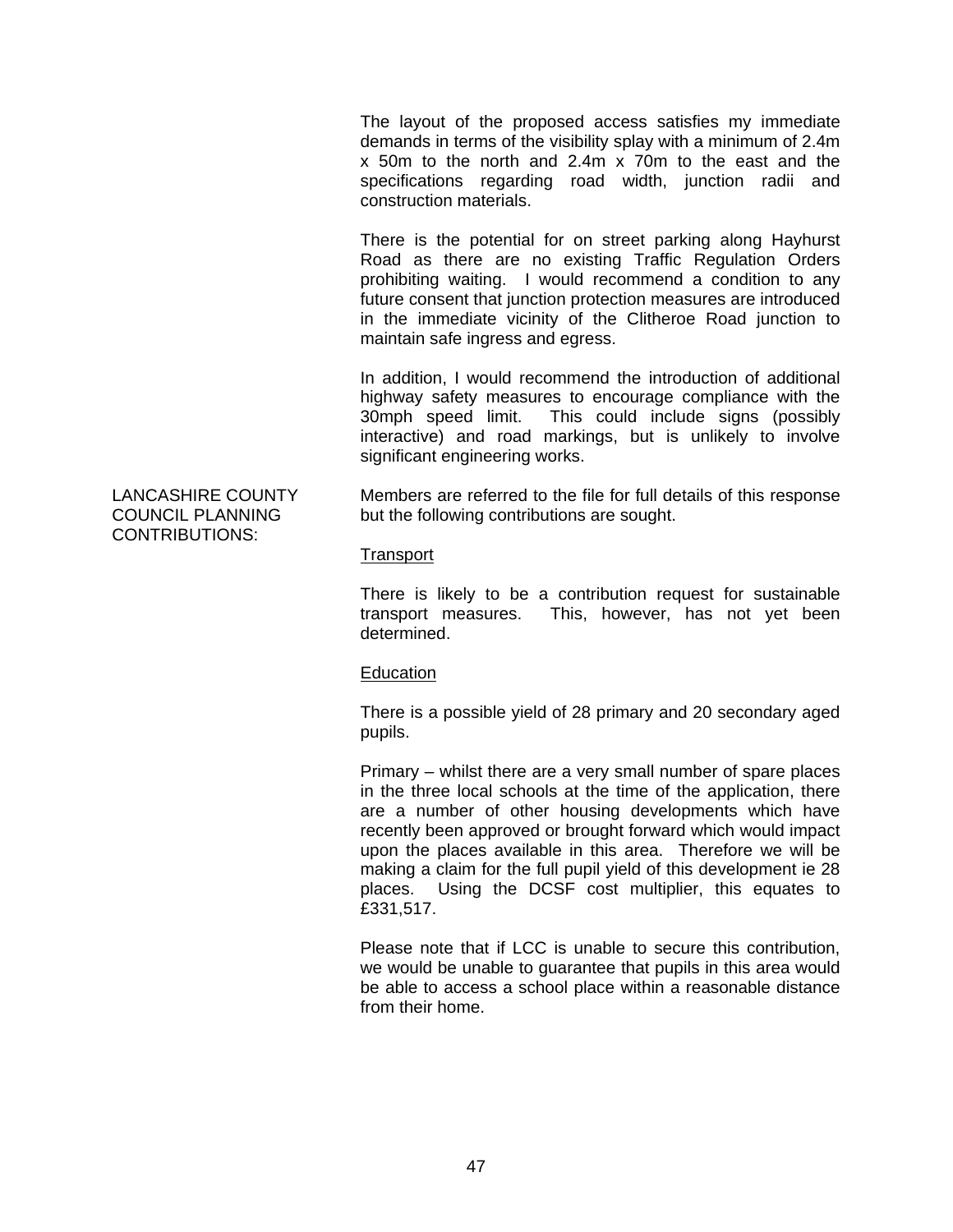The layout of the proposed access satisfies my immediate demands in terms of the visibility splay with a minimum of 2.4m x 50m to the north and 2.4m x 70m to the east and the specifications regarding road width, junction radii and construction materials.

There is the potential for on street parking along Hayhurst Road as there are no existing Traffic Regulation Orders prohibiting waiting. I would recommend a condition to any future consent that junction protection measures are introduced in the immediate vicinity of the Clitheroe Road junction to maintain safe ingress and egress.

In addition, I would recommend the introduction of additional highway safety measures to encourage compliance with the 30mph speed limit. This could include signs (possibly interactive) and road markings, but is unlikely to involve significant engineering works.

LANCASHIRE COUNTY COUNCIL PLANNING CONTRIBUTIONS:

Members are referred to the file for full details of this response but the following contributions are sought.

<u>Transport</u>

There is likely to be a contribution request for sustainable transport measures. This, however, has not yet been determined.

<u>Education</u>

There is a possible yield of 28 primary and 20 secondary aged pupils.

Primary – whilst there are a very small number of spare places in the three local schools at the time of the application, there are a number of other housing developments which have recently been approved or brought forward which would impact upon the places available in this area. Therefore we will be making a claim for the full pupil yield of this development ie 28 places. Using the DCSF cost multiplier, this equates to £331,517.

Please note that if LCC is unable to secure this contribution, we would be unable to guarantee that pupils in this area would be able to access a school place within a reasonable distance from their home.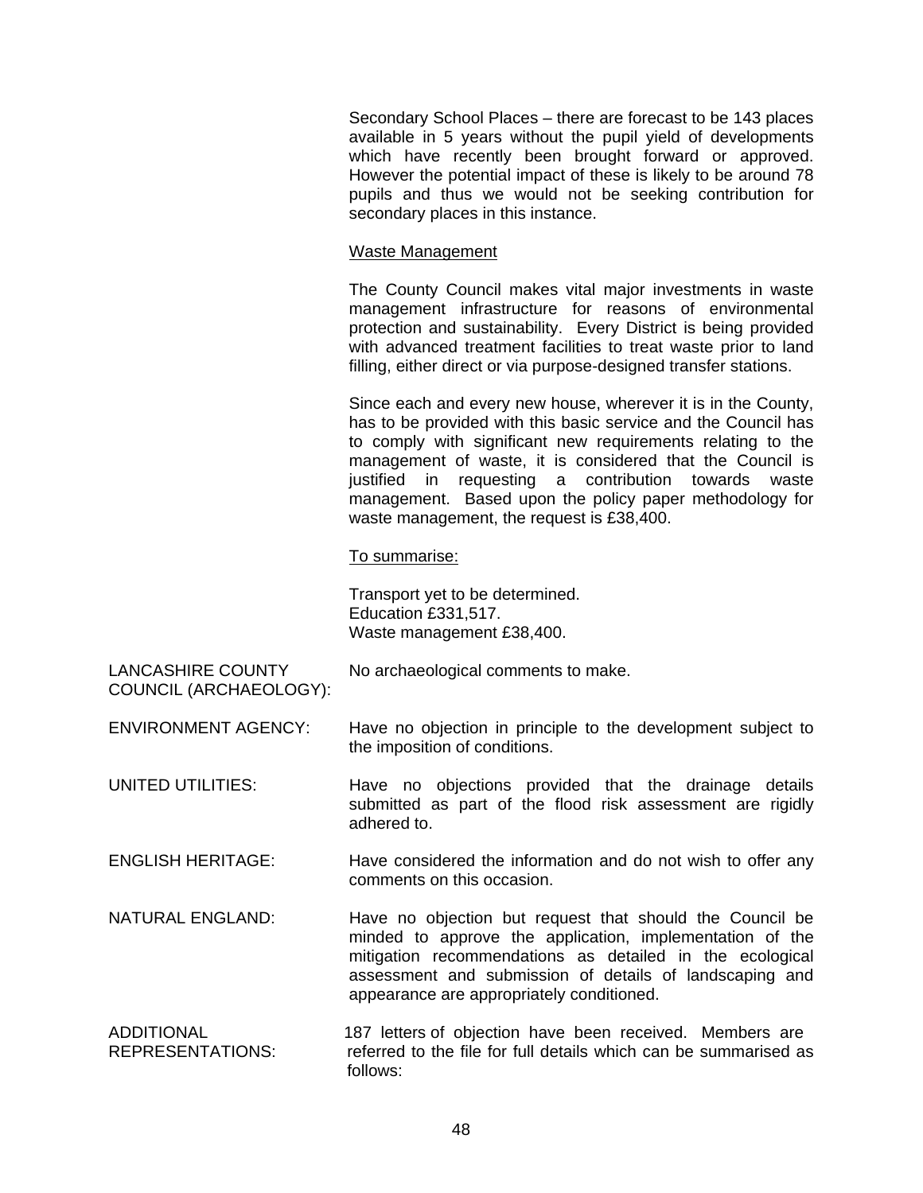Secondary School Places – there are forecast to be 143 places available in 5 years without the pupil yield of developments which have recently been brought forward or approved. However the potential impact of these is likely to be around 78 pupils and thus we would not be seeking contribution for secondary places in this instance.

<u>Waste Management</u>

The County Council makes vital major investments in waste management infrastructure for reasons of environmental protection and sustainability. Every District is being provided with advanced treatment facilities to treat waste prior to land filling, either direct or via purpose-designed transfer stations.

Since each and every new house, wherever it is in the County, has to be provided with this basic service and the Council has to comply with significant new requirements relating to the management of waste, it is considered that the Council is justified in requesting a contribution towards waste management. Based upon the policy paper methodology for waste management, the request is £38,400.

<u>To summarise:</u>

Transport yet to be determined.
Education £331,517.
Waste management £38,400.

LANCASHIRE COUNTY COUNCIL (ARCHAEOLOGY): No archaeological comments to make.

ENVIRONMENT AGENCY: Have no objection in principle to the development subject to the imposition of conditions.

UNITED UTILITIES: Have no objections provided that the drainage details submitted as part of the flood risk assessment are rigidly adhered to.

ENGLISH HERITAGE: Have considered the information and do not wish to offer any comments on this occasion.

NATURAL ENGLAND: Have no objection but request that should the Council be minded to approve the application, implementation of the mitigation recommendations as detailed in the ecological assessment and submission of details of landscaping and appearance are appropriately conditioned.

ADDITIONAL REPRESENTATIONS: 187 letters of objection have been received. Members are referred to the file for full details which can be summarised as follows: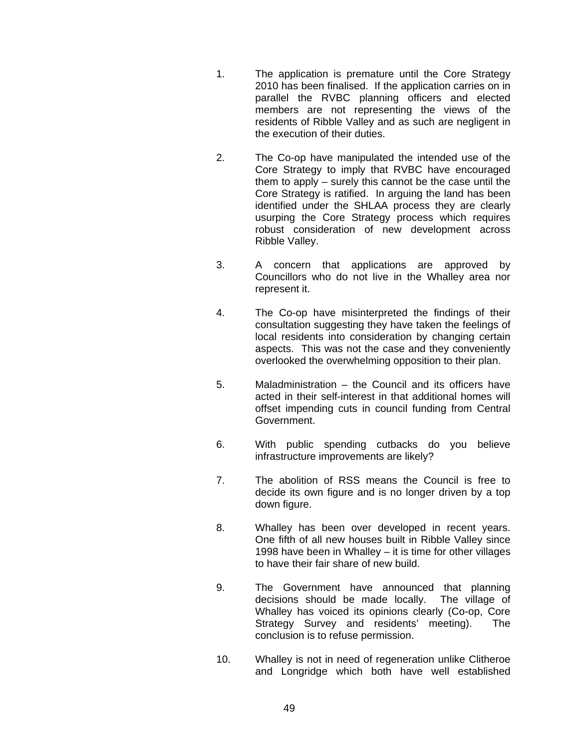1. The application is premature until the Core Strategy 2010 has been finalised. If the application carries on in parallel the RVBC planning officers and elected members are not representing the views of the residents of Ribble Valley and as such are negligent in the execution of their duties.

2. The Co-op have manipulated the intended use of the Core Strategy to imply that RVBC have encouraged them to apply – surely this cannot be the case until the Core Strategy is ratified. In arguing the land has been identified under the SHLAA process they are clearly usurping the Core Strategy process which requires robust consideration of new development across Ribble Valley.

3. A concern that applications are approved by Councillors who do not live in the Whalley area nor represent it.

4. The Co-op have misinterpreted the findings of their consultation suggesting they have taken the feelings of local residents into consideration by changing certain aspects. This was not the case and they conveniently overlooked the overwhelming opposition to their plan.

5. Maladministration – the Council and its officers have acted in their self-interest in that additional homes will offset impending cuts in council funding from Central Government.

6. With public spending cutbacks do you believe infrastructure improvements are likely?

7. The abolition of RSS means the Council is free to decide its own figure and is no longer driven by a top down figure.

8. Whalley has been over developed in recent years. One fifth of all new houses built in Ribble Valley since 1998 have been in Whalley – it is time for other villages to have their fair share of new build.

9. The Government have announced that planning decisions should be made locally. The village of Whalley has voiced its opinions clearly (Co-op, Core Strategy Survey and residents' meeting). The conclusion is to refuse permission.

10. Whalley is not in need of regeneration unlike Clitheroe and Longridge which both have well established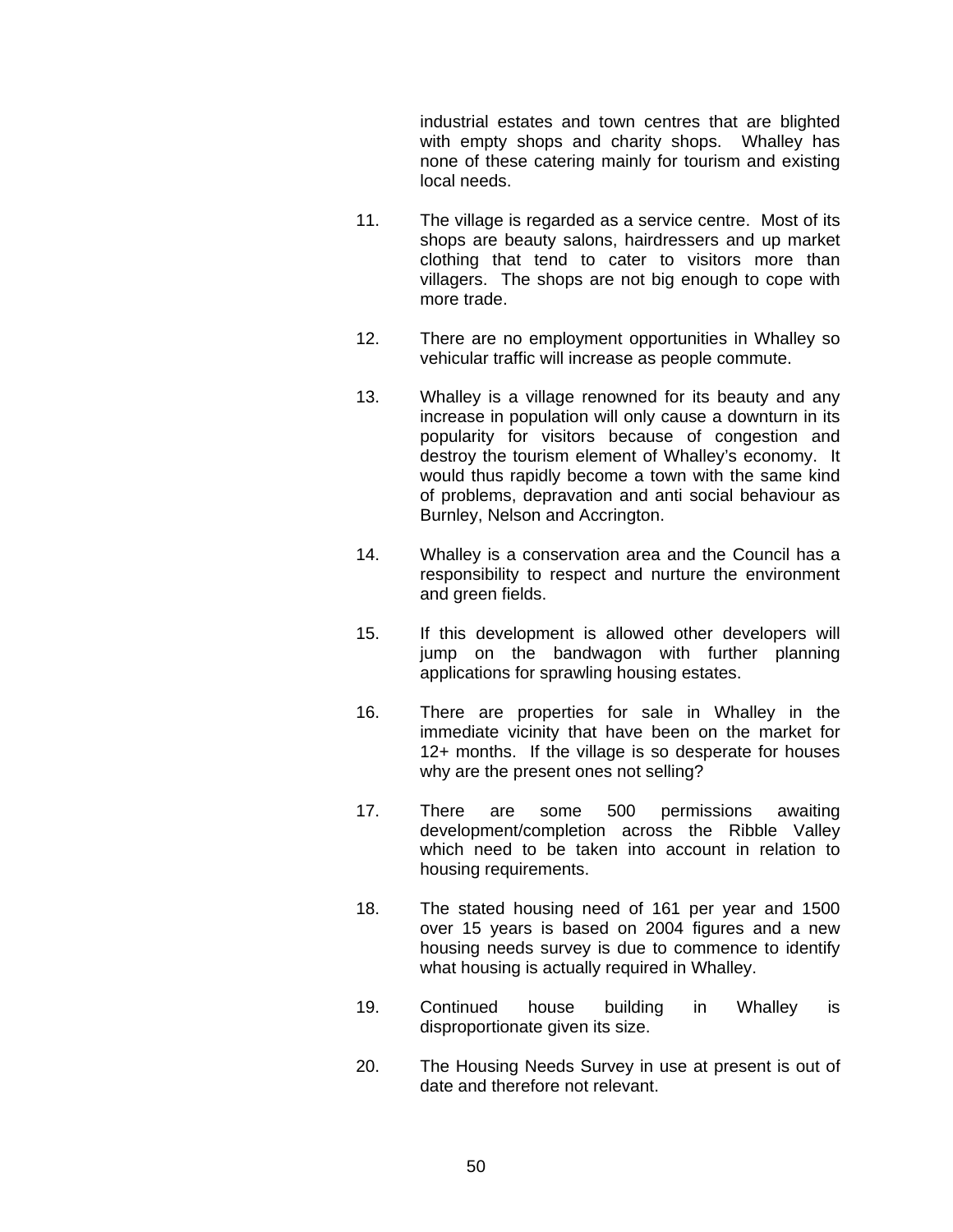industrial estates and town centres that are blighted with empty shops and charity shops. Whalley has none of these catering mainly for tourism and existing local needs.

11. The village is regarded as a service centre. Most of its shops are beauty salons, hairdressers and up market clothing that tend to cater to visitors more than villagers. The shops are not big enough to cope with more trade.

12. There are no employment opportunities in Whalley so vehicular traffic will increase as people commute.

13. Whalley is a village renowned for its beauty and any increase in population will only cause a downturn in its popularity for visitors because of congestion and destroy the tourism element of Whalley's economy. It would thus rapidly become a town with the same kind of problems, depravation and anti social behaviour as Burnley, Nelson and Accrington.

14. Whalley is a conservation area and the Council has a responsibility to respect and nurture the environment and green fields.

15. If this development is allowed other developers will jump on the bandwagon with further planning applications for sprawling housing estates.

16. There are properties for sale in Whalley in the immediate vicinity that have been on the market for 12+ months. If the village is so desperate for houses why are the present ones not selling?

17. There are some 500 permissions awaiting development/completion across the Ribble Valley which need to be taken into account in relation to housing requirements.

18. The stated housing need of 161 per year and 1500 over 15 years is based on 2004 figures and a new housing needs survey is due to commence to identify what housing is actually required in Whalley.

19. Continued house building in Whalley is disproportionate given its size.

20. The Housing Needs Survey in use at present is out of date and therefore not relevant.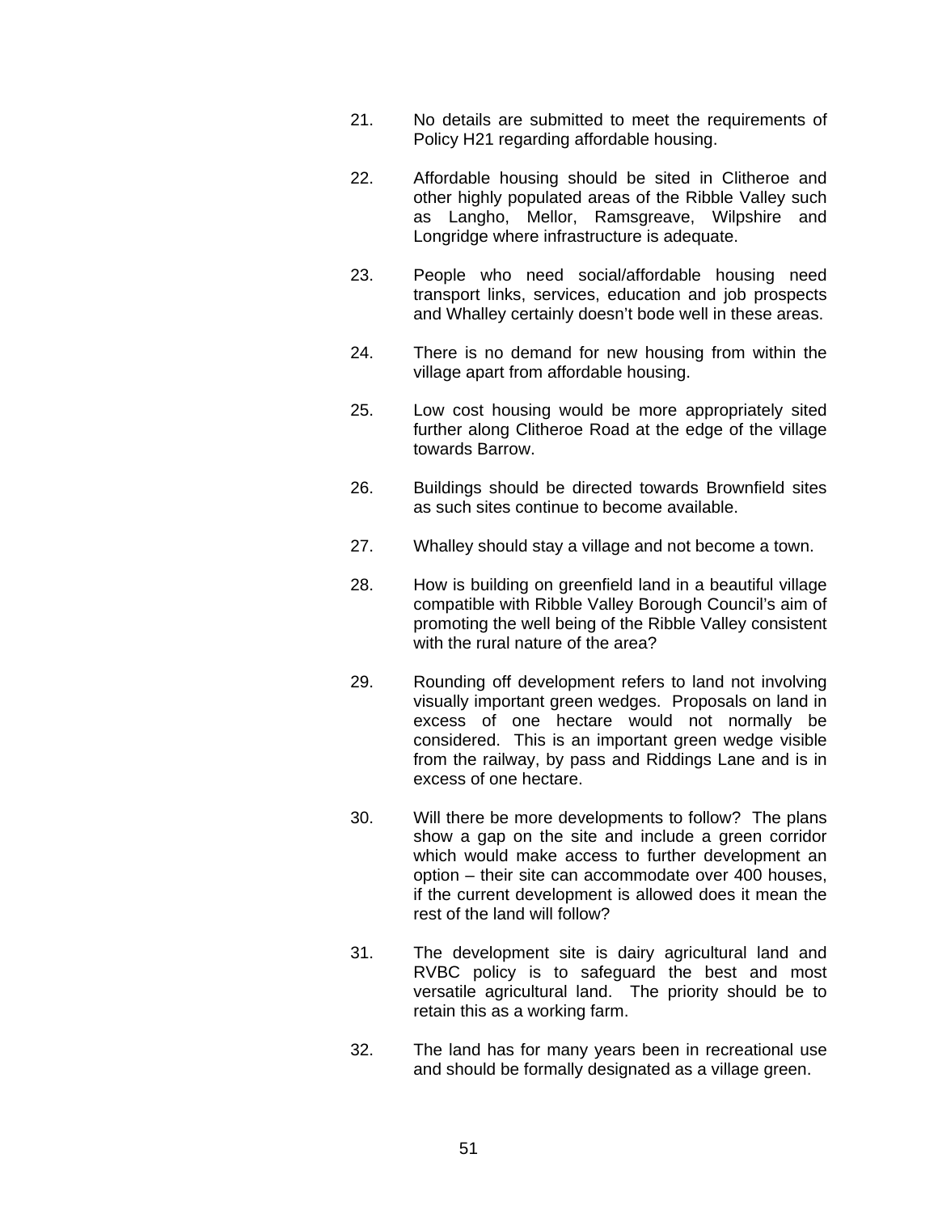21. No details are submitted to meet the requirements of Policy H21 regarding affordable housing.

22. Affordable housing should be sited in Clitheroe and other highly populated areas of the Ribble Valley such as Langho, Mellor, Ramsgreave, Wilpshire and Longridge where infrastructure is adequate.

23. People who need social/affordable housing need transport links, services, education and job prospects and Whalley certainly doesn't bode well in these areas.

24. There is no demand for new housing from within the village apart from affordable housing.

25. Low cost housing would be more appropriately sited further along Clitheroe Road at the edge of the village towards Barrow.

26. Buildings should be directed towards Brownfield sites as such sites continue to become available.

27. Whalley should stay a village and not become a town.

28. How is building on greenfield land in a beautiful village compatible with Ribble Valley Borough Council's aim of promoting the well being of the Ribble Valley consistent with the rural nature of the area?

29. Rounding off development refers to land not involving visually important green wedges. Proposals on land in excess of one hectare would not normally be considered. This is an important green wedge visible from the railway, by pass and Riddings Lane and is in excess of one hectare.

30. Will there be more developments to follow? The plans show a gap on the site and include a green corridor which would make access to further development an option – their site can accommodate over 400 houses, if the current development is allowed does it mean the rest of the land will follow?

31. The development site is dairy agricultural land and RVBC policy is to safeguard the best and most versatile agricultural land. The priority should be to retain this as a working farm.

32. The land has for many years been in recreational use and should be formally designated as a village green.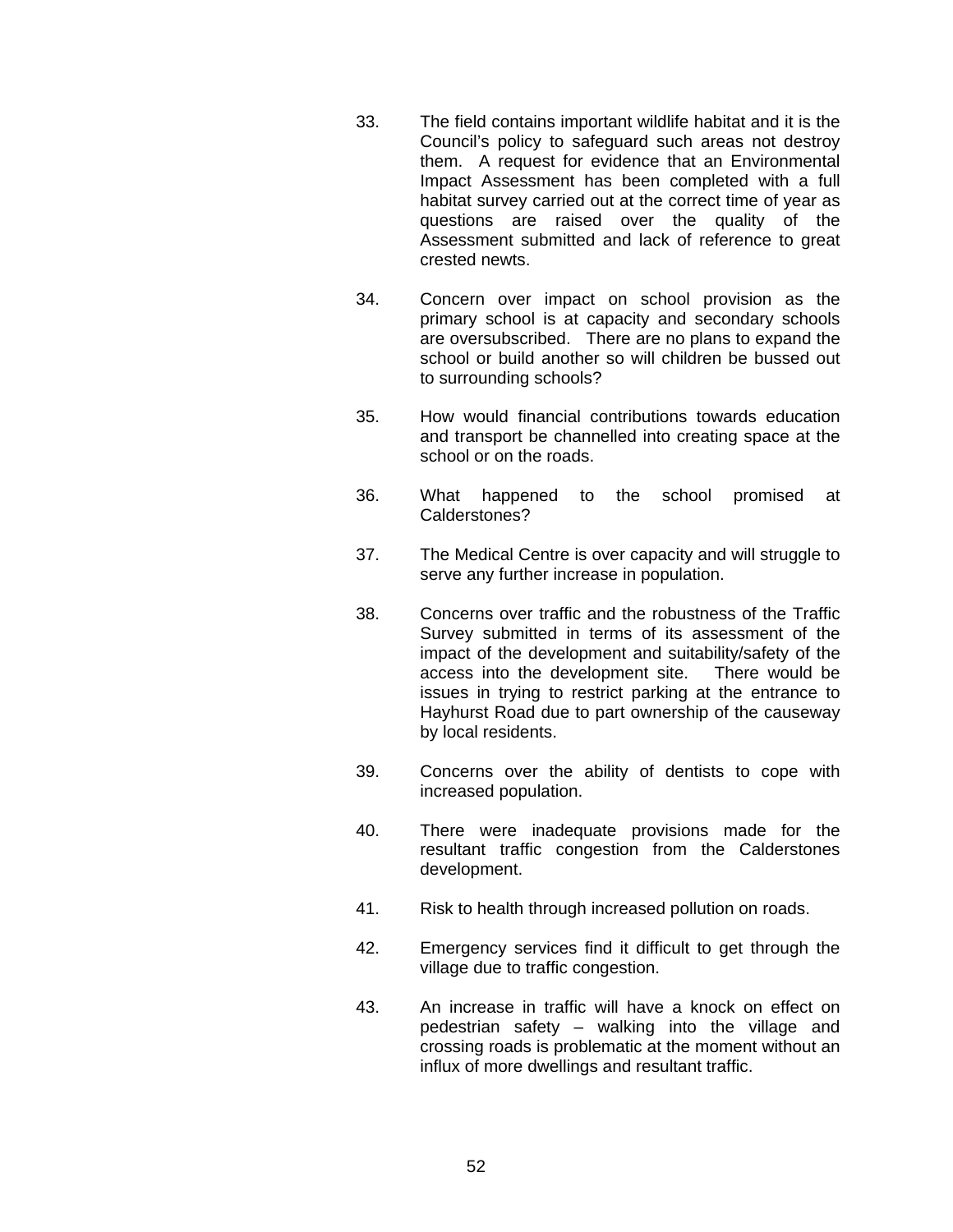33. The field contains important wildlife habitat and it is the Council's policy to safeguard such areas not destroy them. A request for evidence that an Environmental Impact Assessment has been completed with a full habitat survey carried out at the correct time of year as questions are raised over the quality of the Assessment submitted and lack of reference to great crested newts.

34. Concern over impact on school provision as the primary school is at capacity and secondary schools are oversubscribed. There are no plans to expand the school or build another so will children be bussed out to surrounding schools?

35. How would financial contributions towards education and transport be channelled into creating space at the school or on the roads.

36. What happened to the school promised at Calderstones?

37. The Medical Centre is over capacity and will struggle to serve any further increase in population.

38. Concerns over traffic and the robustness of the Traffic Survey submitted in terms of its assessment of the impact of the development and suitability/safety of the access into the development site. There would be issues in trying to restrict parking at the entrance to Hayhurst Road due to part ownership of the causeway by local residents.

39. Concerns over the ability of dentists to cope with increased population.

40. There were inadequate provisions made for the resultant traffic congestion from the Calderstones development.

41. Risk to health through increased pollution on roads.

42. Emergency services find it difficult to get through the village due to traffic congestion.

43. An increase in traffic will have a knock on effect on pedestrian safety – walking into the village and crossing roads is problematic at the moment without an influx of more dwellings and resultant traffic.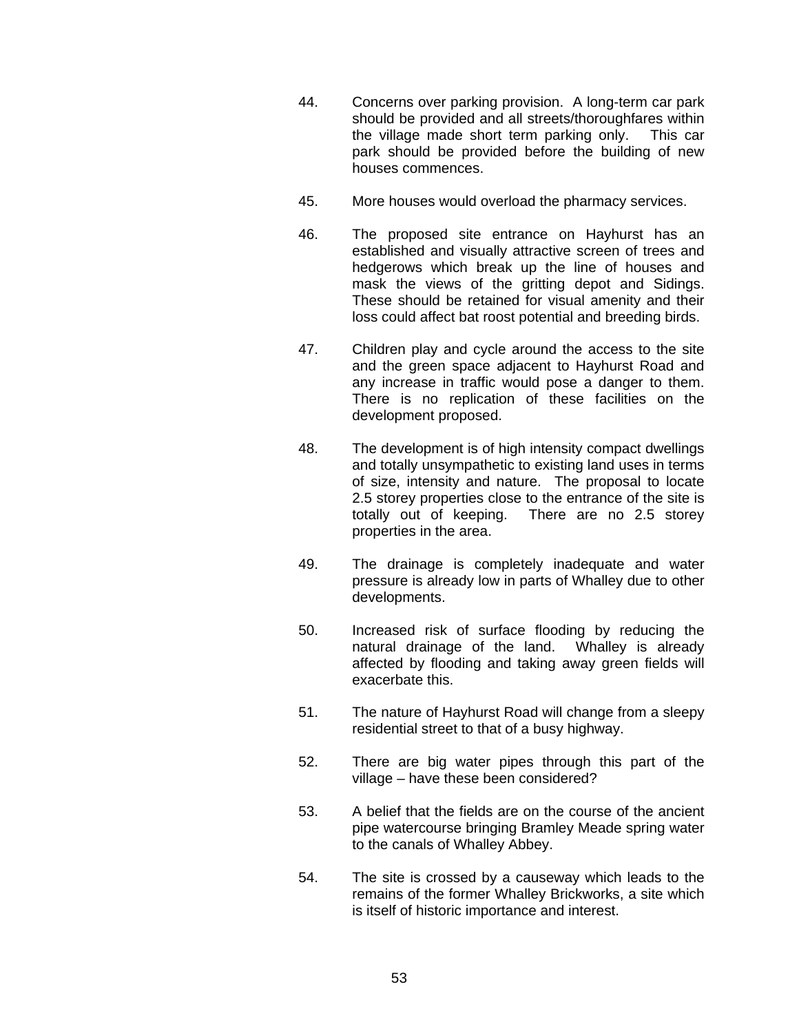44. Concerns over parking provision. A long-term car park should be provided and all streets/thoroughfares within the village made short term parking only. This car park should be provided before the building of new houses commences.

45. More houses would overload the pharmacy services.

46. The proposed site entrance on Hayhurst has an established and visually attractive screen of trees and hedgerows which break up the line of houses and mask the views of the gritting depot and Sidings. These should be retained for visual amenity and their loss could affect bat roost potential and breeding birds.

47. Children play and cycle around the access to the site and the green space adjacent to Hayhurst Road and any increase in traffic would pose a danger to them. There is no replication of these facilities on the development proposed.

48. The development is of high intensity compact dwellings and totally unsympathetic to existing land uses in terms of size, intensity and nature. The proposal to locate 2.5 storey properties close to the entrance of the site is totally out of keeping. There are no 2.5 storey properties in the area.

49. The drainage is completely inadequate and water pressure is already low in parts of Whalley due to other developments.

50. Increased risk of surface flooding by reducing the natural drainage of the land. Whalley is already affected by flooding and taking away green fields will exacerbate this.

51. The nature of Hayhurst Road will change from a sleepy residential street to that of a busy highway.

52. There are big water pipes through this part of the village – have these been considered?

53. A belief that the fields are on the course of the ancient pipe watercourse bringing Bramley Meade spring water to the canals of Whalley Abbey.

54. The site is crossed by a causeway which leads to the remains of the former Whalley Brickworks, a site which is itself of historic importance and interest.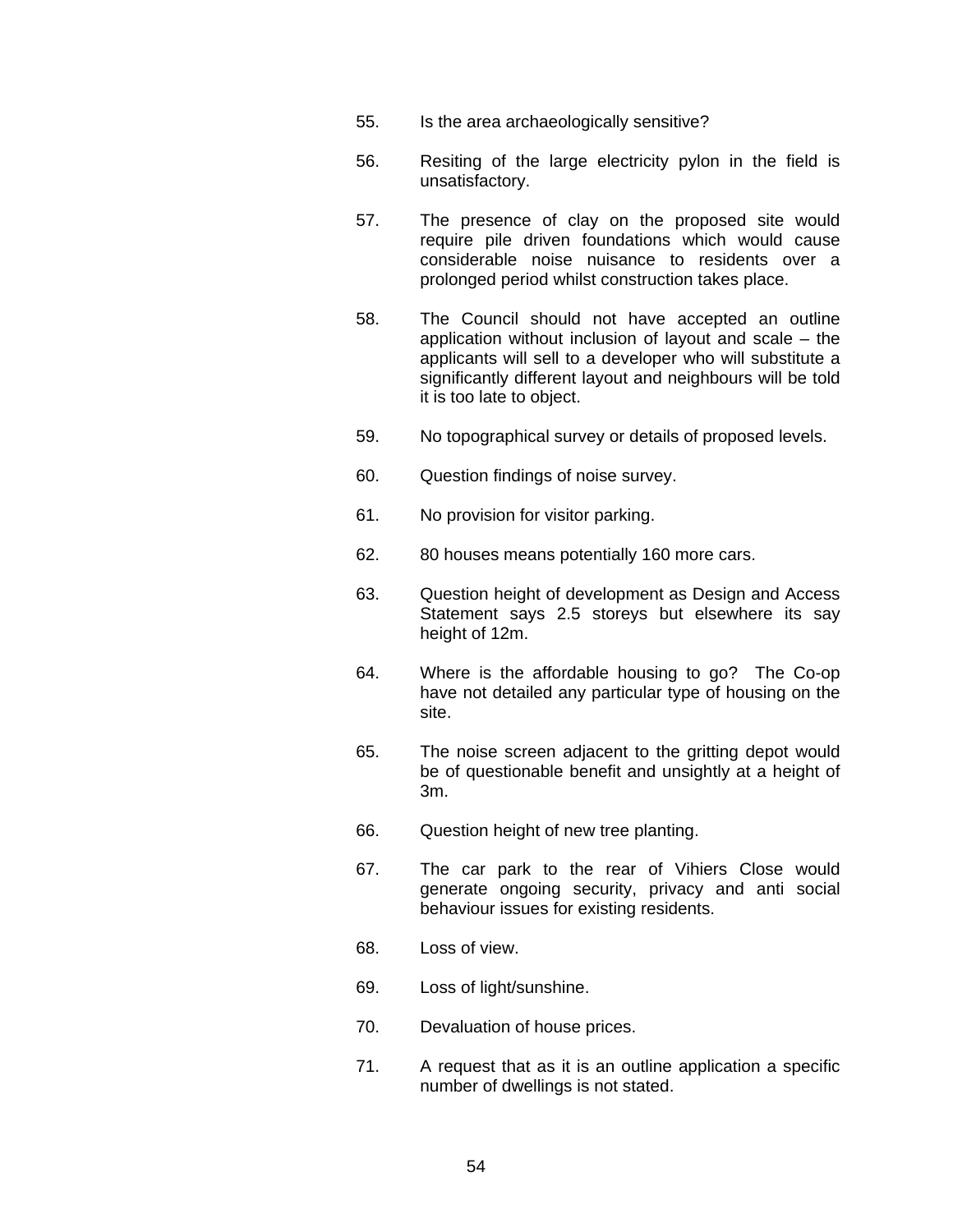55. Is the area archaeologically sensitive?

56. Resiting of the large electricity pylon in the field is unsatisfactory.

57. The presence of clay on the proposed site would require pile driven foundations which would cause considerable noise nuisance to residents over a prolonged period whilst construction takes place.

58. The Council should not have accepted an outline application without inclusion of layout and scale – the applicants will sell to a developer who will substitute a significantly different layout and neighbours will be told it is too late to object.

59. No topographical survey or details of proposed levels.

60. Question findings of noise survey.

61. No provision for visitor parking.

62. 80 houses means potentially 160 more cars.

63. Question height of development as Design and Access Statement says 2.5 storeys but elsewhere its say height of 12m.

64. Where is the affordable housing to go? The Co-op have not detailed any particular type of housing on the site.

65. The noise screen adjacent to the gritting depot would be of questionable benefit and unsightly at a height of 3m.

66. Question height of new tree planting.

67. The car park to the rear of Vihiers Close would generate ongoing security, privacy and anti social behaviour issues for existing residents.

68. Loss of view.

69. Loss of light/sunshine.

70. Devaluation of house prices.

71. A request that as it is an outline application a specific number of dwellings is not stated.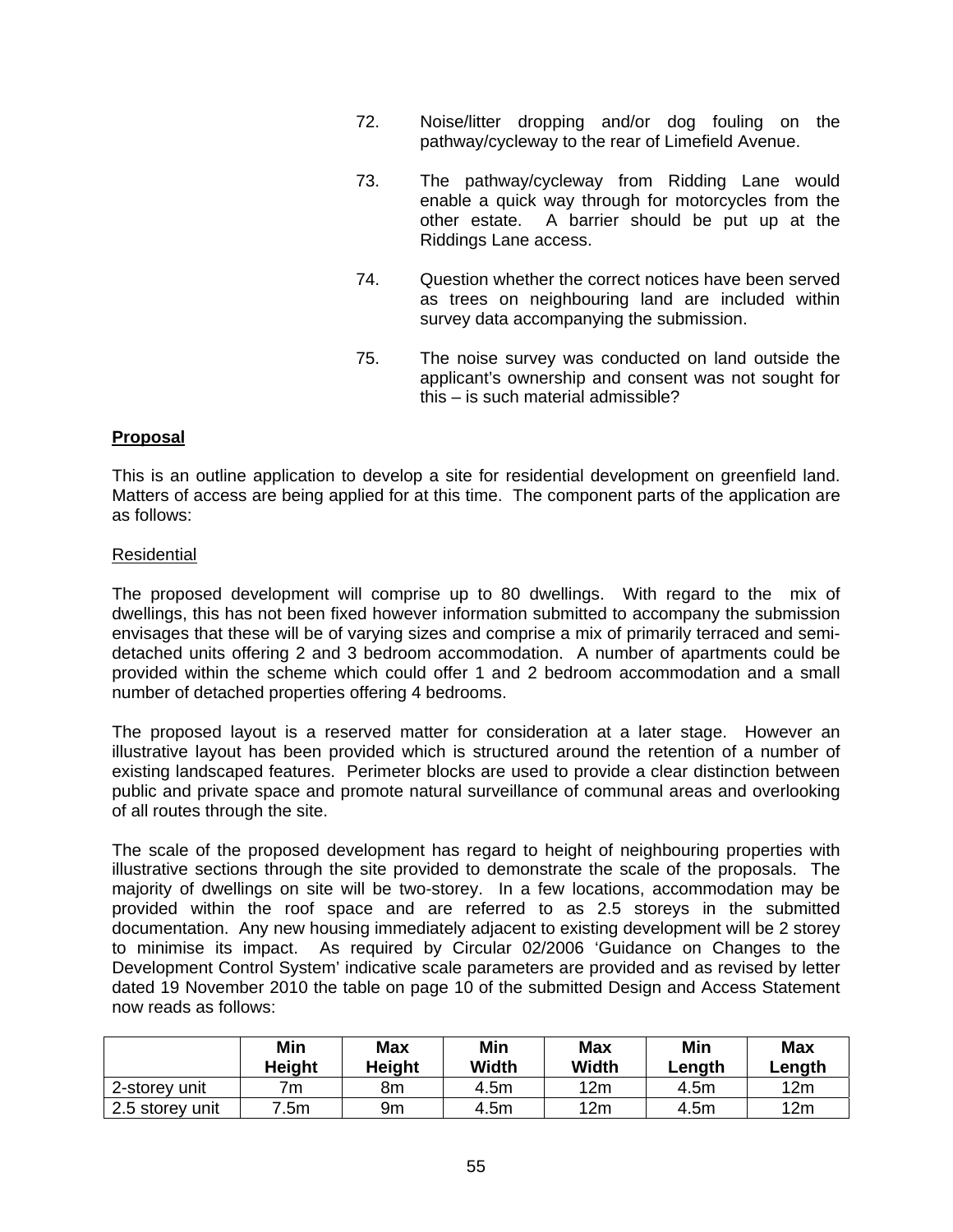72. Noise/litter dropping and/or dog fouling on the pathway/cycleway to the rear of Limefield Avenue.

73. The pathway/cycleway from Ridding Lane would enable a quick way through for motorcycles from the other estate. A barrier should be put up at the Riddings Lane access.

74. Question whether the correct notices have been served as trees on neighbouring land are included within survey data accompanying the submission.

75. The noise survey was conducted on land outside the applicant's ownership and consent was not sought for this – is such material admissible?

**Proposal**

This is an outline application to develop a site for residential development on greenfield land. Matters of access are being applied for at this time. The component parts of the application are as follows:

Residential

The proposed development will comprise up to 80 dwellings. With regard to the mix of dwellings, this has not been fixed however information submitted to accompany the submission envisages that these will be of varying sizes and comprise a mix of primarily terraced and semi-detached units offering 2 and 3 bedroom accommodation. A number of apartments could be provided within the scheme which could offer 1 and 2 bedroom accommodation and a small number of detached properties offering 4 bedrooms.

The proposed layout is a reserved matter for consideration at a later stage. However an illustrative layout has been provided which is structured around the retention of a number of existing landscaped features. Perimeter blocks are used to provide a clear distinction between public and private space and promote natural surveillance of communal areas and overlooking of all routes through the site.

The scale of the proposed development has regard to height of neighbouring properties with illustrative sections through the site provided to demonstrate the scale of the proposals. The majority of dwellings on site will be two-storey. In a few locations, accommodation may be provided within the roof space and are referred to as 2.5 storeys in the submitted documentation. Any new housing immediately adjacent to existing development will be 2 storey to minimise its impact. As required by Circular 02/2006 'Guidance on Changes to the Development Control System' indicative scale parameters are provided and as revised by letter dated 19 November 2010 the table on page 10 of the submitted Design and Access Statement now reads as follows:

| | Min Height | Max Height | Min Width | Max Width | Min Length | Max Length |
|---|---|---|---|---|---|---|
| 2-storey unit | 7m | 8m | 4.5m | 12m | 4.5m | 12m |
| 2.5 storey unit | 7.5m | 9m | 4.5m | 12m | 4.5m | 12m |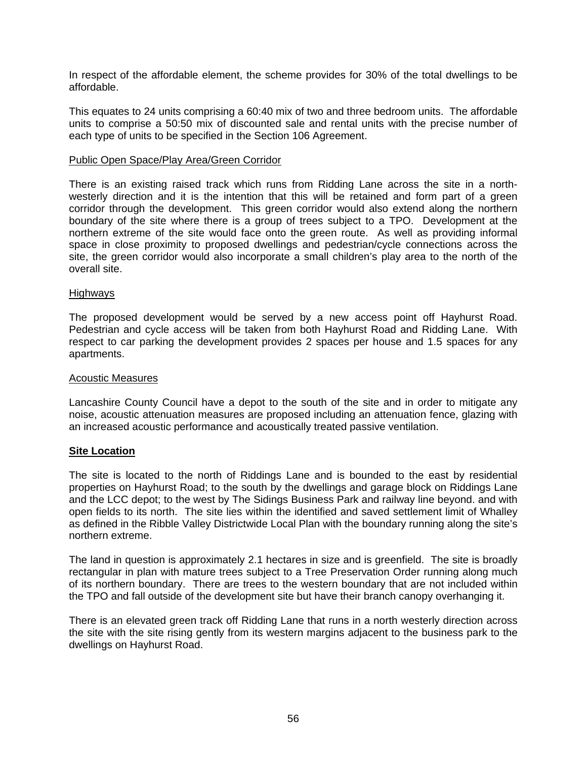In respect of the affordable element, the scheme provides for 30% of the total dwellings to be affordable.

This equates to 24 units comprising a 60:40 mix of two and three bedroom units. The affordable units to comprise a 50:50 mix of discounted sale and rental units with the precise number of each type of units to be specified in the Section 106 Agreement.

<u>Public Open Space/Play Area/Green Corridor</u>

There is an existing raised track which runs from Ridding Lane across the site in a north-westerly direction and it is the intention that this will be retained and form part of a green corridor through the development. This green corridor would also extend along the northern boundary of the site where there is a group of trees subject to a TPO. Development at the northern extreme of the site would face onto the green route. As well as providing informal space in close proximity to proposed dwellings and pedestrian/cycle connections across the site, the green corridor would also incorporate a small children's play area to the north of the overall site.

<u>Highways</u>

The proposed development would be served by a new access point off Hayhurst Road. Pedestrian and cycle access will be taken from both Hayhurst Road and Ridding Lane. With respect to car parking the development provides 2 spaces per house and 1.5 spaces for any apartments.

<u>Acoustic Measures</u>

Lancashire County Council have a depot to the south of the site and in order to mitigate any noise, acoustic attenuation measures are proposed including an attenuation fence, glazing with an increased acoustic performance and acoustically treated passive ventilation.

**<u>Site Location</u>**

The site is located to the north of Riddings Lane and is bounded to the east by residential properties on Hayhurst Road; to the south by the dwellings and garage block on Riddings Lane and the LCC depot; to the west by The Sidings Business Park and railway line beyond. and with open fields to its north. The site lies within the identified and saved settlement limit of Whalley as defined in the Ribble Valley Districtwide Local Plan with the boundary running along the site's northern extreme.

The land in question is approximately 2.1 hectares in size and is greenfield. The site is broadly rectangular in plan with mature trees subject to a Tree Preservation Order running along much of its northern boundary. There are trees to the western boundary that are not included within the TPO and fall outside of the development site but have their branch canopy overhanging it.

There is an elevated green track off Ridding Lane that runs in a north westerly direction across the site with the site rising gently from its western margins adjacent to the business park to the dwellings on Hayhurst Road.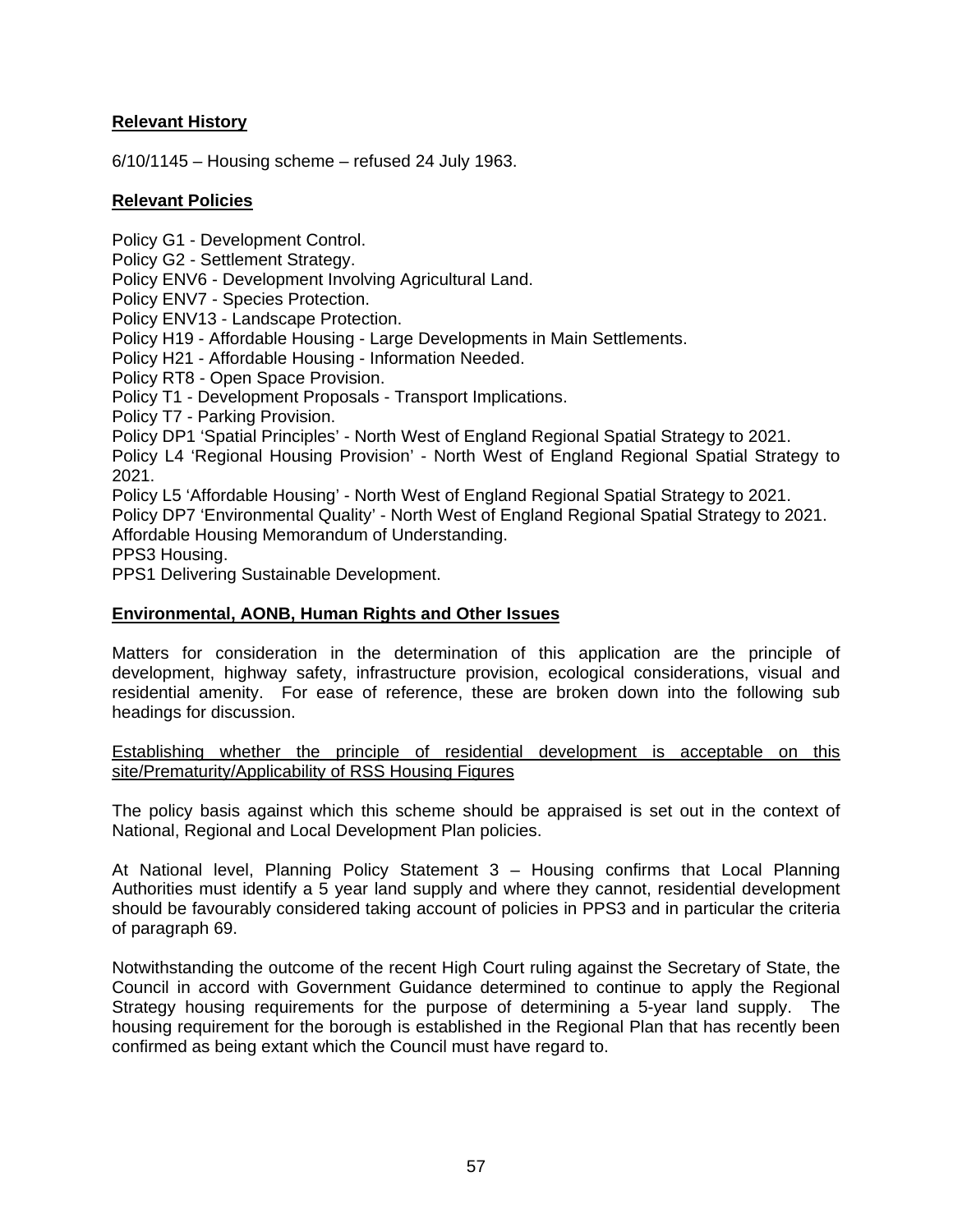**Relevant History**

6/10/1145 – Housing scheme – refused 24 July 1963.

**Relevant Policies**

Policy G1 - Development Control.
Policy G2 - Settlement Strategy.
Policy ENV6 - Development Involving Agricultural Land.
Policy ENV7 - Species Protection.
Policy ENV13 - Landscape Protection.
Policy H19 - Affordable Housing - Large Developments in Main Settlements.
Policy H21 - Affordable Housing - Information Needed.
Policy RT8 - Open Space Provision.
Policy T1 - Development Proposals - Transport Implications.
Policy T7 - Parking Provision.
Policy DP1 'Spatial Principles' - North West of England Regional Spatial Strategy to 2021.
Policy L4 'Regional Housing Provision' - North West of England Regional Spatial Strategy to 2021.
Policy L5 'Affordable Housing' - North West of England Regional Spatial Strategy to 2021.
Policy DP7 'Environmental Quality' - North West of England Regional Spatial Strategy to 2021.
Affordable Housing Memorandum of Understanding.
PPS3 Housing.
PPS1 Delivering Sustainable Development.

**Environmental, AONB, Human Rights and Other Issues**

Matters for consideration in the determination of this application are the principle of development, highway safety, infrastructure provision, ecological considerations, visual and residential amenity. For ease of reference, these are broken down into the following sub headings for discussion.

Establishing whether the principle of residential development is acceptable on this site/Prematurity/Applicability of RSS Housing Figures

The policy basis against which this scheme should be appraised is set out in the context of National, Regional and Local Development Plan policies.

At National level, Planning Policy Statement 3 – Housing confirms that Local Planning Authorities must identify a 5 year land supply and where they cannot, residential development should be favourably considered taking account of policies in PPS3 and in particular the criteria of paragraph 69.

Notwithstanding the outcome of the recent High Court ruling against the Secretary of State, the Council in accord with Government Guidance determined to continue to apply the Regional Strategy housing requirements for the purpose of determining a 5-year land supply. The housing requirement for the borough is established in the Regional Plan that has recently been confirmed as being extant which the Council must have regard to.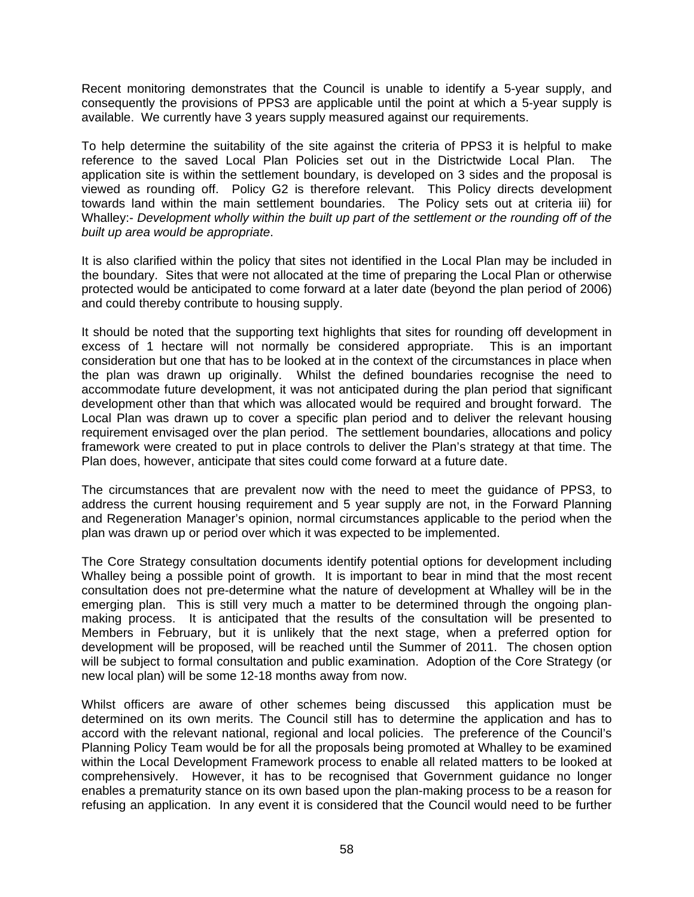Recent monitoring demonstrates that the Council is unable to identify a 5-year supply, and consequently the provisions of PPS3 are applicable until the point at which a 5-year supply is available. We currently have 3 years supply measured against our requirements.

To help determine the suitability of the site against the criteria of PPS3 it is helpful to make reference to the saved Local Plan Policies set out in the Districtwide Local Plan. The application site is within the settlement boundary, is developed on 3 sides and the proposal is viewed as rounding off. Policy G2 is therefore relevant. This Policy directs development towards land within the main settlement boundaries. The Policy sets out at criteria iii) for Whalley:- *Development wholly within the built up part of the settlement or the rounding off of the built up area would be appropriate*.

It is also clarified within the policy that sites not identified in the Local Plan may be included in the boundary. Sites that were not allocated at the time of preparing the Local Plan or otherwise protected would be anticipated to come forward at a later date (beyond the plan period of 2006) and could thereby contribute to housing supply.

It should be noted that the supporting text highlights that sites for rounding off development in excess of 1 hectare will not normally be considered appropriate. This is an important consideration but one that has to be looked at in the context of the circumstances in place when the plan was drawn up originally. Whilst the defined boundaries recognise the need to accommodate future development, it was not anticipated during the plan period that significant development other than that which was allocated would be required and brought forward. The Local Plan was drawn up to cover a specific plan period and to deliver the relevant housing requirement envisaged over the plan period. The settlement boundaries, allocations and policy framework were created to put in place controls to deliver the Plan's strategy at that time. The Plan does, however, anticipate that sites could come forward at a future date.

The circumstances that are prevalent now with the need to meet the guidance of PPS3, to address the current housing requirement and 5 year supply are not, in the Forward Planning and Regeneration Manager's opinion, normal circumstances applicable to the period when the plan was drawn up or period over which it was expected to be implemented.

The Core Strategy consultation documents identify potential options for development including Whalley being a possible point of growth. It is important to bear in mind that the most recent consultation does not pre-determine what the nature of development at Whalley will be in the emerging plan. This is still very much a matter to be determined through the ongoing plan-making process. It is anticipated that the results of the consultation will be presented to Members in February, but it is unlikely that the next stage, when a preferred option for development will be proposed, will be reached until the Summer of 2011. The chosen option will be subject to formal consultation and public examination. Adoption of the Core Strategy (or new local plan) will be some 12-18 months away from now.

Whilst officers are aware of other schemes being discussed this application must be determined on its own merits. The Council still has to determine the application and has to accord with the relevant national, regional and local policies. The preference of the Council's Planning Policy Team would be for all the proposals being promoted at Whalley to be examined within the Local Development Framework process to enable all related matters to be looked at comprehensively. However, it has to be recognised that Government guidance no longer enables a prematurity stance on its own based upon the plan-making process to be a reason for refusing an application. In any event it is considered that the Council would need to be further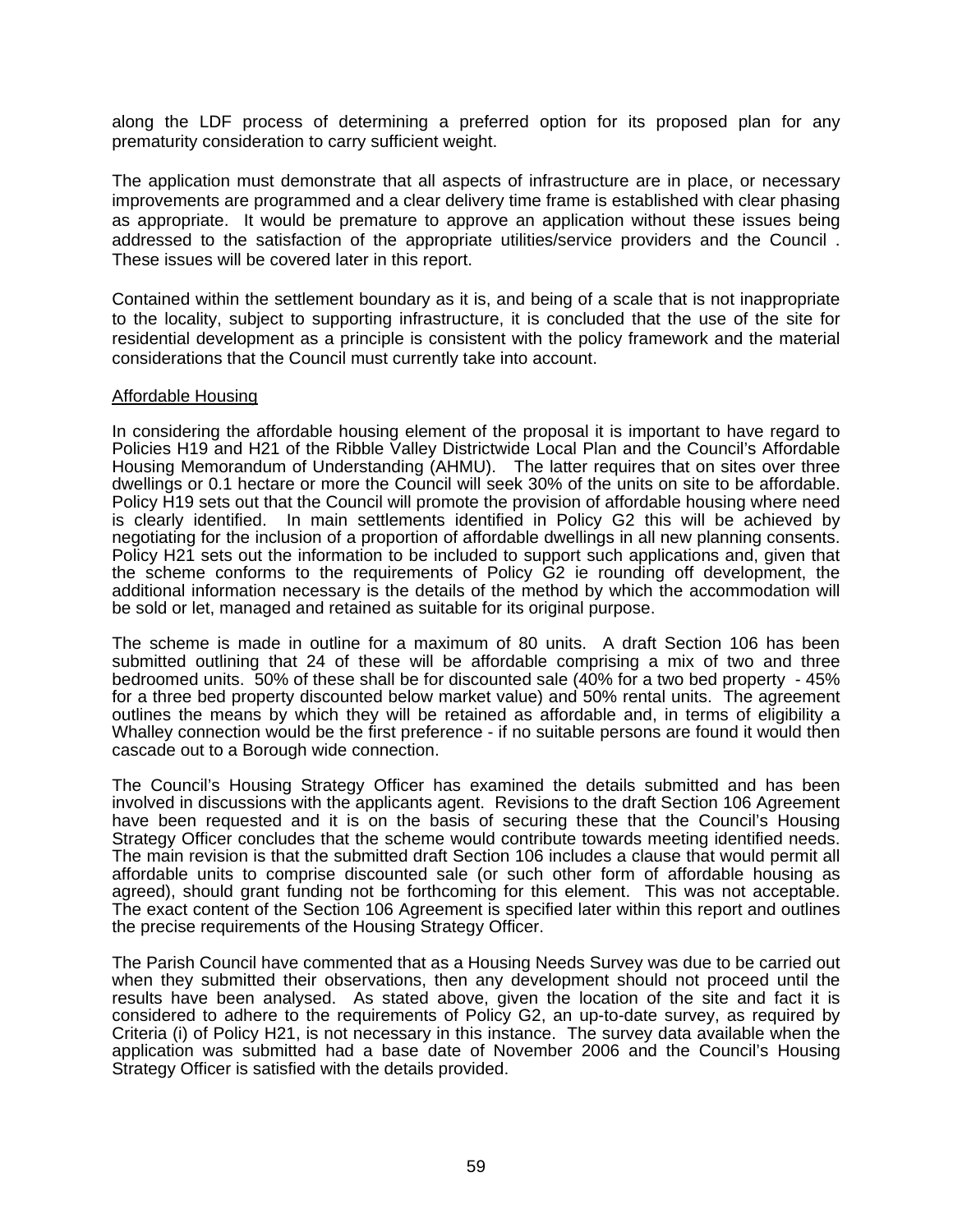along the LDF process of determining a preferred option for its proposed plan for any prematurity consideration to carry sufficient weight.

The application must demonstrate that all aspects of infrastructure are in place, or necessary improvements are programmed and a clear delivery time frame is established with clear phasing as appropriate. It would be premature to approve an application without these issues being addressed to the satisfaction of the appropriate utilities/service providers and the Council . These issues will be covered later in this report.

Contained within the settlement boundary as it is, and being of a scale that is not inappropriate to the locality, subject to supporting infrastructure, it is concluded that the use of the site for residential development as a principle is consistent with the policy framework and the material considerations that the Council must currently take into account.

Affordable Housing

In considering the affordable housing element of the proposal it is important to have regard to Policies H19 and H21 of the Ribble Valley Districtwide Local Plan and the Council's Affordable Housing Memorandum of Understanding (AHMU). The latter requires that on sites over three dwellings or 0.1 hectare or more the Council will seek 30% of the units on site to be affordable. Policy H19 sets out that the Council will promote the provision of affordable housing where need is clearly identified. In main settlements identified in Policy G2 this will be achieved by negotiating for the inclusion of a proportion of affordable dwellings in all new planning consents. Policy H21 sets out the information to be included to support such applications and, given that the scheme conforms to the requirements of Policy G2 ie rounding off development, the additional information necessary is the details of the method by which the accommodation will be sold or let, managed and retained as suitable for its original purpose.

The scheme is made in outline for a maximum of 80 units. A draft Section 106 has been submitted outlining that 24 of these will be affordable comprising a mix of two and three bedroomed units. 50% of these shall be for discounted sale (40% for a two bed property - 45% for a three bed property discounted below market value) and 50% rental units. The agreement outlines the means by which they will be retained as affordable and, in terms of eligibility a Whalley connection would be the first preference - if no suitable persons are found it would then cascade out to a Borough wide connection.

The Council's Housing Strategy Officer has examined the details submitted and has been involved in discussions with the applicants agent. Revisions to the draft Section 106 Agreement have been requested and it is on the basis of securing these that the Council's Housing Strategy Officer concludes that the scheme would contribute towards meeting identified needs. The main revision is that the submitted draft Section 106 includes a clause that would permit all affordable units to comprise discounted sale (or such other form of affordable housing as agreed), should grant funding not be forthcoming for this element. This was not acceptable. The exact content of the Section 106 Agreement is specified later within this report and outlines the precise requirements of the Housing Strategy Officer.

The Parish Council have commented that as a Housing Needs Survey was due to be carried out when they submitted their observations, then any development should not proceed until the results have been analysed. As stated above, given the location of the site and fact it is considered to adhere to the requirements of Policy G2, an up-to-date survey, as required by Criteria (i) of Policy H21, is not necessary in this instance. The survey data available when the application was submitted had a base date of November 2006 and the Council's Housing Strategy Officer is satisfied with the details provided.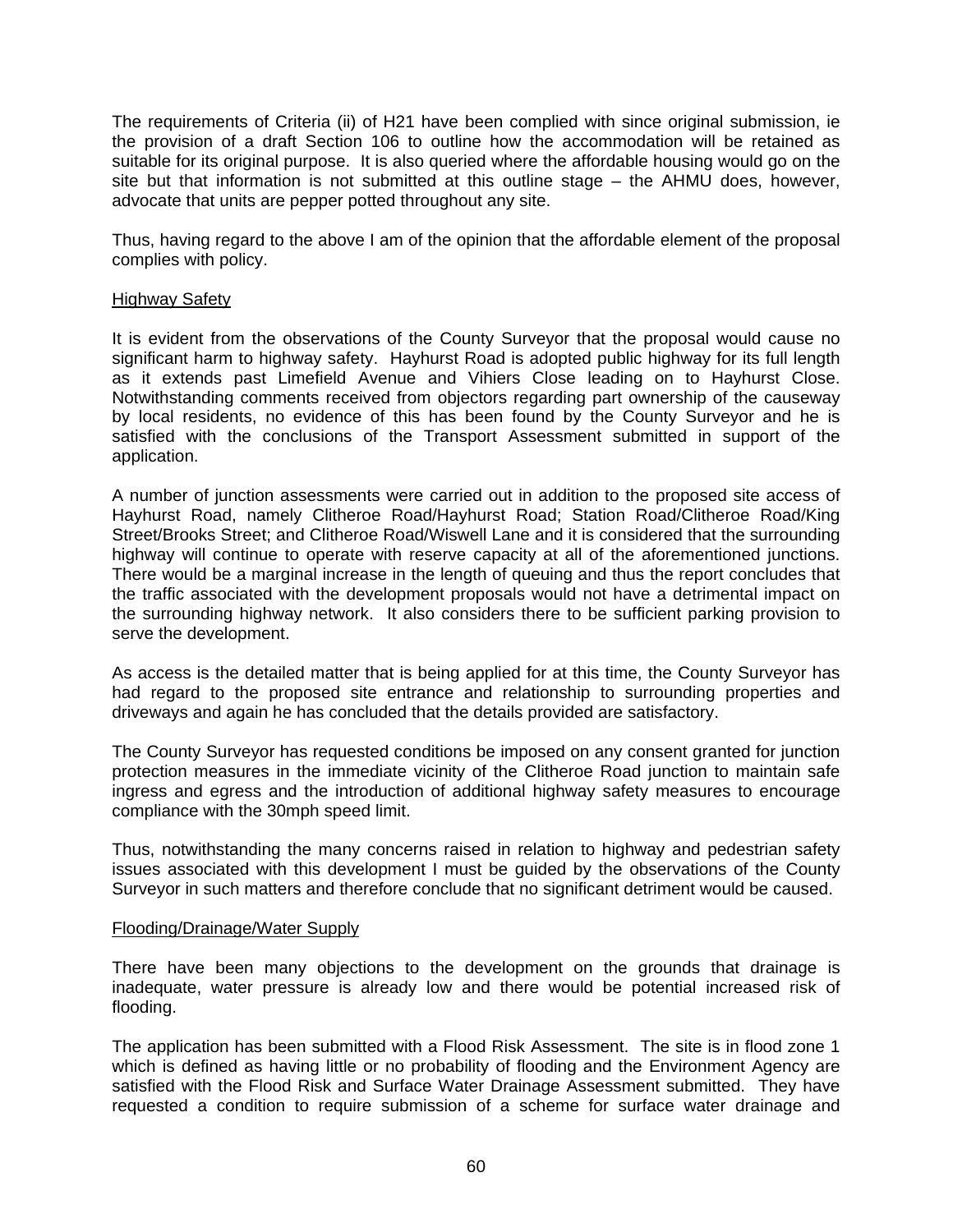The requirements of Criteria (ii) of H21 have been complied with since original submission, ie the provision of a draft Section 106 to outline how the accommodation will be retained as suitable for its original purpose. It is also queried where the affordable housing would go on the site but that information is not submitted at this outline stage – the AHMU does, however, advocate that units are pepper potted throughout any site.

Thus, having regard to the above I am of the opinion that the affordable element of the proposal complies with policy.

Highway Safety

It is evident from the observations of the County Surveyor that the proposal would cause no significant harm to highway safety. Hayhurst Road is adopted public highway for its full length as it extends past Limefield Avenue and Vihiers Close leading on to Hayhurst Close. Notwithstanding comments received from objectors regarding part ownership of the causeway by local residents, no evidence of this has been found by the County Surveyor and he is satisfied with the conclusions of the Transport Assessment submitted in support of the application.

A number of junction assessments were carried out in addition to the proposed site access of Hayhurst Road, namely Clitheroe Road/Hayhurst Road; Station Road/Clitheroe Road/King Street/Brooks Street; and Clitheroe Road/Wiswell Lane and it is considered that the surrounding highway will continue to operate with reserve capacity at all of the aforementioned junctions. There would be a marginal increase in the length of queuing and thus the report concludes that the traffic associated with the development proposals would not have a detrimental impact on the surrounding highway network. It also considers there to be sufficient parking provision to serve the development.

As access is the detailed matter that is being applied for at this time, the County Surveyor has had regard to the proposed site entrance and relationship to surrounding properties and driveways and again he has concluded that the details provided are satisfactory.

The County Surveyor has requested conditions be imposed on any consent granted for junction protection measures in the immediate vicinity of the Clitheroe Road junction to maintain safe ingress and egress and the introduction of additional highway safety measures to encourage compliance with the 30mph speed limit.

Thus, notwithstanding the many concerns raised in relation to highway and pedestrian safety issues associated with this development I must be guided by the observations of the County Surveyor in such matters and therefore conclude that no significant detriment would be caused.

Flooding/Drainage/Water Supply

There have been many objections to the development on the grounds that drainage is inadequate, water pressure is already low and there would be potential increased risk of flooding.

The application has been submitted with a Flood Risk Assessment. The site is in flood zone 1 which is defined as having little or no probability of flooding and the Environment Agency are satisfied with the Flood Risk and Surface Water Drainage Assessment submitted. They have requested a condition to require submission of a scheme for surface water drainage and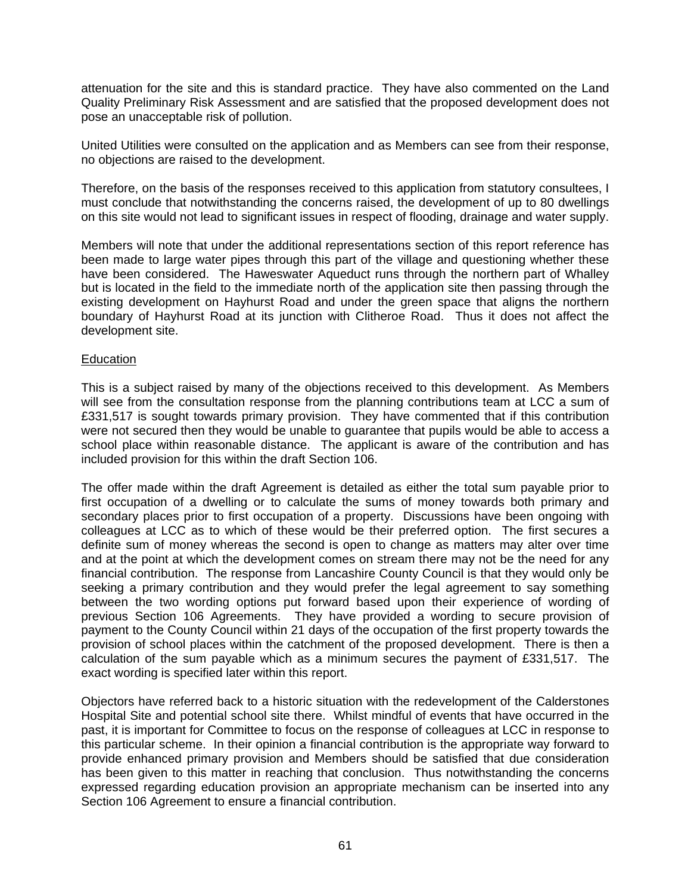attenuation for the site and this is standard practice. They have also commented on the Land Quality Preliminary Risk Assessment and are satisfied that the proposed development does not pose an unacceptable risk of pollution.

United Utilities were consulted on the application and as Members can see from their response, no objections are raised to the development.

Therefore, on the basis of the responses received to this application from statutory consultees, I must conclude that notwithstanding the concerns raised, the development of up to 80 dwellings on this site would not lead to significant issues in respect of flooding, drainage and water supply.

Members will note that under the additional representations section of this report reference has been made to large water pipes through this part of the village and questioning whether these have been considered. The Haweswater Aqueduct runs through the northern part of Whalley but is located in the field to the immediate north of the application site then passing through the existing development on Hayhurst Road and under the green space that aligns the northern boundary of Hayhurst Road at its junction with Clitheroe Road. Thus it does not affect the development site.

Education

This is a subject raised by many of the objections received to this development. As Members will see from the consultation response from the planning contributions team at LCC a sum of £331,517 is sought towards primary provision. They have commented that if this contribution were not secured then they would be unable to guarantee that pupils would be able to access a school place within reasonable distance. The applicant is aware of the contribution and has included provision for this within the draft Section 106.

The offer made within the draft Agreement is detailed as either the total sum payable prior to first occupation of a dwelling or to calculate the sums of money towards both primary and secondary places prior to first occupation of a property. Discussions have been ongoing with colleagues at LCC as to which of these would be their preferred option. The first secures a definite sum of money whereas the second is open to change as matters may alter over time and at the point at which the development comes on stream there may not be the need for any financial contribution. The response from Lancashire County Council is that they would only be seeking a primary contribution and they would prefer the legal agreement to say something between the two wording options put forward based upon their experience of wording of previous Section 106 Agreements. They have provided a wording to secure provision of payment to the County Council within 21 days of the occupation of the first property towards the provision of school places within the catchment of the proposed development. There is then a calculation of the sum payable which as a minimum secures the payment of £331,517. The exact wording is specified later within this report.

Objectors have referred back to a historic situation with the redevelopment of the Calderstones Hospital Site and potential school site there. Whilst mindful of events that have occurred in the past, it is important for Committee to focus on the response of colleagues at LCC in response to this particular scheme. In their opinion a financial contribution is the appropriate way forward to provide enhanced primary provision and Members should be satisfied that due consideration has been given to this matter in reaching that conclusion. Thus notwithstanding the concerns expressed regarding education provision an appropriate mechanism can be inserted into any Section 106 Agreement to ensure a financial contribution.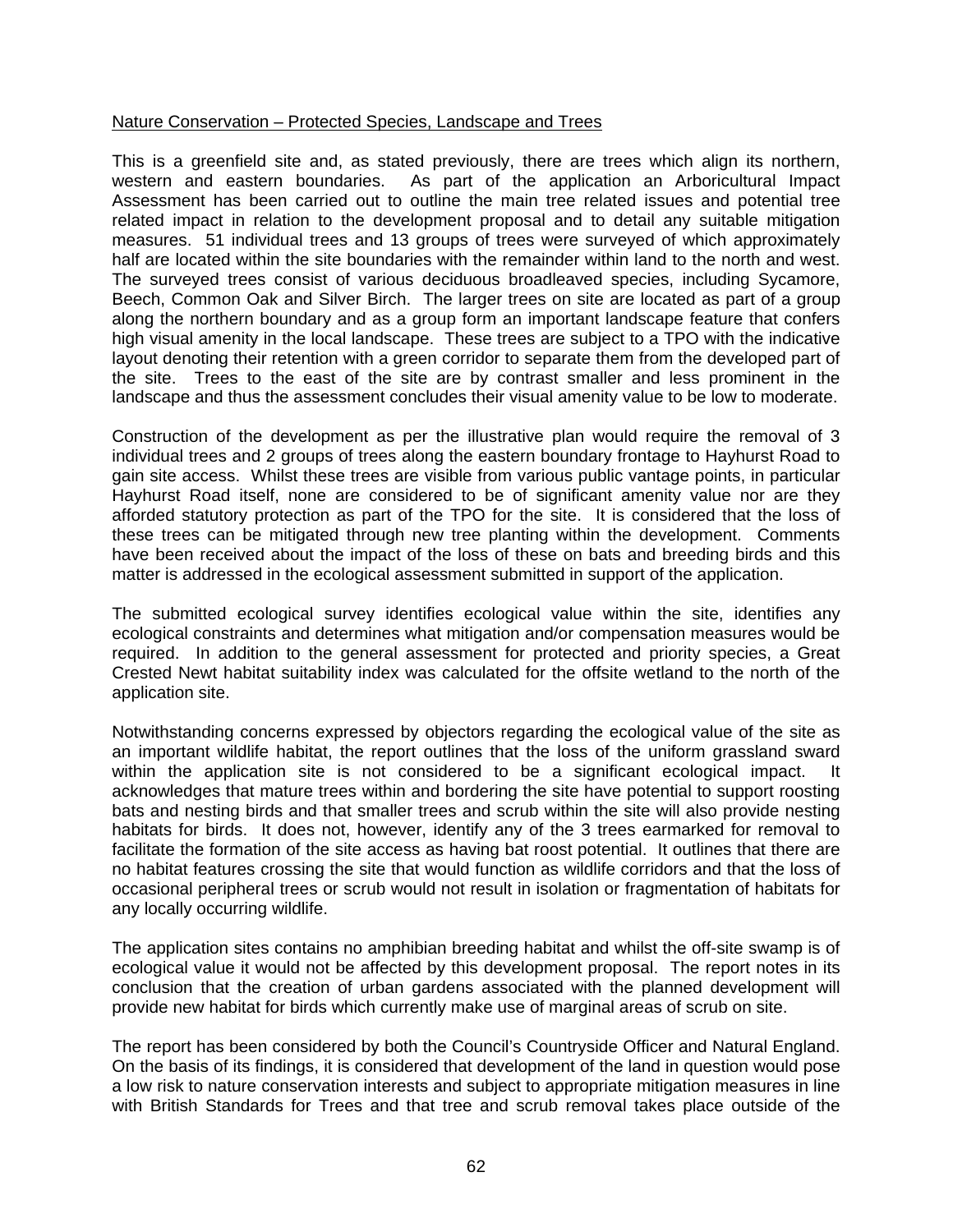Nature Conservation – Protected Species, Landscape and Trees

This is a greenfield site and, as stated previously, there are trees which align its northern, western and eastern boundaries. As part of the application an Arboricultural Impact Assessment has been carried out to outline the main tree related issues and potential tree related impact in relation to the development proposal and to detail any suitable mitigation measures. 51 individual trees and 13 groups of trees were surveyed of which approximately half are located within the site boundaries with the remainder within land to the north and west. The surveyed trees consist of various deciduous broadleaved species, including Sycamore, Beech, Common Oak and Silver Birch. The larger trees on site are located as part of a group along the northern boundary and as a group form an important landscape feature that confers high visual amenity in the local landscape. These trees are subject to a TPO with the indicative layout denoting their retention with a green corridor to separate them from the developed part of the site. Trees to the east of the site are by contrast smaller and less prominent in the landscape and thus the assessment concludes their visual amenity value to be low to moderate.

Construction of the development as per the illustrative plan would require the removal of 3 individual trees and 2 groups of trees along the eastern boundary frontage to Hayhurst Road to gain site access. Whilst these trees are visible from various public vantage points, in particular Hayhurst Road itself, none are considered to be of significant amenity value nor are they afforded statutory protection as part of the TPO for the site. It is considered that the loss of these trees can be mitigated through new tree planting within the development. Comments have been received about the impact of the loss of these on bats and breeding birds and this matter is addressed in the ecological assessment submitted in support of the application.

The submitted ecological survey identifies ecological value within the site, identifies any ecological constraints and determines what mitigation and/or compensation measures would be required. In addition to the general assessment for protected and priority species, a Great Crested Newt habitat suitability index was calculated for the offsite wetland to the north of the application site.

Notwithstanding concerns expressed by objectors regarding the ecological value of the site as an important wildlife habitat, the report outlines that the loss of the uniform grassland sward within the application site is not considered to be a significant ecological impact. It acknowledges that mature trees within and bordering the site have potential to support roosting bats and nesting birds and that smaller trees and scrub within the site will also provide nesting habitats for birds. It does not, however, identify any of the 3 trees earmarked for removal to facilitate the formation of the site access as having bat roost potential. It outlines that there are no habitat features crossing the site that would function as wildlife corridors and that the loss of occasional peripheral trees or scrub would not result in isolation or fragmentation of habitats for any locally occurring wildlife.

The application sites contains no amphibian breeding habitat and whilst the off-site swamp is of ecological value it would not be affected by this development proposal. The report notes in its conclusion that the creation of urban gardens associated with the planned development will provide new habitat for birds which currently make use of marginal areas of scrub on site.

The report has been considered by both the Council's Countryside Officer and Natural England. On the basis of its findings, it is considered that development of the land in question would pose a low risk to nature conservation interests and subject to appropriate mitigation measures in line with British Standards for Trees and that tree and scrub removal takes place outside of the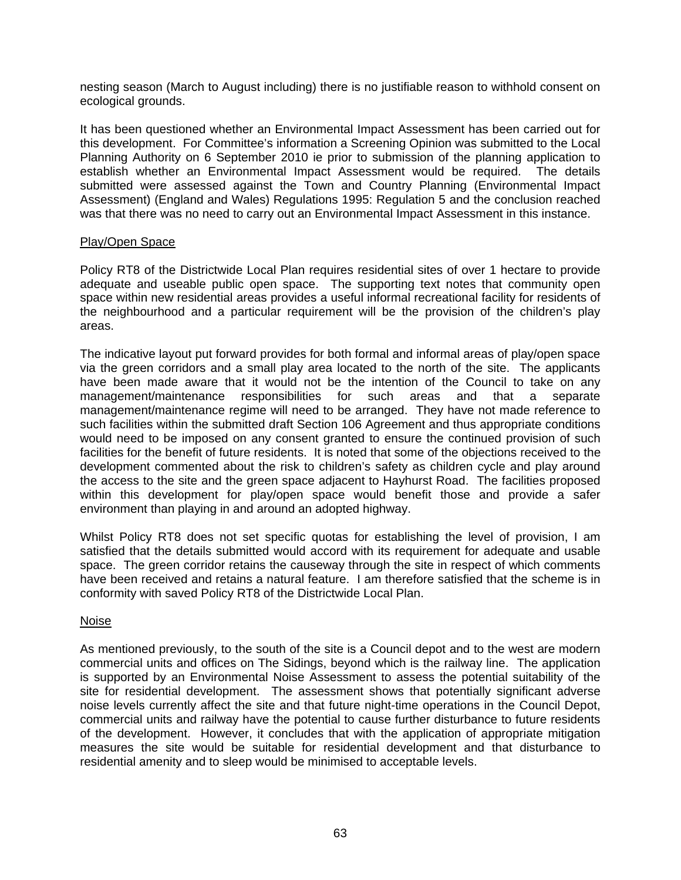nesting season (March to August including) there is no justifiable reason to withhold consent on ecological grounds.

It has been questioned whether an Environmental Impact Assessment has been carried out for this development. For Committee's information a Screening Opinion was submitted to the Local Planning Authority on 6 September 2010 ie prior to submission of the planning application to establish whether an Environmental Impact Assessment would be required. The details submitted were assessed against the Town and Country Planning (Environmental Impact Assessment) (England and Wales) Regulations 1995: Regulation 5 and the conclusion reached was that there was no need to carry out an Environmental Impact Assessment in this instance.

Play/Open Space

Policy RT8 of the Districtwide Local Plan requires residential sites of over 1 hectare to provide adequate and useable public open space. The supporting text notes that community open space within new residential areas provides a useful informal recreational facility for residents of the neighbourhood and a particular requirement will be the provision of the children's play areas.

The indicative layout put forward provides for both formal and informal areas of play/open space via the green corridors and a small play area located to the north of the site. The applicants have been made aware that it would not be the intention of the Council to take on any management/maintenance responsibilities for such areas and that a separate management/maintenance regime will need to be arranged. They have not made reference to such facilities within the submitted draft Section 106 Agreement and thus appropriate conditions would need to be imposed on any consent granted to ensure the continued provision of such facilities for the benefit of future residents. It is noted that some of the objections received to the development commented about the risk to children's safety as children cycle and play around the access to the site and the green space adjacent to Hayhurst Road. The facilities proposed within this development for play/open space would benefit those and provide a safer environment than playing in and around an adopted highway.

Whilst Policy RT8 does not set specific quotas for establishing the level of provision, I am satisfied that the details submitted would accord with its requirement for adequate and usable space. The green corridor retains the causeway through the site in respect of which comments have been received and retains a natural feature. I am therefore satisfied that the scheme is in conformity with saved Policy RT8 of the Districtwide Local Plan.

Noise

As mentioned previously, to the south of the site is a Council depot and to the west are modern commercial units and offices on The Sidings, beyond which is the railway line. The application is supported by an Environmental Noise Assessment to assess the potential suitability of the site for residential development. The assessment shows that potentially significant adverse noise levels currently affect the site and that future night-time operations in the Council Depot, commercial units and railway have the potential to cause further disturbance to future residents of the development. However, it concludes that with the application of appropriate mitigation measures the site would be suitable for residential development and that disturbance to residential amenity and to sleep would be minimised to acceptable levels.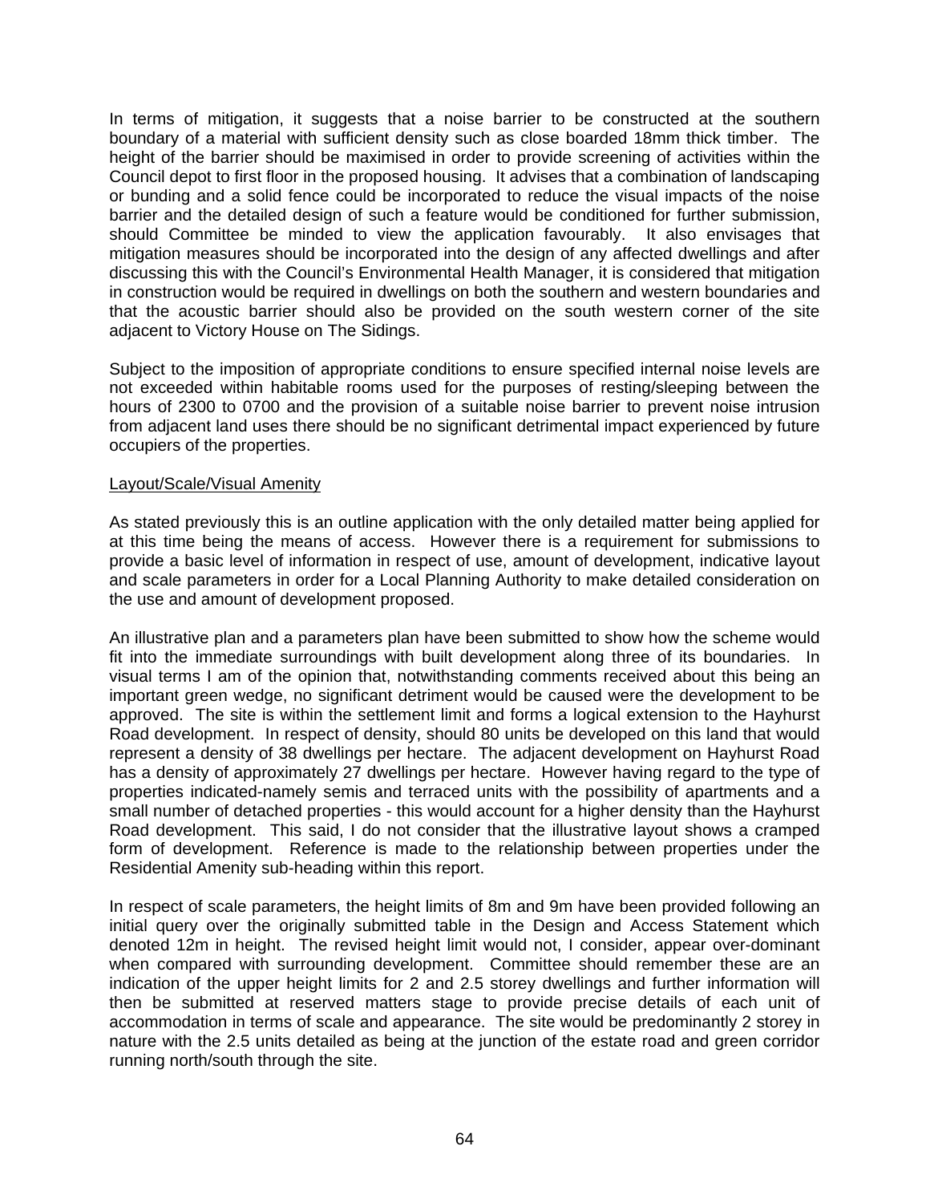In terms of mitigation, it suggests that a noise barrier to be constructed at the southern boundary of a material with sufficient density such as close boarded 18mm thick timber. The height of the barrier should be maximised in order to provide screening of activities within the Council depot to first floor in the proposed housing. It advises that a combination of landscaping or bunding and a solid fence could be incorporated to reduce the visual impacts of the noise barrier and the detailed design of such a feature would be conditioned for further submission, should Committee be minded to view the application favourably. It also envisages that mitigation measures should be incorporated into the design of any affected dwellings and after discussing this with the Council's Environmental Health Manager, it is considered that mitigation in construction would be required in dwellings on both the southern and western boundaries and that the acoustic barrier should also be provided on the south western corner of the site adjacent to Victory House on The Sidings.

Subject to the imposition of appropriate conditions to ensure specified internal noise levels are not exceeded within habitable rooms used for the purposes of resting/sleeping between the hours of 2300 to 0700 and the provision of a suitable noise barrier to prevent noise intrusion from adjacent land uses there should be no significant detrimental impact experienced by future occupiers of the properties.

<u>Layout/Scale/Visual Amenity</u>

As stated previously this is an outline application with the only detailed matter being applied for at this time being the means of access. However there is a requirement for submissions to provide a basic level of information in respect of use, amount of development, indicative layout and scale parameters in order for a Local Planning Authority to make detailed consideration on the use and amount of development proposed.

An illustrative plan and a parameters plan have been submitted to show how the scheme would fit into the immediate surroundings with built development along three of its boundaries. In visual terms I am of the opinion that, notwithstanding comments received about this being an important green wedge, no significant detriment would be caused were the development to be approved. The site is within the settlement limit and forms a logical extension to the Hayhurst Road development. In respect of density, should 80 units be developed on this land that would represent a density of 38 dwellings per hectare. The adjacent development on Hayhurst Road has a density of approximately 27 dwellings per hectare. However having regard to the type of properties indicated-namely semis and terraced units with the possibility of apartments and a small number of detached properties - this would account for a higher density than the Hayhurst Road development. This said, I do not consider that the illustrative layout shows a cramped form of development. Reference is made to the relationship between properties under the Residential Amenity sub-heading within this report.

In respect of scale parameters, the height limits of 8m and 9m have been provided following an initial query over the originally submitted table in the Design and Access Statement which denoted 12m in height. The revised height limit would not, I consider, appear over-dominant when compared with surrounding development. Committee should remember these are an indication of the upper height limits for 2 and 2.5 storey dwellings and further information will then be submitted at reserved matters stage to provide precise details of each unit of accommodation in terms of scale and appearance. The site would be predominantly 2 storey in nature with the 2.5 units detailed as being at the junction of the estate road and green corridor running north/south through the site.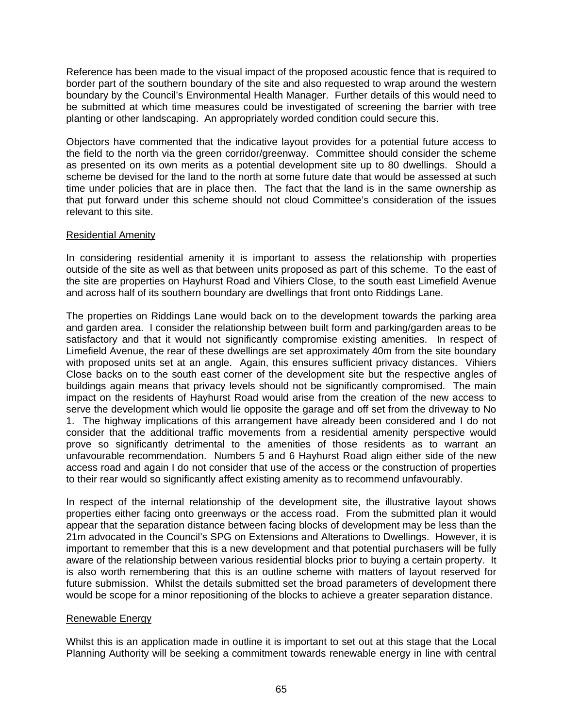Reference has been made to the visual impact of the proposed acoustic fence that is required to border part of the southern boundary of the site and also requested to wrap around the western boundary by the Council's Environmental Health Manager. Further details of this would need to be submitted at which time measures could be investigated of screening the barrier with tree planting or other landscaping. An appropriately worded condition could secure this.

Objectors have commented that the indicative layout provides for a potential future access to the field to the north via the green corridor/greenway. Committee should consider the scheme as presented on its own merits as a potential development site up to 80 dwellings. Should a scheme be devised for the land to the north at some future date that would be assessed at such time under policies that are in place then. The fact that the land is in the same ownership as that put forward under this scheme should not cloud Committee's consideration of the issues relevant to this site.

Residential Amenity

In considering residential amenity it is important to assess the relationship with properties outside of the site as well as that between units proposed as part of this scheme. To the east of the site are properties on Hayhurst Road and Vihiers Close, to the south east Limefield Avenue and across half of its southern boundary are dwellings that front onto Riddings Lane.

The properties on Riddings Lane would back on to the development towards the parking area and garden area. I consider the relationship between built form and parking/garden areas to be satisfactory and that it would not significantly compromise existing amenities. In respect of Limefield Avenue, the rear of these dwellings are set approximately 40m from the site boundary with proposed units set at an angle. Again, this ensures sufficient privacy distances. Vihiers Close backs on to the south east corner of the development site but the respective angles of buildings again means that privacy levels should not be significantly compromised. The main impact on the residents of Hayhurst Road would arise from the creation of the new access to serve the development which would lie opposite the garage and off set from the driveway to No 1. The highway implications of this arrangement have already been considered and I do not consider that the additional traffic movements from a residential amenity perspective would prove so significantly detrimental to the amenities of those residents as to warrant an unfavourable recommendation. Numbers 5 and 6 Hayhurst Road align either side of the new access road and again I do not consider that use of the access or the construction of properties to their rear would so significantly affect existing amenity as to recommend unfavourably.

In respect of the internal relationship of the development site, the illustrative layout shows properties either facing onto greenways or the access road. From the submitted plan it would appear that the separation distance between facing blocks of development may be less than the 21m advocated in the Council's SPG on Extensions and Alterations to Dwellings. However, it is important to remember that this is a new development and that potential purchasers will be fully aware of the relationship between various residential blocks prior to buying a certain property. It is also worth remembering that this is an outline scheme with matters of layout reserved for future submission. Whilst the details submitted set the broad parameters of development there would be scope for a minor repositioning of the blocks to achieve a greater separation distance.

Renewable Energy

Whilst this is an application made in outline it is important to set out at this stage that the Local Planning Authority will be seeking a commitment towards renewable energy in line with central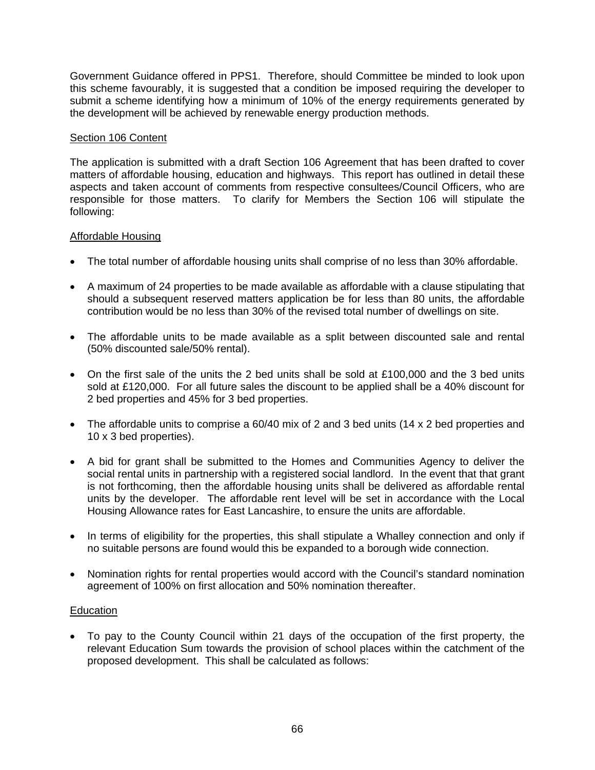Government Guidance offered in PPS1. Therefore, should Committee be minded to look upon this scheme favourably, it is suggested that a condition be imposed requiring the developer to submit a scheme identifying how a minimum of 10% of the energy requirements generated by the development will be achieved by renewable energy production methods.

<u>Section 106 Content</u>

The application is submitted with a draft Section 106 Agreement that has been drafted to cover matters of affordable housing, education and highways. This report has outlined in detail these aspects and taken account of comments from respective consultees/Council Officers, who are responsible for those matters. To clarify for Members the Section 106 will stipulate the following:

<u>Affordable Housing</u>

- The total number of affordable housing units shall comprise of no less than 30% affordable.
- A maximum of 24 properties to be made available as affordable with a clause stipulating that should a subsequent reserved matters application be for less than 80 units, the affordable contribution would be no less than 30% of the revised total number of dwellings on site.
- The affordable units to be made available as a split between discounted sale and rental (50% discounted sale/50% rental).
- On the first sale of the units the 2 bed units shall be sold at £100,000 and the 3 bed units sold at £120,000. For all future sales the discount to be applied shall be a 40% discount for 2 bed properties and 45% for 3 bed properties.
- The affordable units to comprise a 60/40 mix of 2 and 3 bed units (14 x 2 bed properties and 10 x 3 bed properties).
- A bid for grant shall be submitted to the Homes and Communities Agency to deliver the social rental units in partnership with a registered social landlord. In the event that that grant is not forthcoming, then the affordable housing units shall be delivered as affordable rental units by the developer. The affordable rent level will be set in accordance with the Local Housing Allowance rates for East Lancashire, to ensure the units are affordable.
- In terms of eligibility for the properties, this shall stipulate a Whalley connection and only if no suitable persons are found would this be expanded to a borough wide connection.
- Nomination rights for rental properties would accord with the Council's standard nomination agreement of 100% on first allocation and 50% nomination thereafter.

<u>Education</u>

- To pay to the County Council within 21 days of the occupation of the first property, the relevant Education Sum towards the provision of school places within the catchment of the proposed development. This shall be calculated as follows: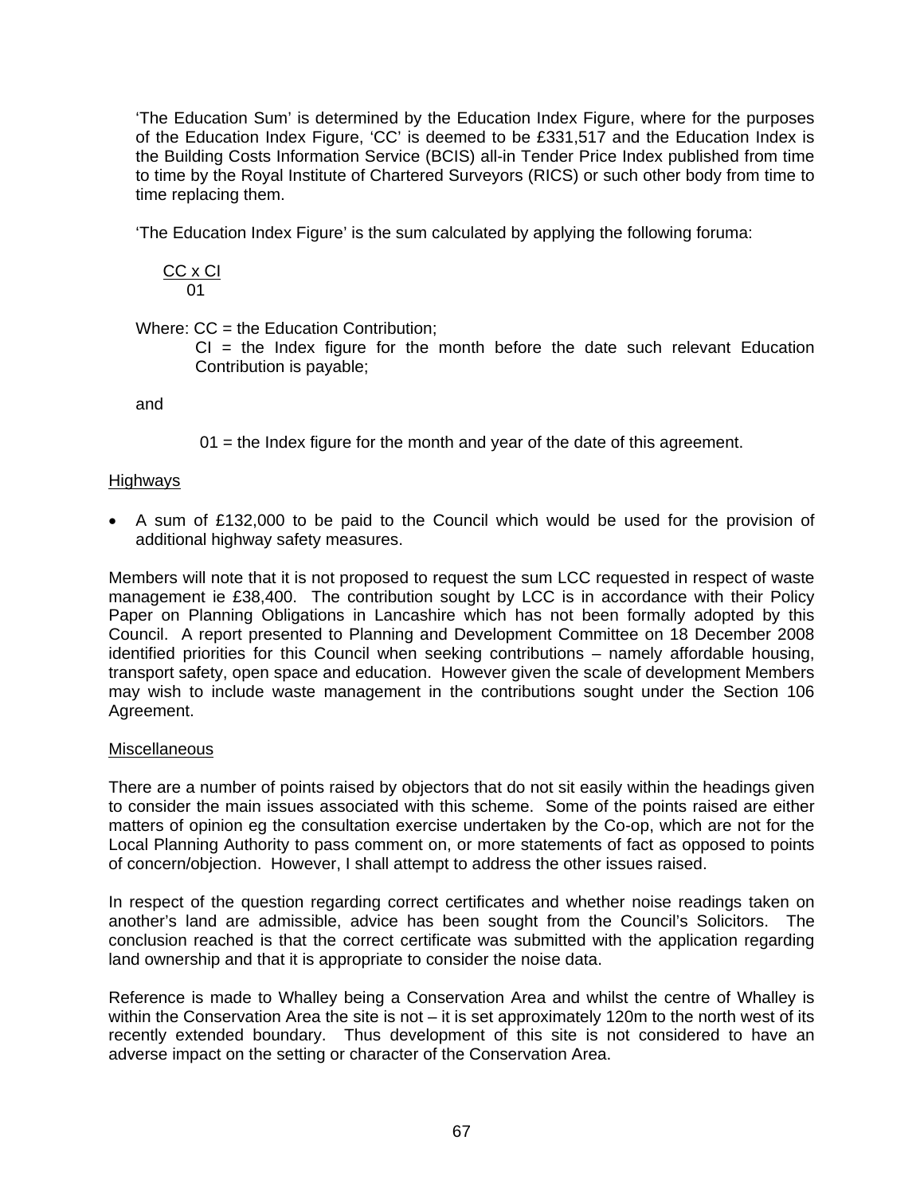'The Education Sum' is determined by the Education Index Figure, where for the purposes of the Education Index Figure, 'CC' is deemed to be £331,517 and the Education Index is the Building Costs Information Service (BCIS) all-in Tender Price Index published from time to time by the Royal Institute of Chartered Surveyors (RICS) or such other body from time to time replacing them.

'The Education Index Figure' is the sum calculated by applying the following foruma:

$$\frac{CC \times CI}{01}$$

Where: CC = the Education Contribution;

CI = the Index figure for the month before the date such relevant Education Contribution is payable;

and

01 = the Index figure for the month and year of the date of this agreement.

Highways

- A sum of £132,000 to be paid to the Council which would be used for the provision of additional highway safety measures.

Members will note that it is not proposed to request the sum LCC requested in respect of waste management ie £38,400. The contribution sought by LCC is in accordance with their Policy Paper on Planning Obligations in Lancashire which has not been formally adopted by this Council. A report presented to Planning and Development Committee on 18 December 2008 identified priorities for this Council when seeking contributions – namely affordable housing, transport safety, open space and education. However given the scale of development Members may wish to include waste management in the contributions sought under the Section 106 Agreement.

Miscellaneous

There are a number of points raised by objectors that do not sit easily within the headings given to consider the main issues associated with this scheme. Some of the points raised are either matters of opinion eg the consultation exercise undertaken by the Co-op, which are not for the Local Planning Authority to pass comment on, or more statements of fact as opposed to points of concern/objection. However, I shall attempt to address the other issues raised.

In respect of the question regarding correct certificates and whether noise readings taken on another's land are admissible, advice has been sought from the Council's Solicitors. The conclusion reached is that the correct certificate was submitted with the application regarding land ownership and that it is appropriate to consider the noise data.

Reference is made to Whalley being a Conservation Area and whilst the centre of Whalley is within the Conservation Area the site is not – it is set approximately 120m to the north west of its recently extended boundary. Thus development of this site is not considered to have an adverse impact on the setting or character of the Conservation Area.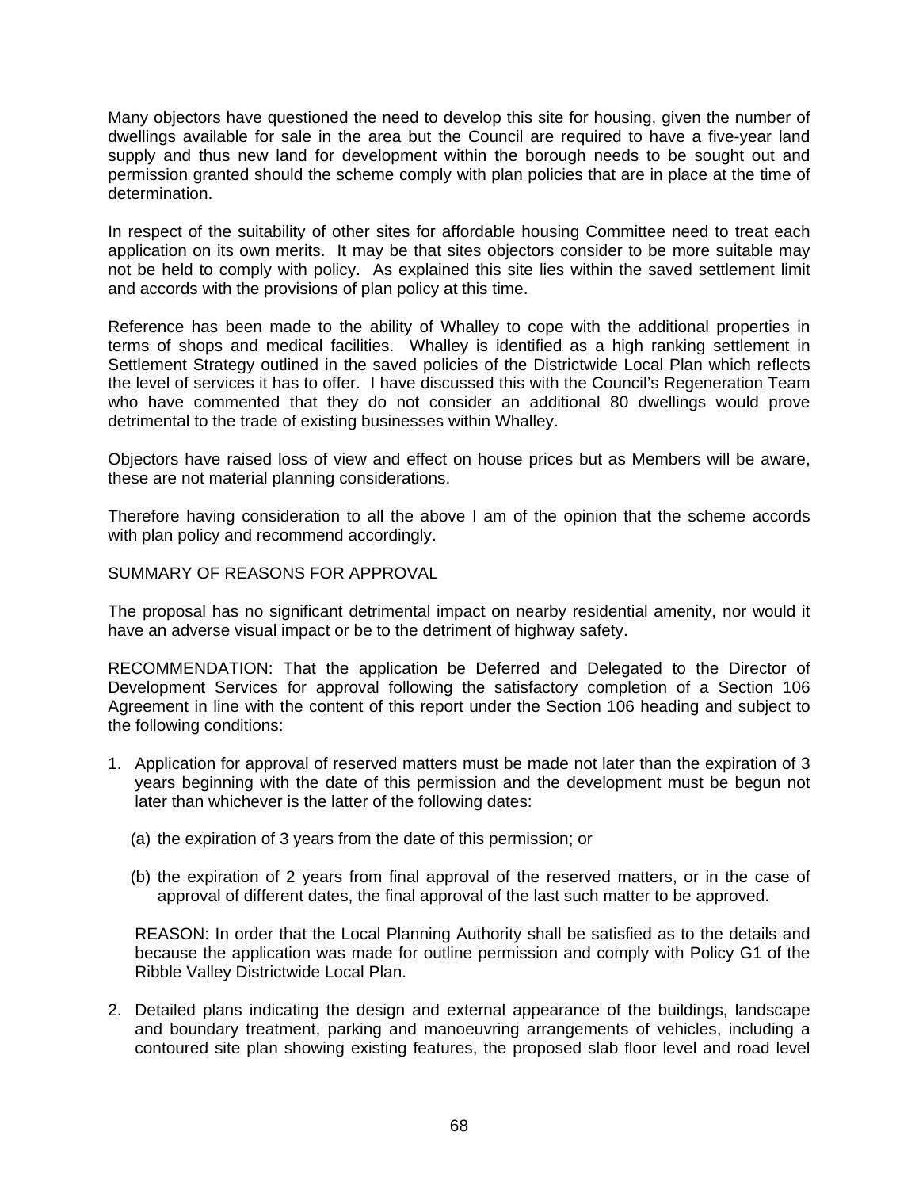Many objectors have questioned the need to develop this site for housing, given the number of dwellings available for sale in the area but the Council are required to have a five-year land supply and thus new land for development within the borough needs to be sought out and permission granted should the scheme comply with plan policies that are in place at the time of determination.

In respect of the suitability of other sites for affordable housing Committee need to treat each application on its own merits. It may be that sites objectors consider to be more suitable may not be held to comply with policy. As explained this site lies within the saved settlement limit and accords with the provisions of plan policy at this time.

Reference has been made to the ability of Whalley to cope with the additional properties in terms of shops and medical facilities. Whalley is identified as a high ranking settlement in Settlement Strategy outlined in the saved policies of the Districtwide Local Plan which reflects the level of services it has to offer. I have discussed this with the Council's Regeneration Team who have commented that they do not consider an additional 80 dwellings would prove detrimental to the trade of existing businesses within Whalley.

Objectors have raised loss of view and effect on house prices but as Members will be aware, these are not material planning considerations.

Therefore having consideration to all the above I am of the opinion that the scheme accords with plan policy and recommend accordingly.

SUMMARY OF REASONS FOR APPROVAL

The proposal has no significant detrimental impact on nearby residential amenity, nor would it have an adverse visual impact or be to the detriment of highway safety.

RECOMMENDATION: That the application be Deferred and Delegated to the Director of Development Services for approval following the satisfactory completion of a Section 106 Agreement in line with the content of this report under the Section 106 heading and subject to the following conditions:

1. Application for approval of reserved matters must be made not later than the expiration of 3 years beginning with the date of this permission and the development must be begun not later than whichever is the latter of the following dates:

   (a) the expiration of 3 years from the date of this permission; or

   (b) the expiration of 2 years from final approval of the reserved matters, or in the case of approval of different dates, the final approval of the last such matter to be approved.

   REASON: In order that the Local Planning Authority shall be satisfied as to the details and because the application was made for outline permission and comply with Policy G1 of the Ribble Valley Districtwide Local Plan.

2. Detailed plans indicating the design and external appearance of the buildings, landscape and boundary treatment, parking and manoeuvring arrangements of vehicles, including a contoured site plan showing existing features, the proposed slab floor level and road level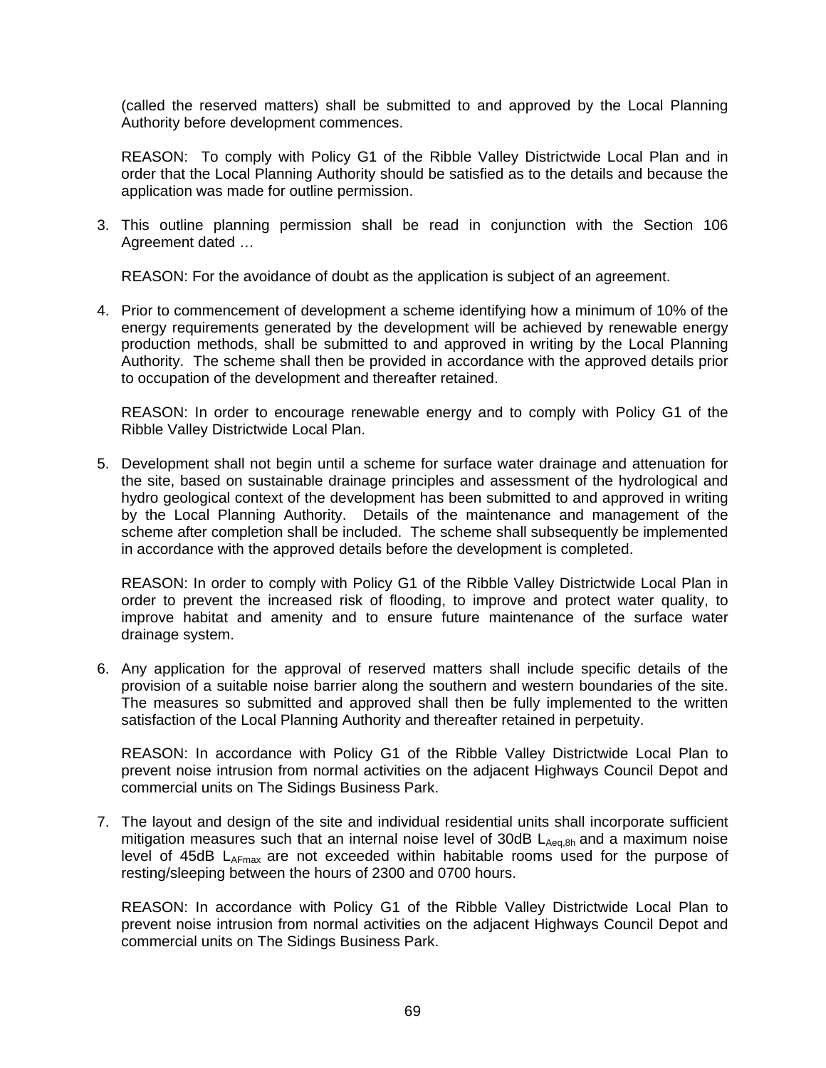(called the reserved matters) shall be submitted to and approved by the Local Planning Authority before development commences.

REASON: To comply with Policy G1 of the Ribble Valley Districtwide Local Plan and in order that the Local Planning Authority should be satisfied as to the details and because the application was made for outline permission.

3. This outline planning permission shall be read in conjunction with the Section 106 Agreement dated …

   REASON: For the avoidance of doubt as the application is subject of an agreement.

4. Prior to commencement of development a scheme identifying how a minimum of 10% of the energy requirements generated by the development will be achieved by renewable energy production methods, shall be submitted to and approved in writing by the Local Planning Authority. The scheme shall then be provided in accordance with the approved details prior to occupation of the development and thereafter retained.

   REASON: In order to encourage renewable energy and to comply with Policy G1 of the Ribble Valley Districtwide Local Plan.

5. Development shall not begin until a scheme for surface water drainage and attenuation for the site, based on sustainable drainage principles and assessment of the hydrological and hydro geological context of the development has been submitted to and approved in writing by the Local Planning Authority. Details of the maintenance and management of the scheme after completion shall be included. The scheme shall subsequently be implemented in accordance with the approved details before the development is completed.

   REASON: In order to comply with Policy G1 of the Ribble Valley Districtwide Local Plan in order to prevent the increased risk of flooding, to improve and protect water quality, to improve habitat and amenity and to ensure future maintenance of the surface water drainage system.

6. Any application for the approval of reserved matters shall include specific details of the provision of a suitable noise barrier along the southern and western boundaries of the site. The measures so submitted and approved shall then be fully implemented to the written satisfaction of the Local Planning Authority and thereafter retained in perpetuity.

   REASON: In accordance with Policy G1 of the Ribble Valley Districtwide Local Plan to prevent noise intrusion from normal activities on the adjacent Highways Council Depot and commercial units on The Sidings Business Park.

7. The layout and design of the site and individual residential units shall incorporate sufficient mitigation measures such that an internal noise level of 30dB $L_{Aeq,8h}$ and a maximum noise level of 45dB $L_{AFmax}$ are not exceeded within habitable rooms used for the purpose of resting/sleeping between the hours of 2300 and 0700 hours.

   REASON: In accordance with Policy G1 of the Ribble Valley Districtwide Local Plan to prevent noise intrusion from normal activities on the adjacent Highways Council Depot and commercial units on The Sidings Business Park.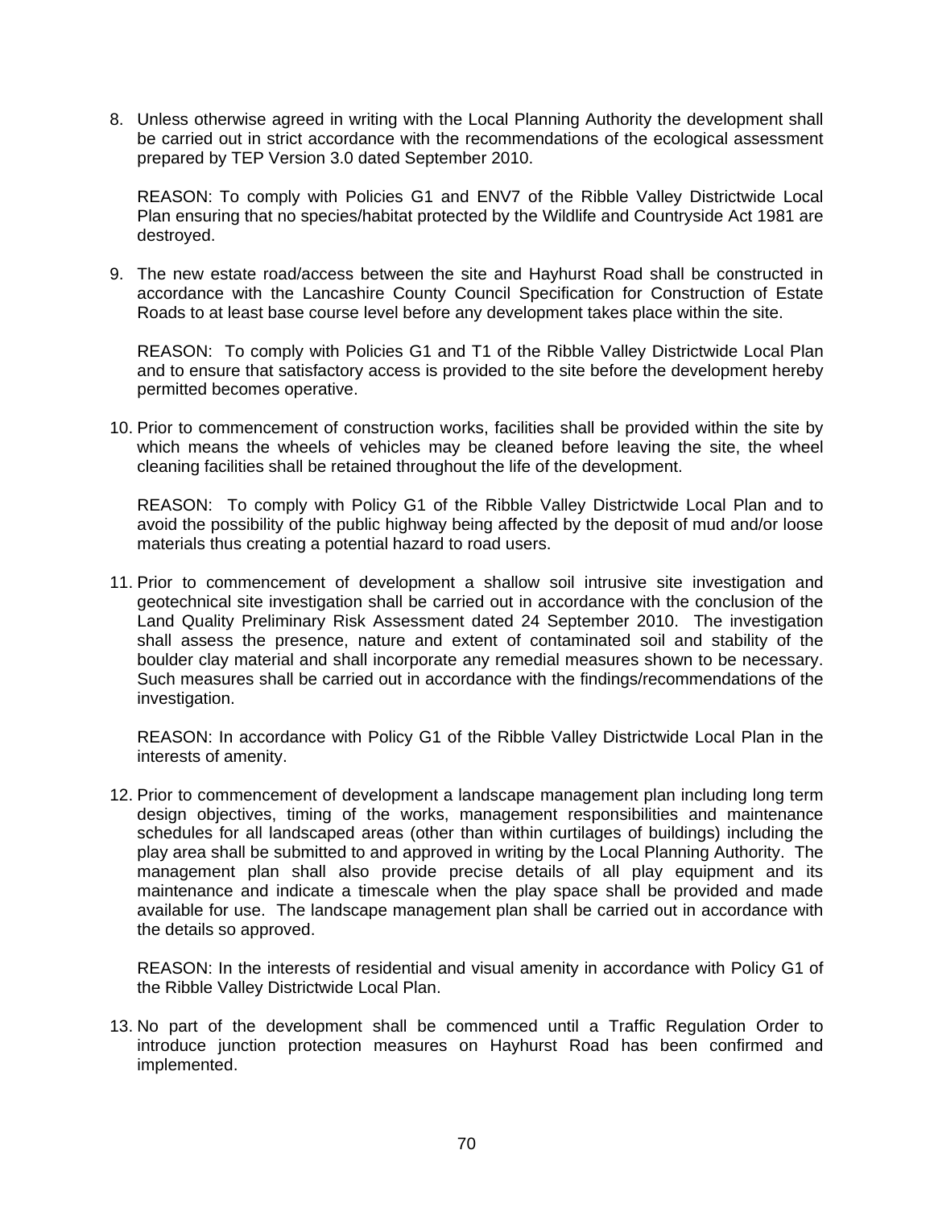8. Unless otherwise agreed in writing with the Local Planning Authority the development shall be carried out in strict accordance with the recommendations of the ecological assessment prepared by TEP Version 3.0 dated September 2010.

   REASON: To comply with Policies G1 and ENV7 of the Ribble Valley Districtwide Local Plan ensuring that no species/habitat protected by the Wildlife and Countryside Act 1981 are destroyed.

9. The new estate road/access between the site and Hayhurst Road shall be constructed in accordance with the Lancashire County Council Specification for Construction of Estate Roads to at least base course level before any development takes place within the site.

   REASON: To comply with Policies G1 and T1 of the Ribble Valley Districtwide Local Plan and to ensure that satisfactory access is provided to the site before the development hereby permitted becomes operative.

10. Prior to commencement of construction works, facilities shall be provided within the site by which means the wheels of vehicles may be cleaned before leaving the site, the wheel cleaning facilities shall be retained throughout the life of the development.

    REASON: To comply with Policy G1 of the Ribble Valley Districtwide Local Plan and to avoid the possibility of the public highway being affected by the deposit of mud and/or loose materials thus creating a potential hazard to road users.

11. Prior to commencement of development a shallow soil intrusive site investigation and geotechnical site investigation shall be carried out in accordance with the conclusion of the Land Quality Preliminary Risk Assessment dated 24 September 2010. The investigation shall assess the presence, nature and extent of contaminated soil and stability of the boulder clay material and shall incorporate any remedial measures shown to be necessary. Such measures shall be carried out in accordance with the findings/recommendations of the investigation.

    REASON: In accordance with Policy G1 of the Ribble Valley Districtwide Local Plan in the interests of amenity.

12. Prior to commencement of development a landscape management plan including long term design objectives, timing of the works, management responsibilities and maintenance schedules for all landscaped areas (other than within curtilages of buildings) including the play area shall be submitted to and approved in writing by the Local Planning Authority. The management plan shall also provide precise details of all play equipment and its maintenance and indicate a timescale when the play space shall be provided and made available for use. The landscape management plan shall be carried out in accordance with the details so approved.

    REASON: In the interests of residential and visual amenity in accordance with Policy G1 of the Ribble Valley Districtwide Local Plan.

13. No part of the development shall be commenced until a Traffic Regulation Order to introduce junction protection measures on Hayhurst Road has been confirmed and implemented.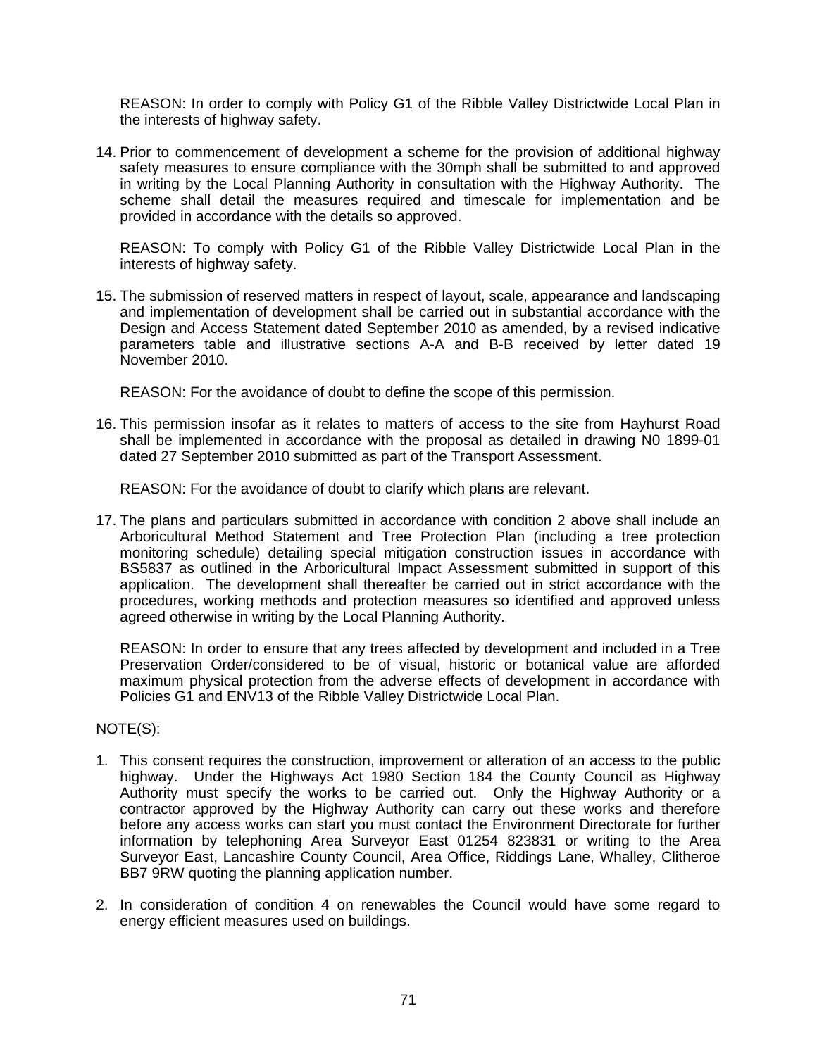REASON: In order to comply with Policy G1 of the Ribble Valley Districtwide Local Plan in the interests of highway safety.

14. Prior to commencement of development a scheme for the provision of additional highway safety measures to ensure compliance with the 30mph shall be submitted to and approved in writing by the Local Planning Authority in consultation with the Highway Authority. The scheme shall detail the measures required and timescale for implementation and be provided in accordance with the details so approved.

    REASON: To comply with Policy G1 of the Ribble Valley Districtwide Local Plan in the interests of highway safety.

15. The submission of reserved matters in respect of layout, scale, appearance and landscaping and implementation of development shall be carried out in substantial accordance with the Design and Access Statement dated September 2010 as amended, by a revised indicative parameters table and illustrative sections A-A and B-B received by letter dated 19 November 2010.

    REASON: For the avoidance of doubt to define the scope of this permission.

16. This permission insofar as it relates to matters of access to the site from Hayhurst Road shall be implemented in accordance with the proposal as detailed in drawing N0 1899-01 dated 27 September 2010 submitted as part of the Transport Assessment.

    REASON: For the avoidance of doubt to clarify which plans are relevant.

17. The plans and particulars submitted in accordance with condition 2 above shall include an Arboricultural Method Statement and Tree Protection Plan (including a tree protection monitoring schedule) detailing special mitigation construction issues in accordance with BS5837 as outlined in the Arboricultural Impact Assessment submitted in support of this application. The development shall thereafter be carried out in strict accordance with the procedures, working methods and protection measures so identified and approved unless agreed otherwise in writing by the Local Planning Authority.

    REASON: In order to ensure that any trees affected by development and included in a Tree Preservation Order/considered to be of visual, historic or botanical value are afforded maximum physical protection from the adverse effects of development in accordance with Policies G1 and ENV13 of the Ribble Valley Districtwide Local Plan.

NOTE(S):

1. This consent requires the construction, improvement or alteration of an access to the public highway. Under the Highways Act 1980 Section 184 the County Council as Highway Authority must specify the works to be carried out. Only the Highway Authority or a contractor approved by the Highway Authority can carry out these works and therefore before any access works can start you must contact the Environment Directorate for further information by telephoning Area Surveyor East 01254 823831 or writing to the Area Surveyor East, Lancashire County Council, Area Office, Riddings Lane, Whalley, Clitheroe BB7 9RW quoting the planning application number.

2. In consideration of condition 4 on renewables the Council would have some regard to energy efficient measures used on buildings.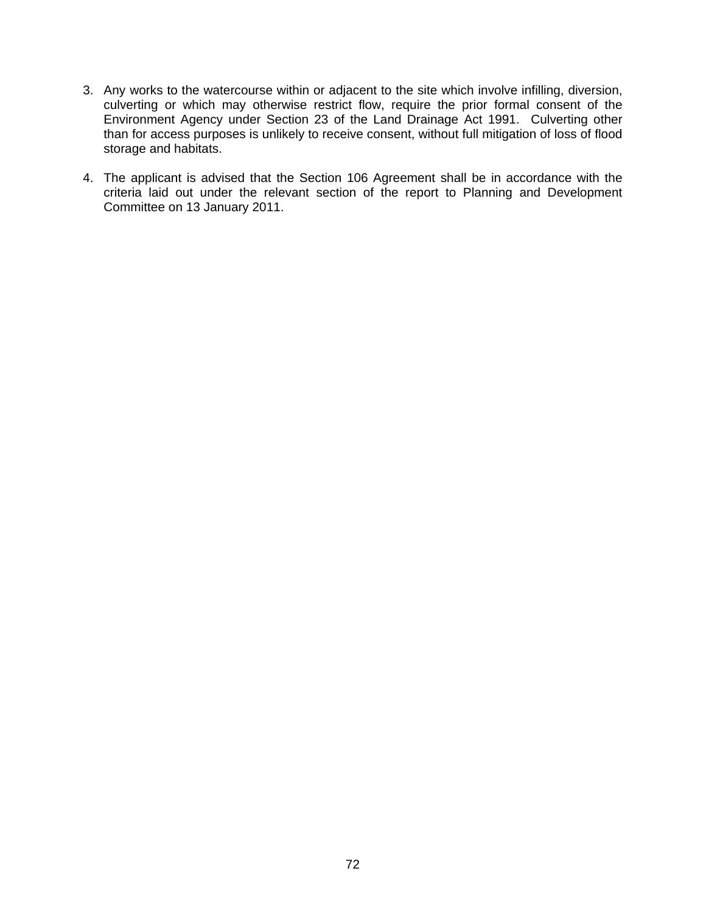3. Any works to the watercourse within or adjacent to the site which involve infilling, diversion, culverting or which may otherwise restrict flow, require the prior formal consent of the Environment Agency under Section 23 of the Land Drainage Act 1991. Culverting other than for access purposes is unlikely to receive consent, without full mitigation of loss of flood storage and habitats.

4. The applicant is advised that the Section 106 Agreement shall be in accordance with the criteria laid out under the relevant section of the report to Planning and Development Committee on 13 January 2011.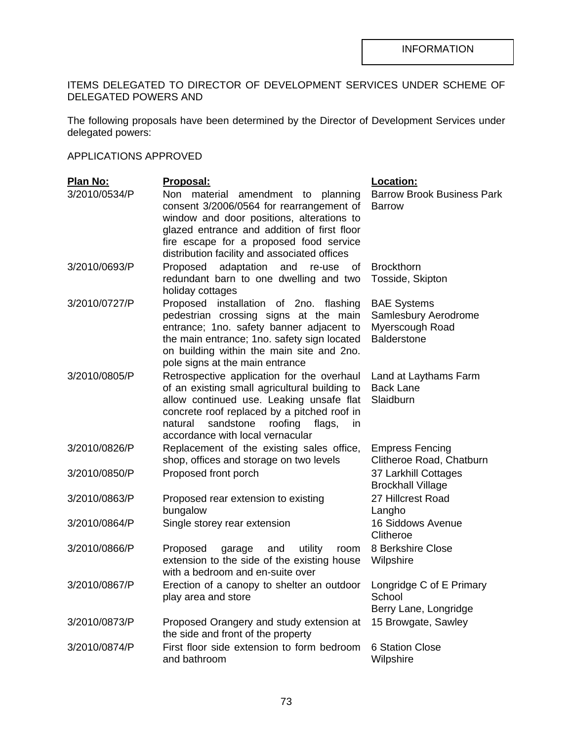INFORMATION

ITEMS DELEGATED TO DIRECTOR OF DEVELOPMENT SERVICES UNDER SCHEME OF DELEGATED POWERS AND

The following proposals have been determined by the Director of Development Services under delegated powers:

APPLICATIONS APPROVED

| Plan No: | Proposal: | Location: |
|---|---|---|
| 3/2010/0534/P | Non material amendment to planning consent 3/2006/0564 for rearrangement of window and door positions, alterations to glazed entrance and addition of first floor fire escape for a proposed food service distribution facility and associated offices | Barrow Brook Business Park Barrow |
| 3/2010/0693/P | Proposed adaptation and re-use of redundant barn to one dwelling and two holiday cottages | Brockthorn Tosside, Skipton |
| 3/2010/0727/P | Proposed installation of 2no. flashing pedestrian crossing signs at the main entrance; 1no. safety banner adjacent to the main entrance; 1no. safety sign located on building within the main site and 2no. pole signs at the main entrance | BAE Systems Samlesbury Aerodrome Myerscough Road Balderstone |
| 3/2010/0805/P | Retrospective application for the overhaul of an existing small agricultural building to allow continued use. Leaking unsafe flat concrete roof replaced by a pitched roof in natural sandstone roofing flags, in accordance with local vernacular | Land at Laythams Farm Back Lane Slaidburn |
| 3/2010/0826/P | Replacement of the existing sales office, shop, offices and storage on two levels | Empress Fencing Clitheroe Road, Chatburn |
| 3/2010/0850/P | Proposed front porch | 37 Larkhill Cottages Brockhall Village |
| 3/2010/0863/P | Proposed rear extension to existing bungalow | 27 Hillcrest Road Langho |
| 3/2010/0864/P | Single storey rear extension | 16 Siddows Avenue Clitheroe |
| 3/2010/0866/P | Proposed garage and utility room extension to the side of the existing house with a bedroom and en-suite over | 8 Berkshire Close Wilpshire |
| 3/2010/0867/P | Erection of a canopy to shelter an outdoor play area and store | Longridge C of E Primary School Berry Lane, Longridge |
| 3/2010/0873/P | Proposed Orangery and study extension at the side and front of the property | 15 Browgate, Sawley |
| 3/2010/0874/P | First floor side extension to form bedroom and bathroom | 6 Station Close Wilpshire |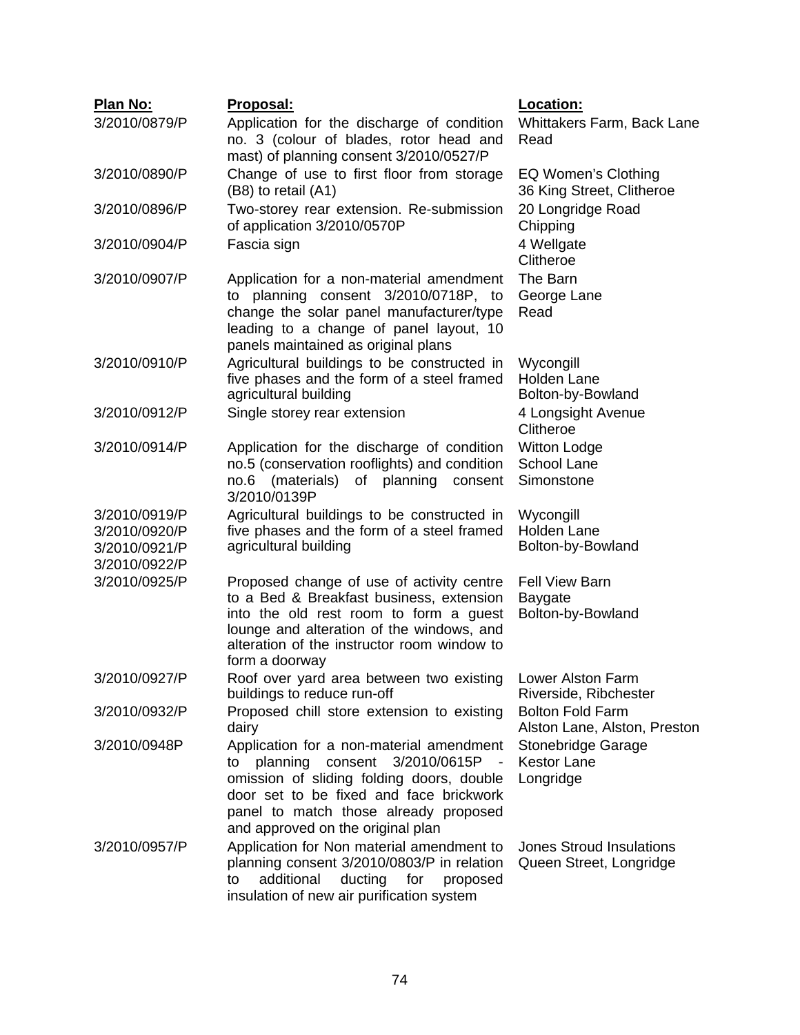| Plan No: | Proposal: | Location: |
|---|---|---|
| 3/2010/0879/P | Application for the discharge of condition no. 3 (colour of blades, rotor head and mast) of planning consent 3/2010/0527/P | Whittakers Farm, Back Lane Read |
| 3/2010/0890/P | Change of use to first floor from storage (B8) to retail (A1) | EQ Women's Clothing 36 King Street, Clitheroe |
| 3/2010/0896/P | Two-storey rear extension. Re-submission of application 3/2010/0570P | 20 Longridge Road Chipping |
| 3/2010/0904/P | Fascia sign | 4 Wellgate Clitheroe |
| 3/2010/0907/P | Application for a non-material amendment to planning consent 3/2010/0718P, to change the solar panel manufacturer/type leading to a change of panel layout, 10 panels maintained as original plans | The Barn George Lane Read |
| 3/2010/0910/P | Agricultural buildings to be constructed in five phases and the form of a steel framed agricultural building | Wycongill Holden Lane Bolton-by-Bowland |
| 3/2010/0912/P | Single storey rear extension | 4 Longsight Avenue Clitheroe |
| 3/2010/0914/P | Application for the discharge of condition no.5 (conservation rooflights) and condition no.6 (materials) of planning consent 3/2010/0139P | Witton Lodge School Lane Simonstone |
| 3/2010/0919/P 3/2010/0920/P 3/2010/0921/P 3/2010/0922/P | Agricultural buildings to be constructed in five phases and the form of a steel framed agricultural building | Wycongill Holden Lane Bolton-by-Bowland |
| 3/2010/0925/P | Proposed change of use of activity centre to a Bed & Breakfast business, extension into the old rest room to form a guest lounge and alteration of the windows, and alteration of the instructor room window to form a doorway | Fell View Barn Baygate Bolton-by-Bowland |
| 3/2010/0927/P | Roof over yard area between two existing buildings to reduce run-off | Lower Alston Farm Riverside, Ribchester |
| 3/2010/0932/P | Proposed chill store extension to existing dairy | Bolton Fold Farm Alston Lane, Alston, Preston |
| 3/2010/0948P | Application for a non-material amendment to planning consent 3/2010/0615P - omission of sliding folding doors, double door set to be fixed and face brickwork panel to match those already proposed and approved on the original plan | Stonebridge Garage Kestor Lane Longridge |
| 3/2010/0957/P | Application for Non material amendment to planning consent 3/2010/0803/P in relation to additional ducting for proposed insulation of new air purification system | Jones Stroud Insulations Queen Street, Longridge |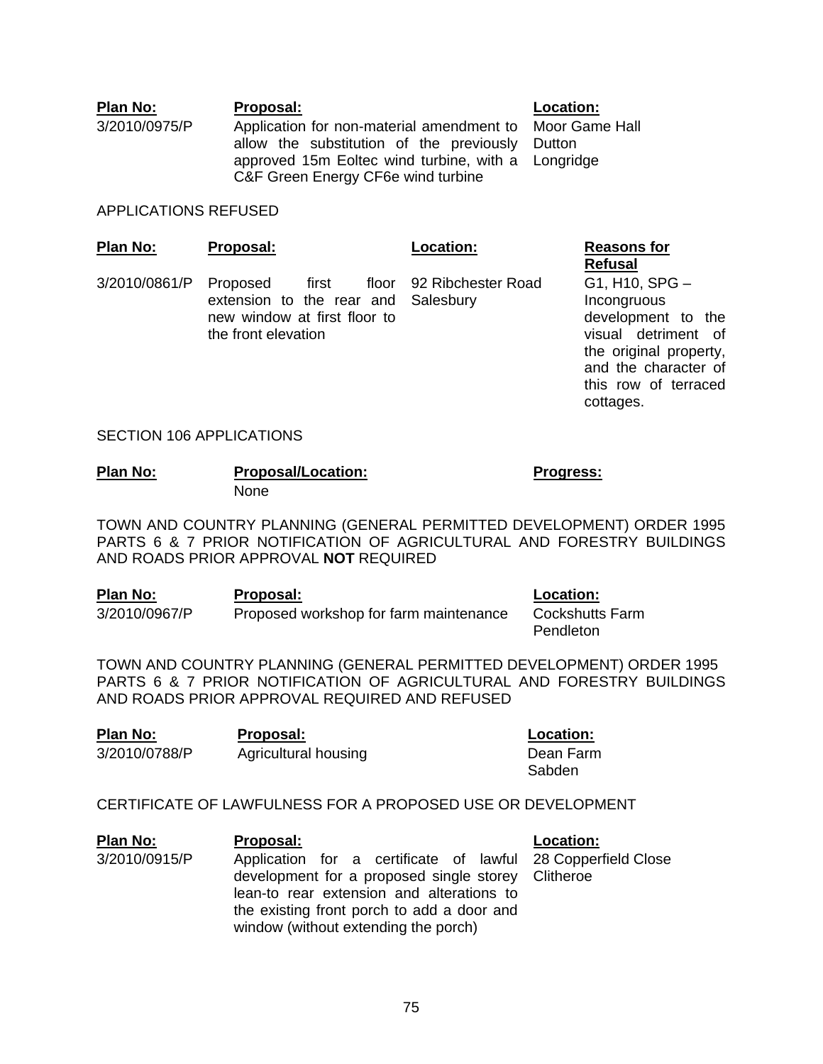| Plan No: | Proposal: | Location: |
|---|---|---|
| 3/2010/0975/P | Application for non-material amendment to allow the substitution of the previously approved 15m Eoltec wind turbine, with a C&F Green Energy CF6e wind turbine | Moor Game Hall Dutton Longridge |

APPLICATIONS REFUSED

| Plan No: | Proposal: | Location: | Reasons for Refusal |
|---|---|---|---|
| 3/2010/0861/P | Proposed first floor extension to the rear and new window at first floor to the front elevation | 92 Ribchester Road Salesbury | G1, H10, SPG – Incongruous development to the visual detriment of the original property, and the character of this row of terraced cottages. |

SECTION 106 APPLICATIONS

| Plan No: | Proposal/Location: | Progress: |
|---|---|---|
| | None | |

TOWN AND COUNTRY PLANNING (GENERAL PERMITTED DEVELOPMENT) ORDER 1995 PARTS 6 & 7 PRIOR NOTIFICATION OF AGRICULTURAL AND FORESTRY BUILDINGS AND ROADS PRIOR APPROVAL **NOT** REQUIRED

| Plan No: | Proposal: | Location: |
|---|---|---|
| 3/2010/0967/P | Proposed workshop for farm maintenance | Cockshutts Farm Pendleton |

TOWN AND COUNTRY PLANNING (GENERAL PERMITTED DEVELOPMENT) ORDER 1995 PARTS 6 & 7 PRIOR NOTIFICATION OF AGRICULTURAL AND FORESTRY BUILDINGS AND ROADS PRIOR APPROVAL REQUIRED AND REFUSED

| Plan No: | Proposal: | Location: |
|---|---|---|
| 3/2010/0788/P | Agricultural housing | Dean Farm Sabden |

CERTIFICATE OF LAWFULNESS FOR A PROPOSED USE OR DEVELOPMENT

| Plan No: | Proposal: | Location: |
|---|---|---|
| 3/2010/0915/P | Application for a certificate of lawful development for a proposed single storey lean-to rear extension and alterations to the existing front porch to add a door and window (without extending the porch) | 28 Copperfield Close Clitheroe |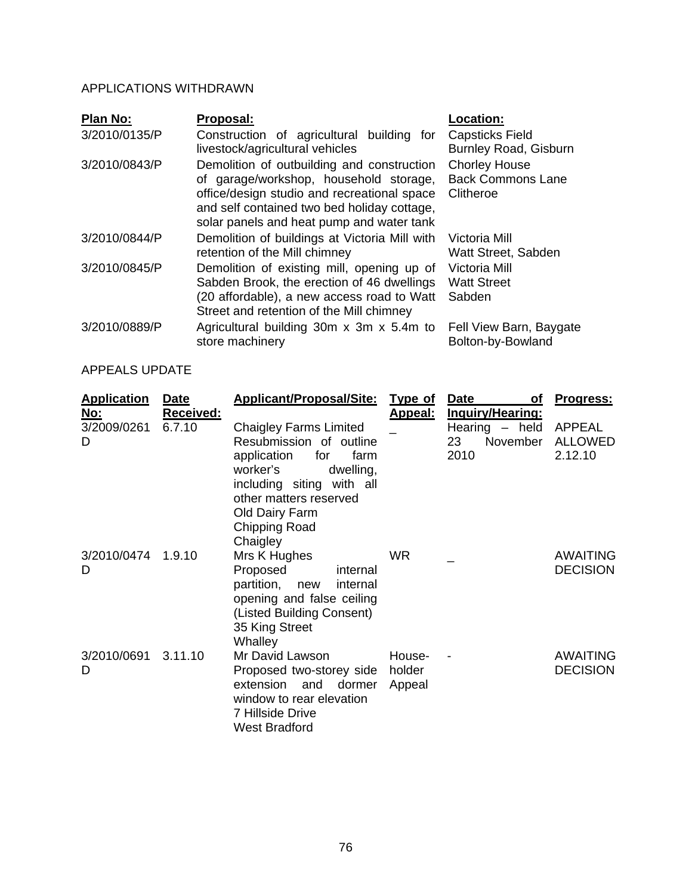## APPLICATIONS WITHDRAWN

| Plan No: | Proposal: | Location: |
|---|---|---|
| 3/2010/0135/P | Construction of agricultural building for livestock/agricultural vehicles | Capsticks Field Burnley Road, Gisburn |
| 3/2010/0843/P | Demolition of outbuilding and construction of garage/workshop, household storage, office/design studio and recreational space and self contained two bed holiday cottage, solar panels and heat pump and water tank | Chorley House Back Commons Lane Clitheroe |
| 3/2010/0844/P | Demolition of buildings at Victoria Mill with retention of the Mill chimney | Victoria Mill Watt Street, Sabden |
| 3/2010/0845/P | Demolition of existing mill, opening up of Sabden Brook, the erection of 46 dwellings (20 affordable), a new access road to Watt Street and retention of the Mill chimney | Victoria Mill Watt Street Sabden |
| 3/2010/0889/P | Agricultural building 30m x 3m x 5.4m to store machinery | Fell View Barn, Baygate Bolton-by-Bowland |

## APPEALS UPDATE

| Application No: | Date Received: | Applicant/Proposal/Site: | Type of Appeal: | Date of Inquiry/Hearing: | Progress: |
|---|---|---|---|---|---|
| 3/2009/0261 D | 6.7.10 | Chaigley Farms Limited Resubmission of outline application for farm worker's dwelling, including siting with all other matters reserved Old Dairy Farm Chipping Road Chaigley | _ | Hearing – held 23 November 2010 | APPEAL ALLOWED 2.12.10 |
| 3/2010/0474 D | 1.9.10 | Mrs K Hughes Proposed internal partition, new internal opening and false ceiling (Listed Building Consent) 35 King Street Whalley | WR | _ | AWAITING DECISION |
| 3/2010/0691 D | 3.11.10 | Mr David Lawson Proposed two-storey side extension and dormer window to rear elevation 7 Hillside Drive West Bradford | House-holder Appeal | - | AWAITING DECISION |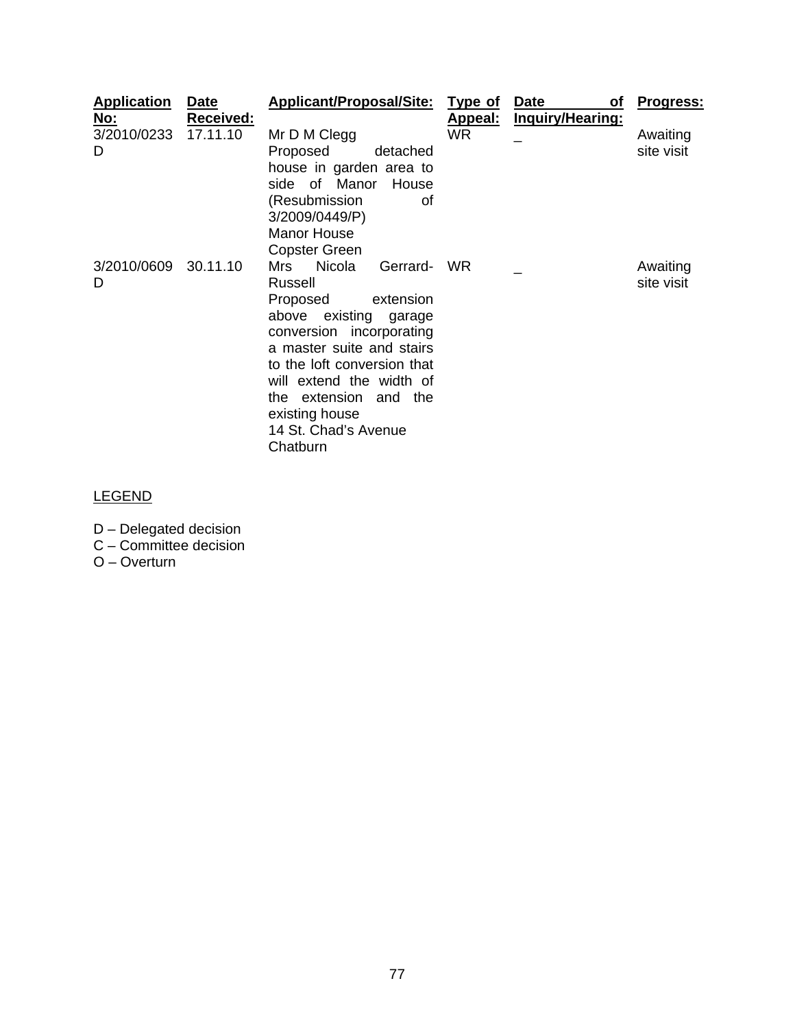| Application No: | Date Received: | Applicant/Proposal/Site: | Type of Appeal: | Date of Inquiry/Hearing: | Progress: |
|---|---|---|---|---|---|
| 3/2010/0233 D | 17.11.10 | Mr D M Clegg<br>Proposed detached house in garden area to side of Manor House (Resubmission of 3/2009/0449/P)<br>Manor House<br>Copster Green | WR | _ | Awaiting site visit |
| 3/2010/0609 D | 30.11.10 | Mrs Nicola Gerrard-Russell<br>Proposed extension above existing garage conversion incorporating a master suite and stairs to the loft conversion that will extend the width of the extension and the existing house<br>14 St. Chad's Avenue<br>Chatburn | WR | _ | Awaiting site visit |

LEGEND

D – Delegated decision
C – Committee decision
O – Overturn